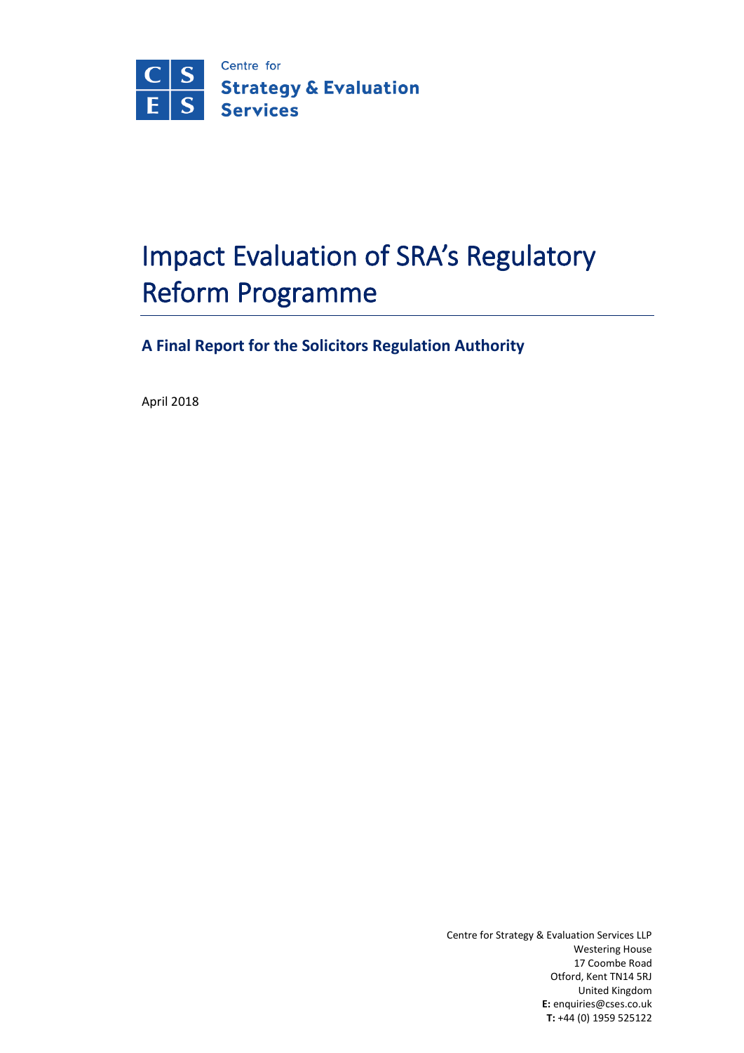Centre for **Strategy & Evaluation Services**

# Impact Evaluation of SRA's Regulatory Reform Programme

## A Final Report for the Solicitors Regulation Authority

April 2018

Centre for Strategy & Evaluation Services LLP
Westering House
17 Coombe Road
Otford, Kent TN14 5RJ
United Kingdom
**E:** enquiries@cses.co.uk
**T:** +44 (0) 1959 525122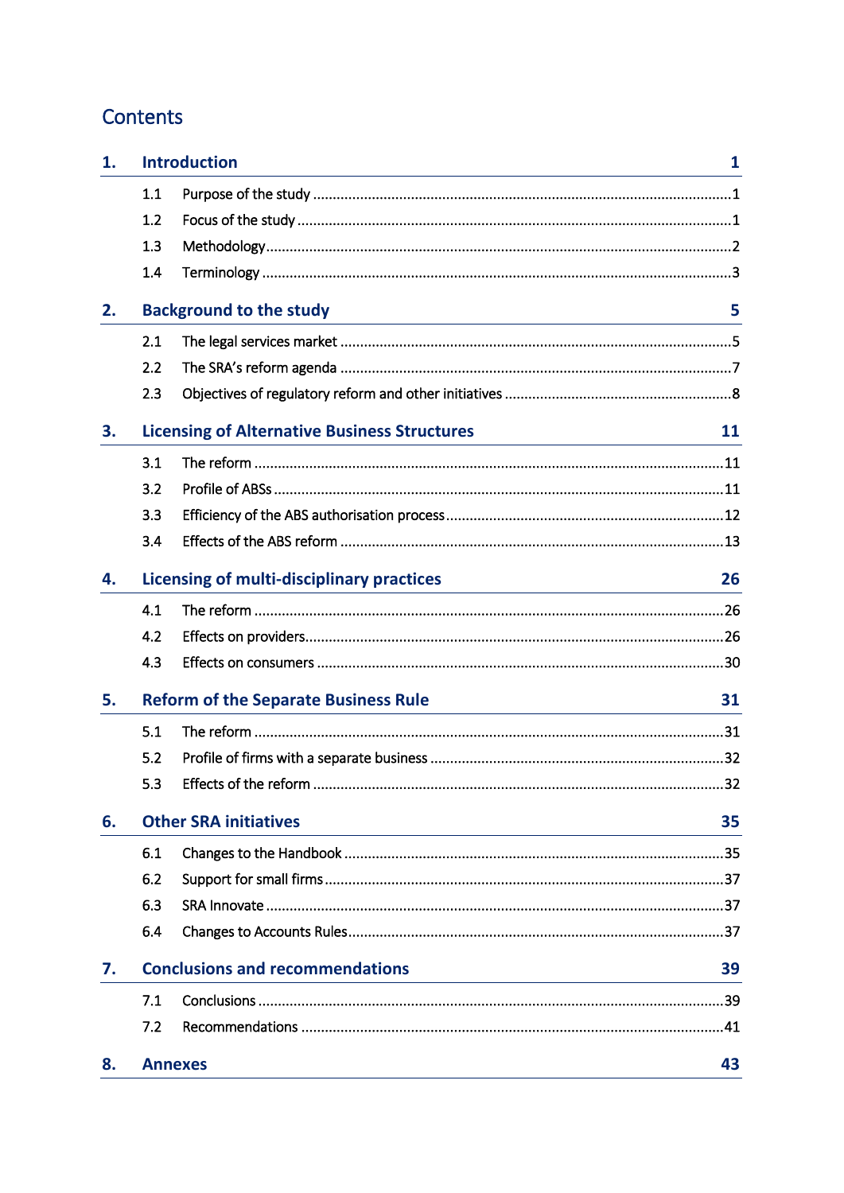# Contents

| | | |
|---|---|---|
| **1.** | **Introduction** | **1** |
| 1.1 | Purpose of the study | 1 |
| 1.2 | Focus of the study | 1 |
| 1.3 | Methodology | 2 |
| 1.4 | Terminology | 3 |
| **2.** | **Background to the study** | **5** |
| 2.1 | The legal services market | 5 |
| 2.2 | The SRA's reform agenda | 7 |
| 2.3 | Objectives of regulatory reform and other initiatives | 8 |
| **3.** | **Licensing of Alternative Business Structures** | **11** |
| 3.1 | The reform | 11 |
| 3.2 | Profile of ABSs | 11 |
| 3.3 | Efficiency of the ABS authorisation process | 12 |
| 3.4 | Effects of the ABS reform | 13 |
| **4.** | **Licensing of multi-disciplinary practices** | **26** |
| 4.1 | The reform | 26 |
| 4.2 | Effects on providers | 26 |
| 4.3 | Effects on consumers | 30 |
| **5.** | **Reform of the Separate Business Rule** | **31** |
| 5.1 | The reform | 31 |
| 5.2 | Profile of firms with a separate business | 32 |
| 5.3 | Effects of the reform | 32 |
| **6.** | **Other SRA initiatives** | **35** |
| 6.1 | Changes to the Handbook | 35 |
| 6.2 | Support for small firms | 37 |
| 6.3 | SRA Innovate | 37 |
| 6.4 | Changes to Accounts Rules | 37 |
| **7.** | **Conclusions and recommendations** | **39** |
| 7.1 | Conclusions | 39 |
| 7.2 | Recommendations | 41 |
| **8.** | **Annexes** | **43** |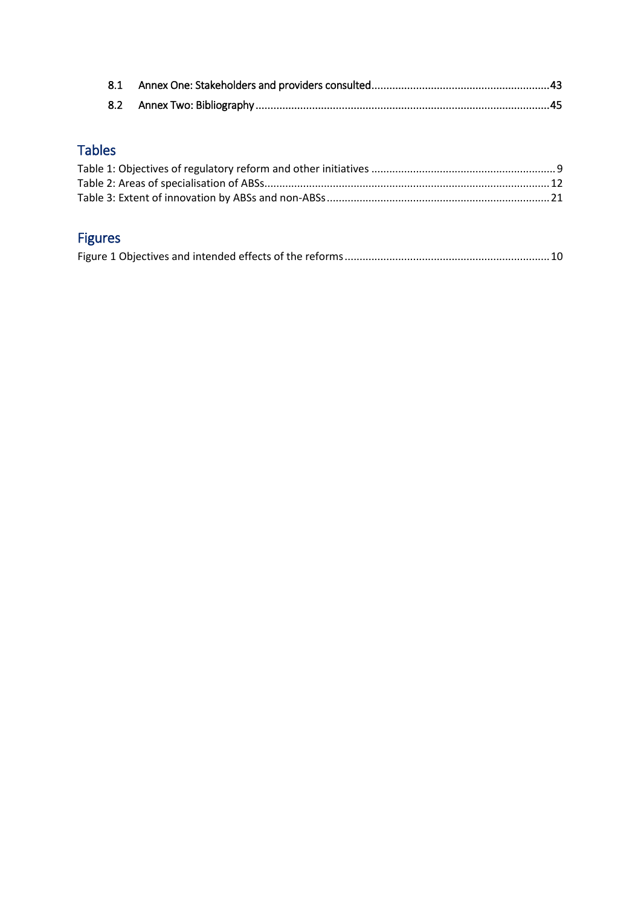8.1 Annex One: Stakeholders and providers consulted ........................................................... 43

8.2 Annex Two: Bibliography ................................................................................................. 45

## Tables

Table 1: Objectives of regulatory reform and other initiatives ............................................................. 9

Table 2: Areas of specialisation of ABSs............................................................................................. 12

Table 3: Extent of innovation by ABSs and non-ABSs ......................................................................... 21

## Figures

Figure 1 Objectives and intended effects of the reforms ................................................................... 10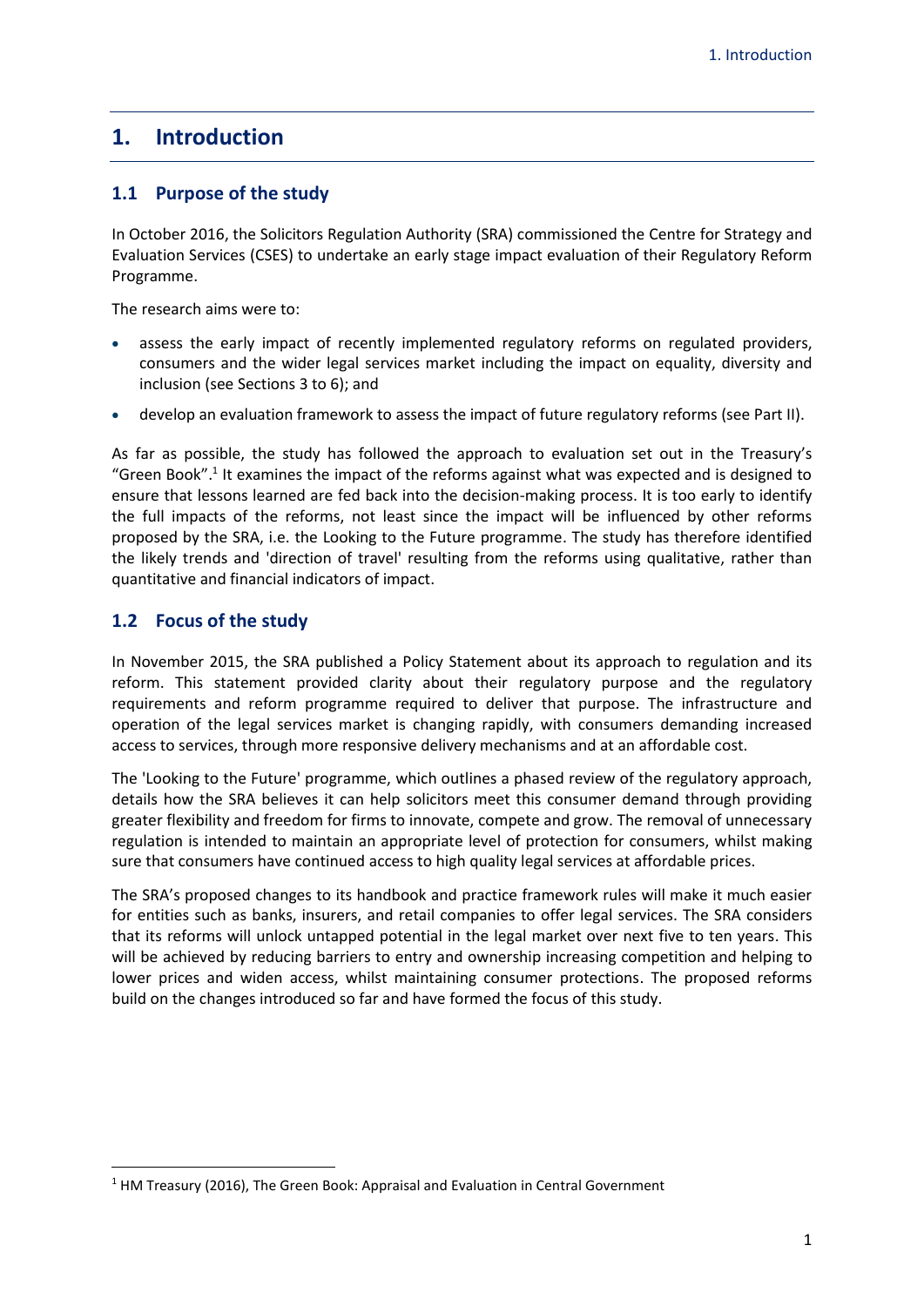# 1. Introduction

## 1.1 Purpose of the study

In October 2016, the Solicitors Regulation Authority (SRA) commissioned the Centre for Strategy and Evaluation Services (CSES) to undertake an early stage impact evaluation of their Regulatory Reform Programme.

The research aims were to:

- assess the early impact of recently implemented regulatory reforms on regulated providers, consumers and the wider legal services market including the impact on equality, diversity and inclusion (see Sections 3 to 6); and
- develop an evaluation framework to assess the impact of future regulatory reforms (see Part II).

As far as possible, the study has followed the approach to evaluation set out in the Treasury's "Green Book".[1] It examines the impact of the reforms against what was expected and is designed to ensure that lessons learned are fed back into the decision-making process. It is too early to identify the full impacts of the reforms, not least since the impact will be influenced by other reforms proposed by the SRA, i.e. the Looking to the Future programme. The study has therefore identified the likely trends and 'direction of travel' resulting from the reforms using qualitative, rather than quantitative and financial indicators of impact.

## 1.2 Focus of the study

In November 2015, the SRA published a Policy Statement about its approach to regulation and its reform. This statement provided clarity about their regulatory purpose and the regulatory requirements and reform programme required to deliver that purpose. The infrastructure and operation of the legal services market is changing rapidly, with consumers demanding increased access to services, through more responsive delivery mechanisms and at an affordable cost.

The 'Looking to the Future' programme, which outlines a phased review of the regulatory approach, details how the SRA believes it can help solicitors meet this consumer demand through providing greater flexibility and freedom for firms to innovate, compete and grow. The removal of unnecessary regulation is intended to maintain an appropriate level of protection for consumers, whilst making sure that consumers have continued access to high quality legal services at affordable prices.

The SRA's proposed changes to its handbook and practice framework rules will make it much easier for entities such as banks, insurers, and retail companies to offer legal services. The SRA considers that its reforms will unlock untapped potential in the legal market over next five to ten years. This will be achieved by reducing barriers to entry and ownership increasing competition and helping to lower prices and widen access, whilst maintaining consumer protections. The proposed reforms build on the changes introduced so far and have formed the focus of this study.

[1] HM Treasury (2016), The Green Book: Appraisal and Evaluation in Central Government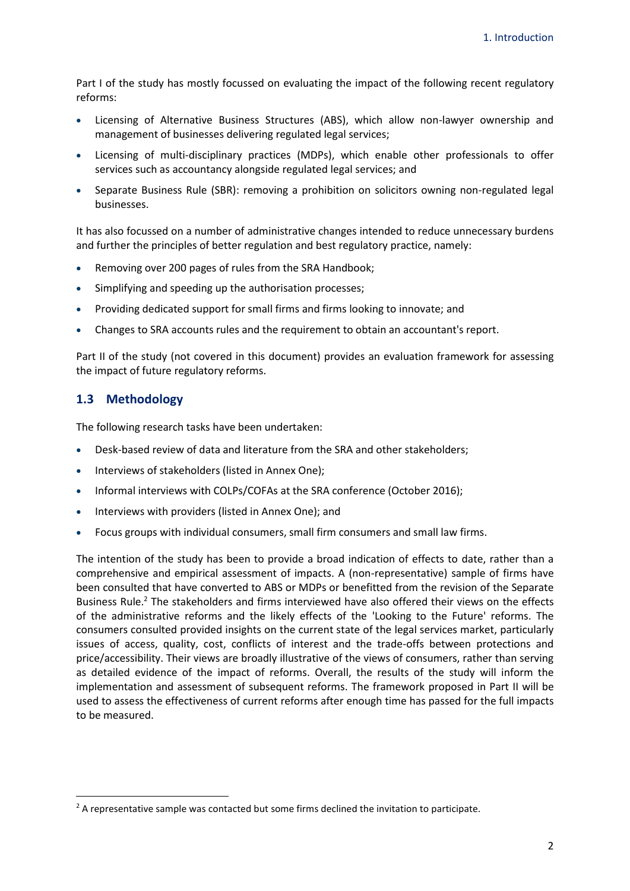Part I of the study has mostly focussed on evaluating the impact of the following recent regulatory reforms:

- Licensing of Alternative Business Structures (ABS), which allow non-lawyer ownership and management of businesses delivering regulated legal services;
- Licensing of multi-disciplinary practices (MDPs), which enable other professionals to offer services such as accountancy alongside regulated legal services; and
- Separate Business Rule (SBR): removing a prohibition on solicitors owning non-regulated legal businesses.

It has also focussed on a number of administrative changes intended to reduce unnecessary burdens and further the principles of better regulation and best regulatory practice, namely:

- Removing over 200 pages of rules from the SRA Handbook;
- Simplifying and speeding up the authorisation processes;
- Providing dedicated support for small firms and firms looking to innovate; and
- Changes to SRA accounts rules and the requirement to obtain an accountant's report.

Part II of the study (not covered in this document) provides an evaluation framework for assessing the impact of future regulatory reforms.

## 1.3 Methodology

The following research tasks have been undertaken:

- Desk-based review of data and literature from the SRA and other stakeholders;
- Interviews of stakeholders (listed in Annex One);
- Informal interviews with COLPs/COFAs at the SRA conference (October 2016);
- Interviews with providers (listed in Annex One); and
- Focus groups with individual consumers, small firm consumers and small law firms.

The intention of the study has been to provide a broad indication of effects to date, rather than a comprehensive and empirical assessment of impacts. A (non-representative) sample of firms have been consulted that have converted to ABS or MDPs or benefitted from the revision of the Separate Business Rule.[2] The stakeholders and firms interviewed have also offered their views on the effects of the administrative reforms and the likely effects of the 'Looking to the Future' reforms. The consumers consulted provided insights on the current state of the legal services market, particularly issues of access, quality, cost, conflicts of interest and the trade-offs between protections and price/accessibility. Their views are broadly illustrative of the views of consumers, rather than serving as detailed evidence of the impact of reforms. Overall, the results of the study will inform the implementation and assessment of subsequent reforms. The framework proposed in Part II will be used to assess the effectiveness of current reforms after enough time has passed for the full impacts to be measured.

[2] A representative sample was contacted but some firms declined the invitation to participate.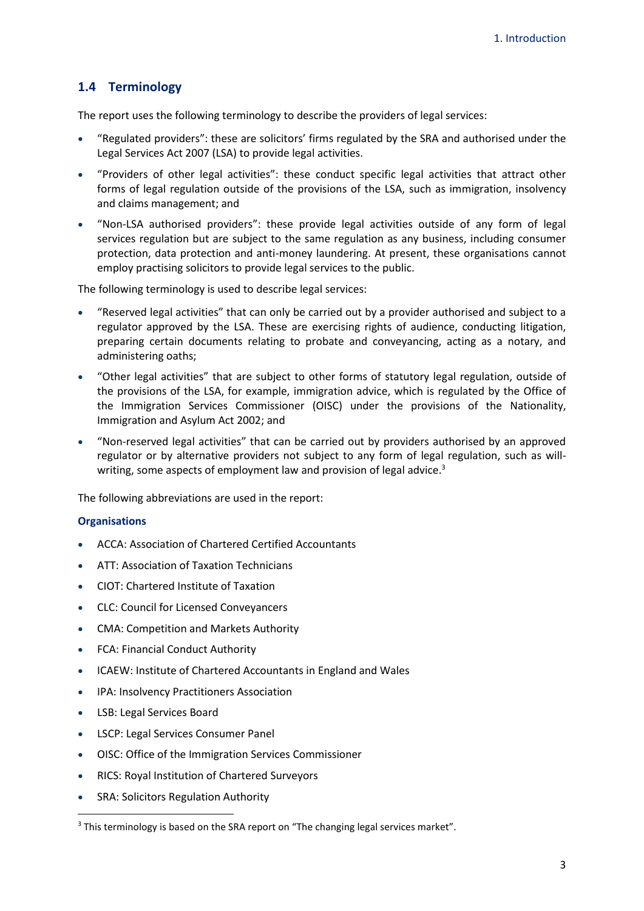## 1.4 Terminology

The report uses the following terminology to describe the providers of legal services:

- "Regulated providers": these are solicitors' firms regulated by the SRA and authorised under the Legal Services Act 2007 (LSA) to provide legal activities.
- "Providers of other legal activities": these conduct specific legal activities that attract other forms of legal regulation outside of the provisions of the LSA, such as immigration, insolvency and claims management; and
- "Non-LSA authorised providers": these provide legal activities outside of any form of legal services regulation but are subject to the same regulation as any business, including consumer protection, data protection and anti-money laundering. At present, these organisations cannot employ practising solicitors to provide legal services to the public.

The following terminology is used to describe legal services:

- "Reserved legal activities" that can only be carried out by a provider authorised and subject to a regulator approved by the LSA. These are exercising rights of audience, conducting litigation, preparing certain documents relating to probate and conveyancing, acting as a notary, and administering oaths;
- "Other legal activities" that are subject to other forms of statutory legal regulation, outside of the provisions of the LSA, for example, immigration advice, which is regulated by the Office of the Immigration Services Commissioner (OISC) under the provisions of the Nationality, Immigration and Asylum Act 2002; and
- "Non-reserved legal activities" that can be carried out by providers authorised by an approved regulator or by alternative providers not subject to any form of legal regulation, such as will-writing, some aspects of employment law and provision of legal advice.[3]

The following abbreviations are used in the report:

### Organisations

- ACCA: Association of Chartered Certified Accountants
- ATT: Association of Taxation Technicians
- CIOT: Chartered Institute of Taxation
- CLC: Council for Licensed Conveyancers
- CMA: Competition and Markets Authority
- FCA: Financial Conduct Authority
- ICAEW: Institute of Chartered Accountants in England and Wales
- IPA: Insolvency Practitioners Association
- LSB: Legal Services Board
- LSCP: Legal Services Consumer Panel
- OISC: Office of the Immigration Services Commissioner
- RICS: Royal Institution of Chartered Surveyors
- SRA: Solicitors Regulation Authority

[3] This terminology is based on the SRA report on "The changing legal services market".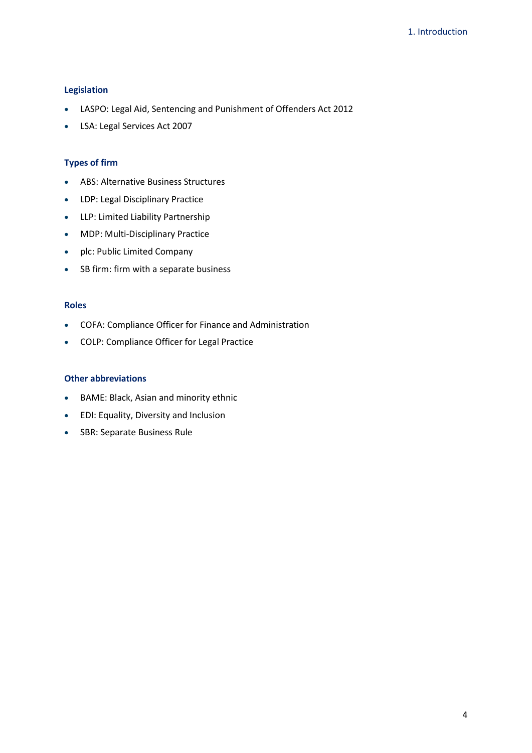#### Legislation

- LASPO: Legal Aid, Sentencing and Punishment of Offenders Act 2012
- LSA: Legal Services Act 2007

#### Types of firm

- ABS: Alternative Business Structures
- LDP: Legal Disciplinary Practice
- LLP: Limited Liability Partnership
- MDP: Multi-Disciplinary Practice
- plc: Public Limited Company
- SB firm: firm with a separate business

#### Roles

- COFA: Compliance Officer for Finance and Administration
- COLP: Compliance Officer for Legal Practice

#### Other abbreviations

- BAME: Black, Asian and minority ethnic
- EDI: Equality, Diversity and Inclusion
- SBR: Separate Business Rule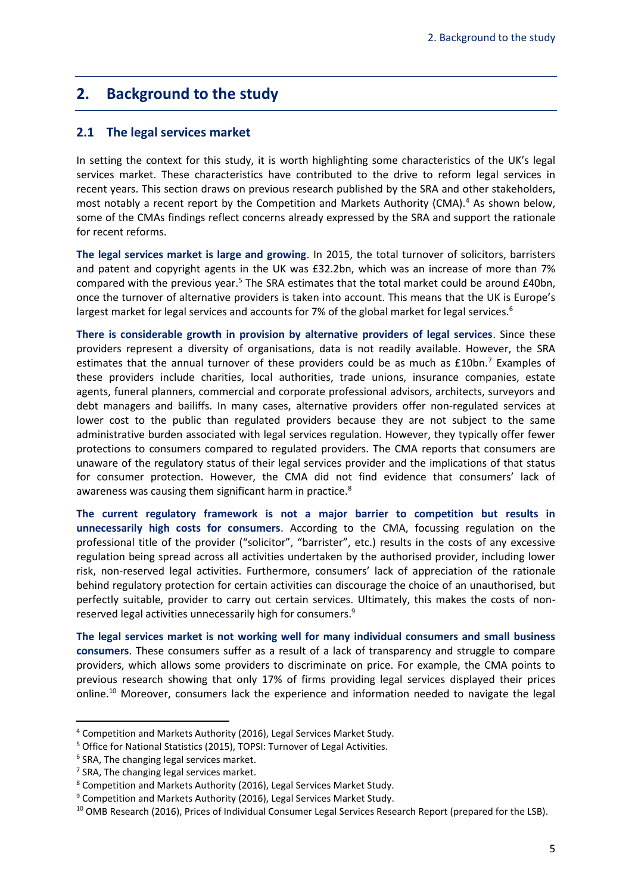## 2. Background to the study

### 2.1 The legal services market

In setting the context for this study, it is worth highlighting some characteristics of the UK's legal services market. These characteristics have contributed to the drive to reform legal services in recent years. This section draws on previous research published by the SRA and other stakeholders, most notably a recent report by the Competition and Markets Authority (CMA).[4] As shown below, some of the CMAs findings reflect concerns already expressed by the SRA and support the rationale for recent reforms.

**The legal services market is large and growing**. In 2015, the total turnover of solicitors, barristers and patent and copyright agents in the UK was £32.2bn, which was an increase of more than 7% compared with the previous year.[5] The SRA estimates that the total market could be around £40bn, once the turnover of alternative providers is taken into account. This means that the UK is Europe's largest market for legal services and accounts for 7% of the global market for legal services.[6]

**There is considerable growth in provision by alternative providers of legal services**. Since these providers represent a diversity of organisations, data is not readily available. However, the SRA estimates that the annual turnover of these providers could be as much as £10bn.[7] Examples of these providers include charities, local authorities, trade unions, insurance companies, estate agents, funeral planners, commercial and corporate professional advisors, architects, surveyors and debt managers and bailiffs. In many cases, alternative providers offer non-regulated services at lower cost to the public than regulated providers because they are not subject to the same administrative burden associated with legal services regulation. However, they typically offer fewer protections to consumers compared to regulated providers. The CMA reports that consumers are unaware of the regulatory status of their legal services provider and the implications of that status for consumer protection. However, the CMA did not find evidence that consumers' lack of awareness was causing them significant harm in practice.[8]

**The current regulatory framework is not a major barrier to competition but results in unnecessarily high costs for consumers**. According to the CMA, focussing regulation on the professional title of the provider ("solicitor", "barrister", etc.) results in the costs of any excessive regulation being spread across all activities undertaken by the authorised provider, including lower risk, non-reserved legal activities. Furthermore, consumers' lack of appreciation of the rationale behind regulatory protection for certain activities can discourage the choice of an unauthorised, but perfectly suitable, provider to carry out certain services. Ultimately, this makes the costs of non-reserved legal activities unnecessarily high for consumers.[9]

**The legal services market is not working well for many individual consumers and small business consumers**. These consumers suffer as a result of a lack of transparency and struggle to compare providers, which allows some providers to discriminate on price. For example, the CMA points to previous research showing that only 17% of firms providing legal services displayed their prices online.[10] Moreover, consumers lack the experience and information needed to navigate the legal

---

[4] Competition and Markets Authority (2016), Legal Services Market Study.

[5] Office for National Statistics (2015), TOPSI: Turnover of Legal Activities.

[6] SRA, The changing legal services market.

[7] SRA, The changing legal services market.

[8] Competition and Markets Authority (2016), Legal Services Market Study.

[9] Competition and Markets Authority (2016), Legal Services Market Study.

[10] OMB Research (2016), Prices of Individual Consumer Legal Services Research Report (prepared for the LSB).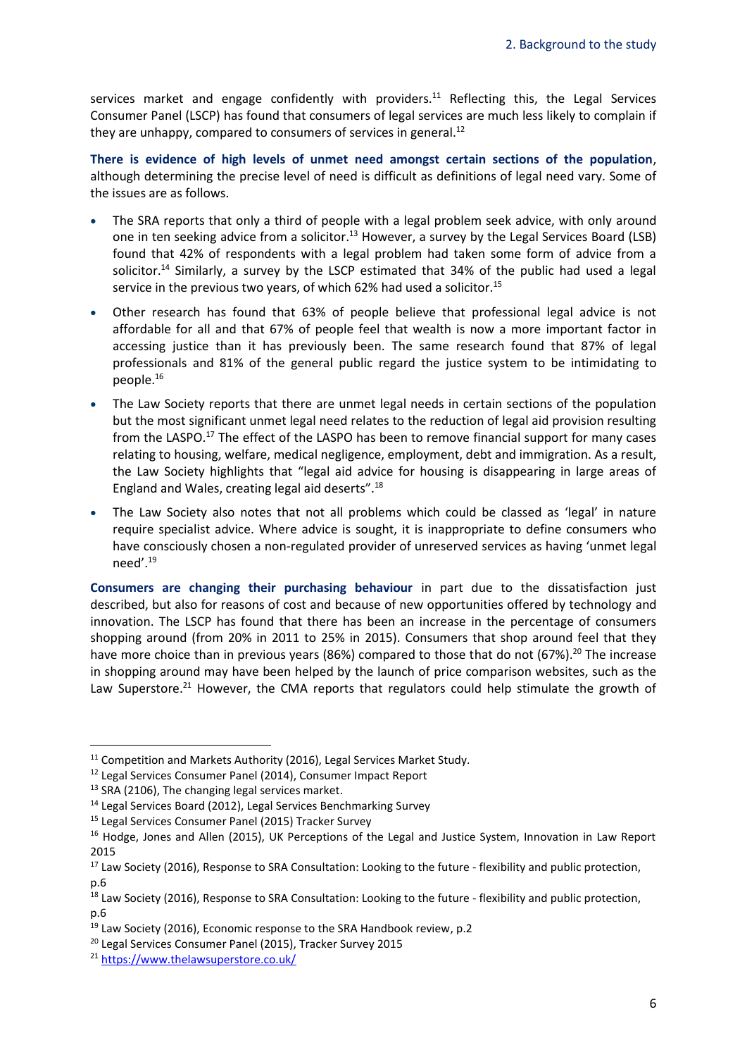services market and engage confidently with providers.[11] Reflecting this, the Legal Services Consumer Panel (LSCP) has found that consumers of legal services are much less likely to complain if they are unhappy, compared to consumers of services in general.[12]

**There is evidence of high levels of unmet need amongst certain sections of the population**, although determining the precise level of need is difficult as definitions of legal need vary. Some of the issues are as follows.

- The SRA reports that only a third of people with a legal problem seek advice, with only around one in ten seeking advice from a solicitor.[13] However, a survey by the Legal Services Board (LSB) found that 42% of respondents with a legal problem had taken some form of advice from a solicitor.[14] Similarly, a survey by the LSCP estimated that 34% of the public had used a legal service in the previous two years, of which 62% had used a solicitor.[15]
- Other research has found that 63% of people believe that professional legal advice is not affordable for all and that 67% of people feel that wealth is now a more important factor in accessing justice than it has previously been. The same research found that 87% of legal professionals and 81% of the general public regard the justice system to be intimidating to people.[16]
- The Law Society reports that there are unmet legal needs in certain sections of the population but the most significant unmet legal need relates to the reduction of legal aid provision resulting from the LASPO.[17] The effect of the LASPO has been to remove financial support for many cases relating to housing, welfare, medical negligence, employment, debt and immigration. As a result, the Law Society highlights that "legal aid advice for housing is disappearing in large areas of England and Wales, creating legal aid deserts".[18]
- The Law Society also notes that not all problems which could be classed as 'legal' in nature require specialist advice. Where advice is sought, it is inappropriate to define consumers who have consciously chosen a non-regulated provider of unreserved services as having 'unmet legal need'.[19]

**Consumers are changing their purchasing behaviour** in part due to the dissatisfaction just described, but also for reasons of cost and because of new opportunities offered by technology and innovation. The LSCP has found that there has been an increase in the percentage of consumers shopping around (from 20% in 2011 to 25% in 2015). Consumers that shop around feel that they have more choice than in previous years (86%) compared to those that do not (67%).[20] The increase in shopping around may have been helped by the launch of price comparison websites, such as the Law Superstore.[21] However, the CMA reports that regulators could help stimulate the growth of

[11] Competition and Markets Authority (2016), Legal Services Market Study.
[12] Legal Services Consumer Panel (2014), Consumer Impact Report
[13] SRA (2106), The changing legal services market.
[14] Legal Services Board (2012), Legal Services Benchmarking Survey
[15] Legal Services Consumer Panel (2015) Tracker Survey
[16] Hodge, Jones and Allen (2015), UK Perceptions of the Legal and Justice System, Innovation in Law Report 2015
[17] Law Society (2016), Response to SRA Consultation: Looking to the future - flexibility and public protection, p.6
[18] Law Society (2016), Response to SRA Consultation: Looking to the future - flexibility and public protection, p.6
[19] Law Society (2016), Economic response to the SRA Handbook review, p.2
[20] Legal Services Consumer Panel (2015), Tracker Survey 2015
[21] https://www.thelawsuperstore.co.uk/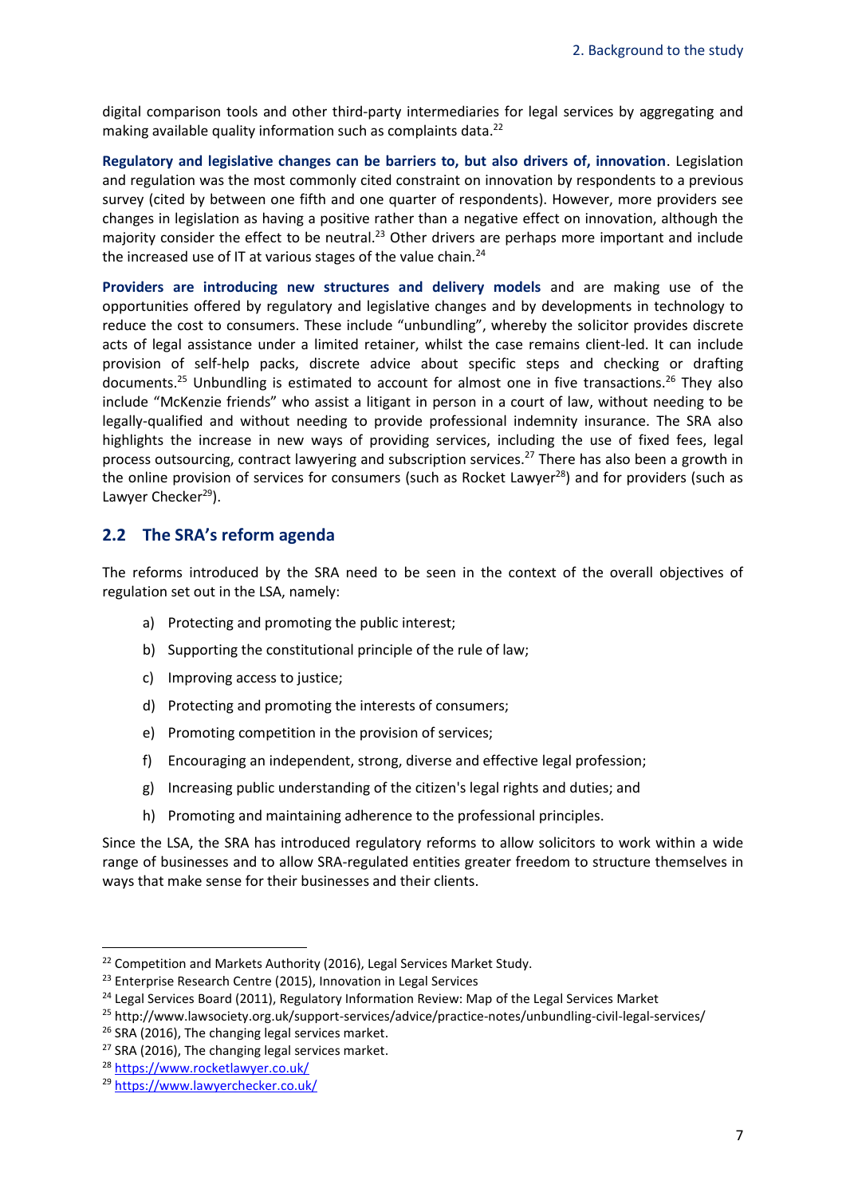digital comparison tools and other third-party intermediaries for legal services by aggregating and making available quality information such as complaints data.[22]

**Regulatory and legislative changes can be barriers to, but also drivers of, innovation**. Legislation and regulation was the most commonly cited constraint on innovation by respondents to a previous survey (cited by between one fifth and one quarter of respondents). However, more providers see changes in legislation as having a positive rather than a negative effect on innovation, although the majority consider the effect to be neutral.[23] Other drivers are perhaps more important and include the increased use of IT at various stages of the value chain.[24]

**Providers are introducing new structures and delivery models** and are making use of the opportunities offered by regulatory and legislative changes and by developments in technology to reduce the cost to consumers. These include "unbundling", whereby the solicitor provides discrete acts of legal assistance under a limited retainer, whilst the case remains client-led. It can include provision of self-help packs, discrete advice about specific steps and checking or drafting documents.[25] Unbundling is estimated to account for almost one in five transactions.[26] They also include "McKenzie friends" who assist a litigant in person in a court of law, without needing to be legally-qualified and without needing to provide professional indemnity insurance. The SRA also highlights the increase in new ways of providing services, including the use of fixed fees, legal process outsourcing, contract lawyering and subscription services.[27] There has also been a growth in the online provision of services for consumers (such as Rocket Lawyer[28]) and for providers (such as Lawyer Checker[29]).

## 2.2 The SRA's reform agenda

The reforms introduced by the SRA need to be seen in the context of the overall objectives of regulation set out in the LSA, namely:

a) Protecting and promoting the public interest;

b) Supporting the constitutional principle of the rule of law;

c) Improving access to justice;

d) Protecting and promoting the interests of consumers;

e) Promoting competition in the provision of services;

f) Encouraging an independent, strong, diverse and effective legal profession;

g) Increasing public understanding of the citizen's legal rights and duties; and

h) Promoting and maintaining adherence to the professional principles.

Since the LSA, the SRA has introduced regulatory reforms to allow solicitors to work within a wide range of businesses and to allow SRA-regulated entities greater freedom to structure themselves in ways that make sense for their businesses and their clients.

---

[22] Competition and Markets Authority (2016), Legal Services Market Study.

[23] Enterprise Research Centre (2015), Innovation in Legal Services

[24] Legal Services Board (2011), Regulatory Information Review: Map of the Legal Services Market

[25] http://www.lawsociety.org.uk/support-services/advice/practice-notes/unbundling-civil-legal-services/

[26] SRA (2016), The changing legal services market.

[27] SRA (2016), The changing legal services market.

[28] https://www.rocketlawyer.co.uk/

[29] https://www.lawyerchecker.co.uk/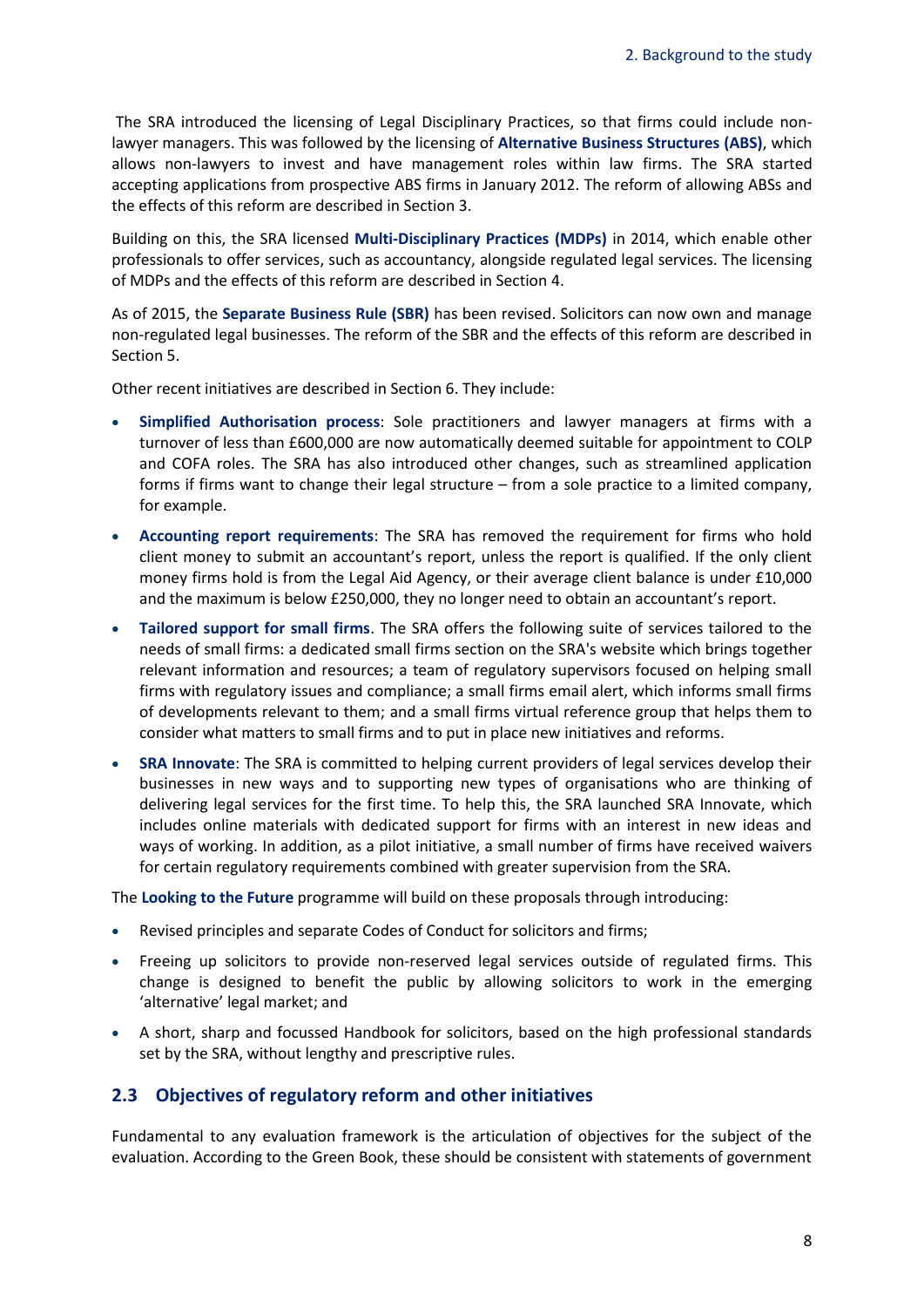The SRA introduced the licensing of Legal Disciplinary Practices, so that firms could include non-lawyer managers. This was followed by the licensing of **Alternative Business Structures (ABS)**, which allows non-lawyers to invest and have management roles within law firms. The SRA started accepting applications from prospective ABS firms in January 2012. The reform of allowing ABSs and the effects of this reform are described in Section 3.

Building on this, the SRA licensed **Multi-Disciplinary Practices (MDPs)** in 2014, which enable other professionals to offer services, such as accountancy, alongside regulated legal services. The licensing of MDPs and the effects of this reform are described in Section 4.

As of 2015, the **Separate Business Rule (SBR)** has been revised. Solicitors can now own and manage non-regulated legal businesses. The reform of the SBR and the effects of this reform are described in Section 5.

Other recent initiatives are described in Section 6. They include:

- **Simplified Authorisation process**: Sole practitioners and lawyer managers at firms with a turnover of less than £600,000 are now automatically deemed suitable for appointment to COLP and COFA roles. The SRA has also introduced other changes, such as streamlined application forms if firms want to change their legal structure – from a sole practice to a limited company, for example.
- **Accounting report requirements**: The SRA has removed the requirement for firms who hold client money to submit an accountant's report, unless the report is qualified. If the only client money firms hold is from the Legal Aid Agency, or their average client balance is under £10,000 and the maximum is below £250,000, they no longer need to obtain an accountant's report.
- **Tailored support for small firms**. The SRA offers the following suite of services tailored to the needs of small firms: a dedicated small firms section on the SRA's website which brings together relevant information and resources; a team of regulatory supervisors focused on helping small firms with regulatory issues and compliance; a small firms email alert, which informs small firms of developments relevant to them; and a small firms virtual reference group that helps them to consider what matters to small firms and to put in place new initiatives and reforms.
- **SRA Innovate**: The SRA is committed to helping current providers of legal services develop their businesses in new ways and to supporting new types of organisations who are thinking of delivering legal services for the first time. To help this, the SRA launched SRA Innovate, which includes online materials with dedicated support for firms with an interest in new ideas and ways of working. In addition, as a pilot initiative, a small number of firms have received waivers for certain regulatory requirements combined with greater supervision from the SRA.

The **Looking to the Future** programme will build on these proposals through introducing:

- Revised principles and separate Codes of Conduct for solicitors and firms;
- Freeing up solicitors to provide non-reserved legal services outside of regulated firms. This change is designed to benefit the public by allowing solicitors to work in the emerging 'alternative' legal market; and
- A short, sharp and focussed Handbook for solicitors, based on the high professional standards set by the SRA, without lengthy and prescriptive rules.

## 2.3 Objectives of regulatory reform and other initiatives

Fundamental to any evaluation framework is the articulation of objectives for the subject of the evaluation. According to the Green Book, these should be consistent with statements of government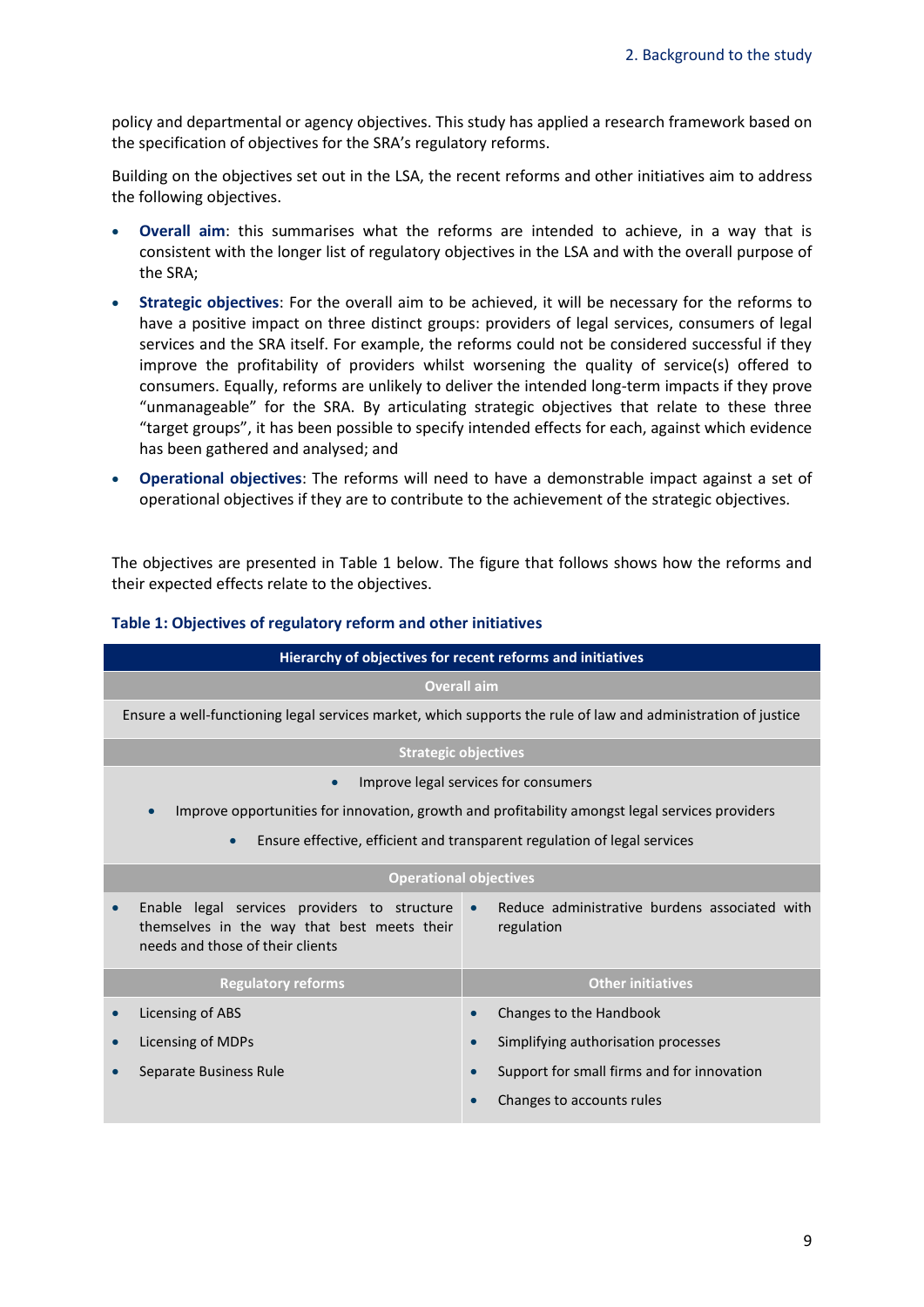policy and departmental or agency objectives. This study has applied a research framework based on the specification of objectives for the SRA's regulatory reforms.

Building on the objectives set out in the LSA, the recent reforms and other initiatives aim to address the following objectives.

- **Overall aim**: this summarises what the reforms are intended to achieve, in a way that is consistent with the longer list of regulatory objectives in the LSA and with the overall purpose of the SRA;
- **Strategic objectives**: For the overall aim to be achieved, it will be necessary for the reforms to have a positive impact on three distinct groups: providers of legal services, consumers of legal services and the SRA itself. For example, the reforms could not be considered successful if they improve the profitability of providers whilst worsening the quality of service(s) offered to consumers. Equally, reforms are unlikely to deliver the intended long-term impacts if they prove "unmanageable" for the SRA. By articulating strategic objectives that relate to these three "target groups", it has been possible to specify intended effects for each, against which evidence has been gathered and analysed; and
- **Operational objectives**: The reforms will need to have a demonstrable impact against a set of operational objectives if they are to contribute to the achievement of the strategic objectives.

The objectives are presented in Table 1 below. The figure that follows shows how the reforms and their expected effects relate to the objectives.

**Table 1: Objectives of regulatory reform and other initiatives**

| Hierarchy of objectives for recent reforms and initiatives | |
|---|---|
| **Overall aim** | |
| Ensure a well-functioning legal services market, which supports the rule of law and administration of justice | |
| **Strategic objectives** | |
| • Improve legal services for consumers<br>• Improve opportunities for innovation, growth and profitability amongst legal services providers<br>• Ensure effective, efficient and transparent regulation of legal services | |
| **Operational objectives** | |
| • Enable legal services providers to structure themselves in the way that best meets their needs and those of their clients | • Reduce administrative burdens associated with regulation |
| **Regulatory reforms** | **Other initiatives** |
| • Licensing of ABS<br>• Licensing of MDPs<br>• Separate Business Rule | • Changes to the Handbook<br>• Simplifying authorisation processes<br>• Support for small firms and for innovation<br>• Changes to accounts rules |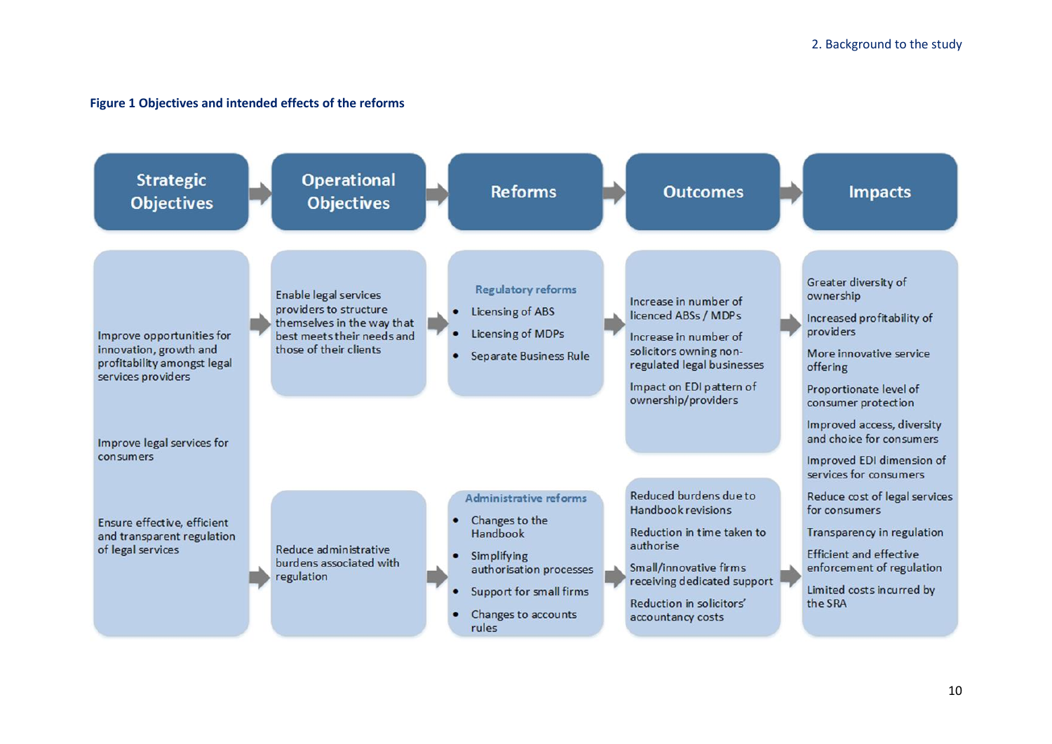**Figure 1 Objectives and intended effects of the reforms**

| Strategic Objectives | Operational Objectives | Reforms | Outcomes | Impacts |
|---|---|---|---|---|
| Improve opportunities for innovation, growth and profitability amongst legal services providers<br><br>Improve legal services for consumers<br><br>Ensure effective, efficient and transparent regulation of legal services | Enable legal services providers to structure themselves in the way that best meets their needs and those of their clients | **Regulatory reforms**<br>• Licensing of ABS<br>• Licensing of MDPs<br>• Separate Business Rule | Increase in number of licenced ABSs / MDPs<br><br>Increase in number of solicitors owning non-regulated legal businesses<br><br>Impact on EDI pattern of ownership/providers | Greater diversity of ownership<br><br>Increased profitability of providers<br><br>More innovative service offering<br><br>Proportionate level of consumer protection<br><br>Improved access, diversity and choice for consumers<br><br>Improved EDI dimension of services for consumers<br><br>Reduce cost of legal services for consumers<br><br>Transparency in regulation<br><br>Efficient and effective enforcement of regulation<br><br>Limited costs incurred by the SRA |
| | Reduce administrative burdens associated with regulation | **Administrative reforms**<br>• Changes to the Handbook<br>• Simplifying authorisation processes<br>• Support for small firms<br>• Changes to accounts rules | Reduced burdens due to Handbook revisions<br><br>Reduction in time taken to authorise<br><br>Small/innovative firms receiving dedicated support<br><br>Reduction in solicitors' accountancy costs | |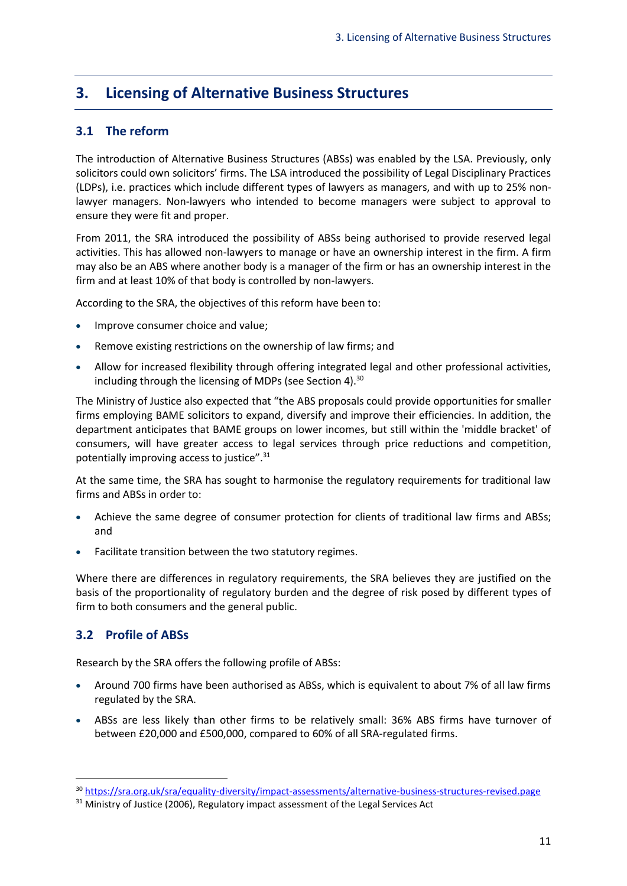# 3. Licensing of Alternative Business Structures

## 3.1 The reform

The introduction of Alternative Business Structures (ABSs) was enabled by the LSA. Previously, only solicitors could own solicitors' firms. The LSA introduced the possibility of Legal Disciplinary Practices (LDPs), i.e. practices which include different types of lawyers as managers, and with up to 25% non-lawyer managers. Non-lawyers who intended to become managers were subject to approval to ensure they were fit and proper.

From 2011, the SRA introduced the possibility of ABSs being authorised to provide reserved legal activities. This has allowed non-lawyers to manage or have an ownership interest in the firm. A firm may also be an ABS where another body is a manager of the firm or has an ownership interest in the firm and at least 10% of that body is controlled by non-lawyers.

According to the SRA, the objectives of this reform have been to:

- Improve consumer choice and value;
- Remove existing restrictions on the ownership of law firms; and
- Allow for increased flexibility through offering integrated legal and other professional activities, including through the licensing of MDPs (see Section 4).[30]

The Ministry of Justice also expected that "the ABS proposals could provide opportunities for smaller firms employing BAME solicitors to expand, diversify and improve their efficiencies. In addition, the department anticipates that BAME groups on lower incomes, but still within the 'middle bracket' of consumers, will have greater access to legal services through price reductions and competition, potentially improving access to justice".[31]

At the same time, the SRA has sought to harmonise the regulatory requirements for traditional law firms and ABSs in order to:

- Achieve the same degree of consumer protection for clients of traditional law firms and ABSs; and
- Facilitate transition between the two statutory regimes.

Where there are differences in regulatory requirements, the SRA believes they are justified on the basis of the proportionality of regulatory burden and the degree of risk posed by different types of firm to both consumers and the general public.

## 3.2 Profile of ABSs

Research by the SRA offers the following profile of ABSs:

- Around 700 firms have been authorised as ABSs, which is equivalent to about 7% of all law firms regulated by the SRA.
- ABSs are less likely than other firms to be relatively small: 36% ABS firms have turnover of between £20,000 and £500,000, compared to 60% of all SRA-regulated firms.

---

[30] https://sra.org.uk/sra/equality-diversity/impact-assessments/alternative-business-structures-revised.page

[31] Ministry of Justice (2006), Regulatory impact assessment of the Legal Services Act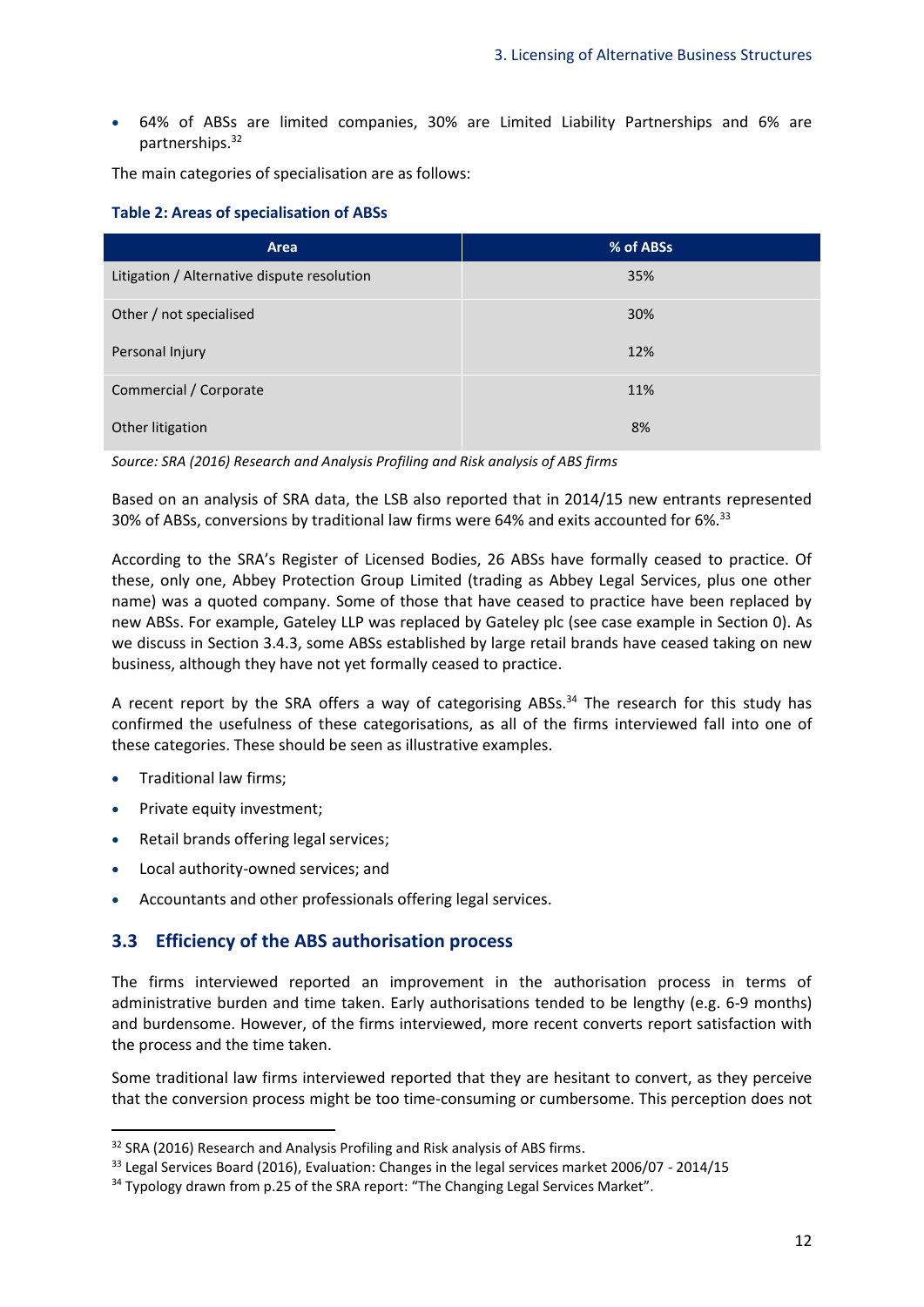- 64% of ABSs are limited companies, 30% are Limited Liability Partnerships and 6% are partnerships.[32]

The main categories of specialisation are as follows:

**Table 2: Areas of specialisation of ABSs**

| Area | % of ABSs |
|---|---|
| Litigation / Alternative dispute resolution | 35% |
| Other / not specialised | 30% |
| Personal Injury | 12% |
| Commercial / Corporate | 11% |
| Other litigation | 8% |

*Source: SRA (2016) Research and Analysis Profiling and Risk analysis of ABS firms*

Based on an analysis of SRA data, the LSB also reported that in 2014/15 new entrants represented 30% of ABSs, conversions by traditional law firms were 64% and exits accounted for 6%.[33]

According to the SRA's Register of Licensed Bodies, 26 ABSs have formally ceased to practice. Of these, only one, Abbey Protection Group Limited (trading as Abbey Legal Services, plus one other name) was a quoted company. Some of those that have ceased to practice have been replaced by new ABSs. For example, Gateley LLP was replaced by Gateley plc (see case example in Section 0). As we discuss in Section 3.4.3, some ABSs established by large retail brands have ceased taking on new business, although they have not yet formally ceased to practice.

A recent report by the SRA offers a way of categorising ABSs.[34] The research for this study has confirmed the usefulness of these categorisations, as all of the firms interviewed fall into one of these categories. These should be seen as illustrative examples.

- Traditional law firms;
- Private equity investment;
- Retail brands offering legal services;
- Local authority-owned services; and
- Accountants and other professionals offering legal services.

## 3.3 Efficiency of the ABS authorisation process

The firms interviewed reported an improvement in the authorisation process in terms of administrative burden and time taken. Early authorisations tended to be lengthy (e.g. 6-9 months) and burdensome. However, of the firms interviewed, more recent converts report satisfaction with the process and the time taken.

Some traditional law firms interviewed reported that they are hesitant to convert, as they perceive that the conversion process might be too time-consuming or cumbersome. This perception does not

[32] SRA (2016) Research and Analysis Profiling and Risk analysis of ABS firms.

[33] Legal Services Board (2016), Evaluation: Changes in the legal services market 2006/07 - 2014/15

[34] Typology drawn from p.25 of the SRA report: "The Changing Legal Services Market".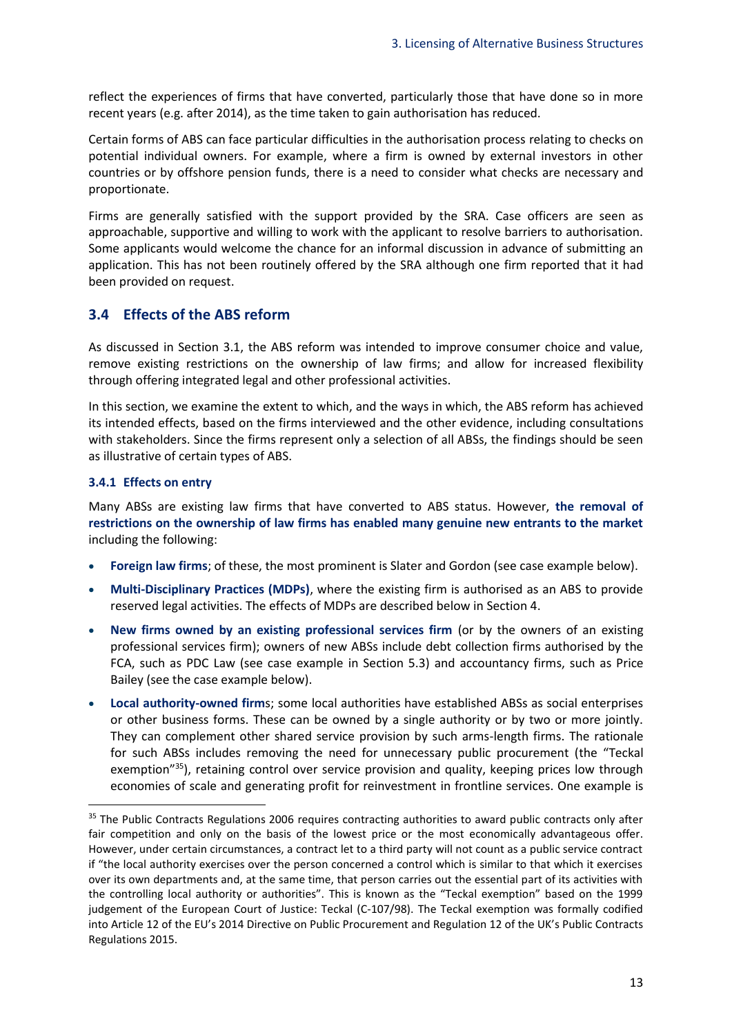reflect the experiences of firms that have converted, particularly those that have done so in more recent years (e.g. after 2014), as the time taken to gain authorisation has reduced.

Certain forms of ABS can face particular difficulties in the authorisation process relating to checks on potential individual owners. For example, where a firm is owned by external investors in other countries or by offshore pension funds, there is a need to consider what checks are necessary and proportionate.

Firms are generally satisfied with the support provided by the SRA. Case officers are seen as approachable, supportive and willing to work with the applicant to resolve barriers to authorisation. Some applicants would welcome the chance for an informal discussion in advance of submitting an application. This has not been routinely offered by the SRA although one firm reported that it had been provided on request.

## 3.4 Effects of the ABS reform

As discussed in Section 3.1, the ABS reform was intended to improve consumer choice and value, remove existing restrictions on the ownership of law firms; and allow for increased flexibility through offering integrated legal and other professional activities.

In this section, we examine the extent to which, and the ways in which, the ABS reform has achieved its intended effects, based on the firms interviewed and the other evidence, including consultations with stakeholders. Since the firms represent only a selection of all ABSs, the findings should be seen as illustrative of certain types of ABS.

### 3.4.1 Effects on entry

Many ABSs are existing law firms that have converted to ABS status. However, **the removal of restrictions on the ownership of law firms has enabled many genuine new entrants to the market** including the following:

- **Foreign law firms**; of these, the most prominent is Slater and Gordon (see case example below).
- **Multi-Disciplinary Practices (MDPs)**, where the existing firm is authorised as an ABS to provide reserved legal activities. The effects of MDPs are described below in Section 4.
- **New firms owned by an existing professional services firm** (or by the owners of an existing professional services firm); owners of new ABSs include debt collection firms authorised by the FCA, such as PDC Law (see case example in Section 5.3) and accountancy firms, such as Price Bailey (see the case example below).
- **Local authority-owned firm**s; some local authorities have established ABSs as social enterprises or other business forms. These can be owned by a single authority or by two or more jointly. They can complement other shared service provision by such arms-length firms. The rationale for such ABSs includes removing the need for unnecessary public procurement (the "Teckal exemption"[35]), retaining control over service provision and quality, keeping prices low through economies of scale and generating profit for reinvestment in frontline services. One example is

[35] The Public Contracts Regulations 2006 requires contracting authorities to award public contracts only after fair competition and only on the basis of the lowest price or the most economically advantageous offer. However, under certain circumstances, a contract let to a third party will not count as a public service contract if "the local authority exercises over the person concerned a control which is similar to that which it exercises over its own departments and, at the same time, that person carries out the essential part of its activities with the controlling local authority or authorities". This is known as the "Teckal exemption" based on the 1999 judgement of the European Court of Justice: Teckal (C-107/98). The Teckal exemption was formally codified into Article 12 of the EU's 2014 Directive on Public Procurement and Regulation 12 of the UK's Public Contracts Regulations 2015.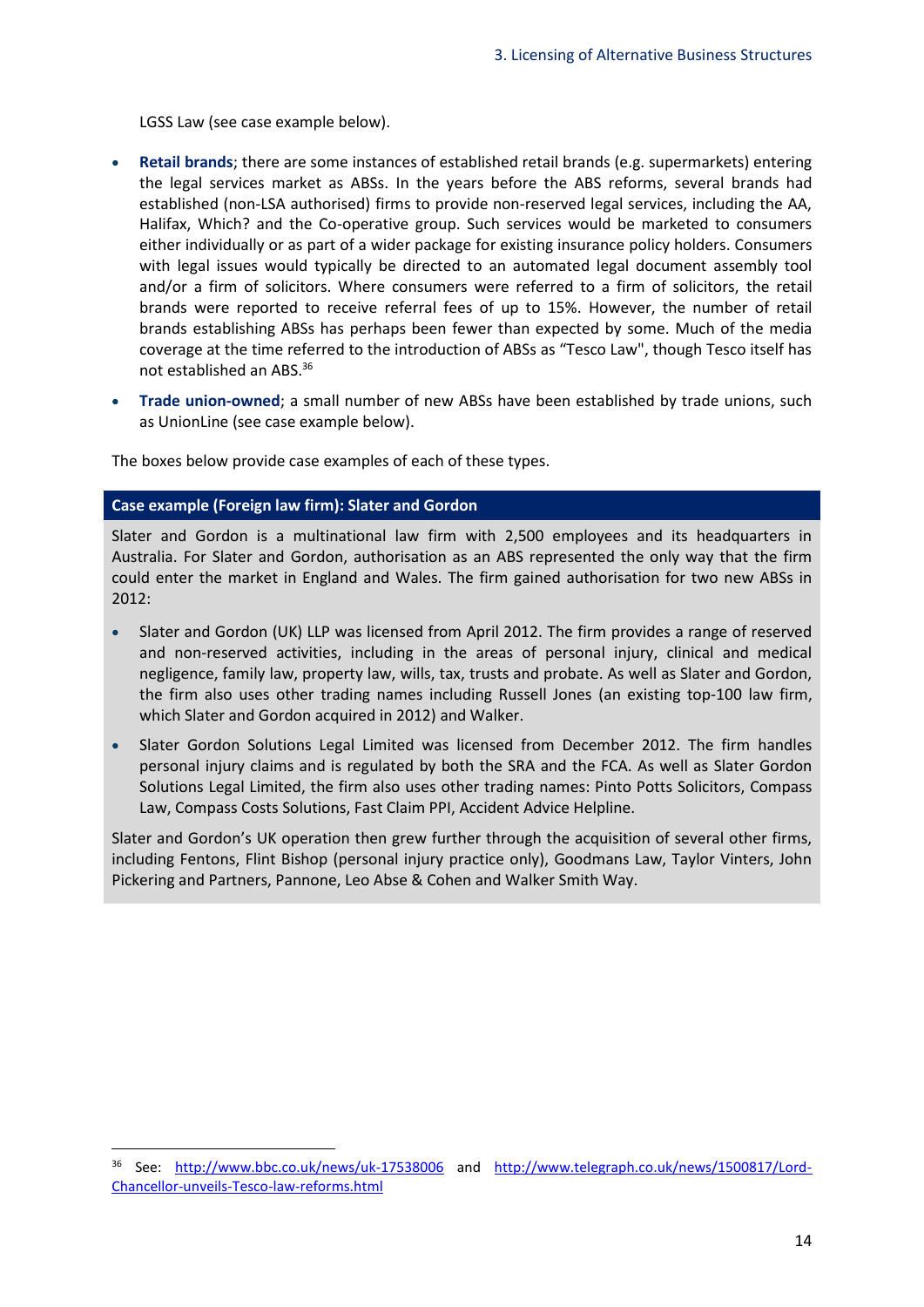LGSS Law (see case example below).

- **Retail brands**; there are some instances of established retail brands (e.g. supermarkets) entering the legal services market as ABSs. In the years before the ABS reforms, several brands had established (non-LSA authorised) firms to provide non-reserved legal services, including the AA, Halifax, Which? and the Co-operative group. Such services would be marketed to consumers either individually or as part of a wider package for existing insurance policy holders. Consumers with legal issues would typically be directed to an automated legal document assembly tool and/or a firm of solicitors. Where consumers were referred to a firm of solicitors, the retail brands were reported to receive referral fees of up to 15%. However, the number of retail brands establishing ABSs has perhaps been fewer than expected by some. Much of the media coverage at the time referred to the introduction of ABSs as "Tesco Law", though Tesco itself has not established an ABS.[36]
- **Trade union-owned**; a small number of new ABSs have been established by trade unions, such as UnionLine (see case example below).

The boxes below provide case examples of each of these types.

#### Case example (Foreign law firm): Slater and Gordon

Slater and Gordon is a multinational law firm with 2,500 employees and its headquarters in Australia. For Slater and Gordon, authorisation as an ABS represented the only way that the firm could enter the market in England and Wales. The firm gained authorisation for two new ABSs in 2012:

- Slater and Gordon (UK) LLP was licensed from April 2012. The firm provides a range of reserved and non-reserved activities, including in the areas of personal injury, clinical and medical negligence, family law, property law, wills, tax, trusts and probate. As well as Slater and Gordon, the firm also uses other trading names including Russell Jones (an existing top-100 law firm, which Slater and Gordon acquired in 2012) and Walker.
- Slater Gordon Solutions Legal Limited was licensed from December 2012. The firm handles personal injury claims and is regulated by both the SRA and the FCA. As well as Slater Gordon Solutions Legal Limited, the firm also uses other trading names: Pinto Potts Solicitors, Compass Law, Compass Costs Solutions, Fast Claim PPI, Accident Advice Helpline.

Slater and Gordon's UK operation then grew further through the acquisition of several other firms, including Fentons, Flint Bishop (personal injury practice only), Goodmans Law, Taylor Vinters, John Pickering and Partners, Pannone, Leo Abse & Cohen and Walker Smith Way.

---

[36] See: http://www.bbc.co.uk/news/uk-17538006 and http://www.telegraph.co.uk/news/1500817/Lord-Chancellor-unveils-Tesco-law-reforms.html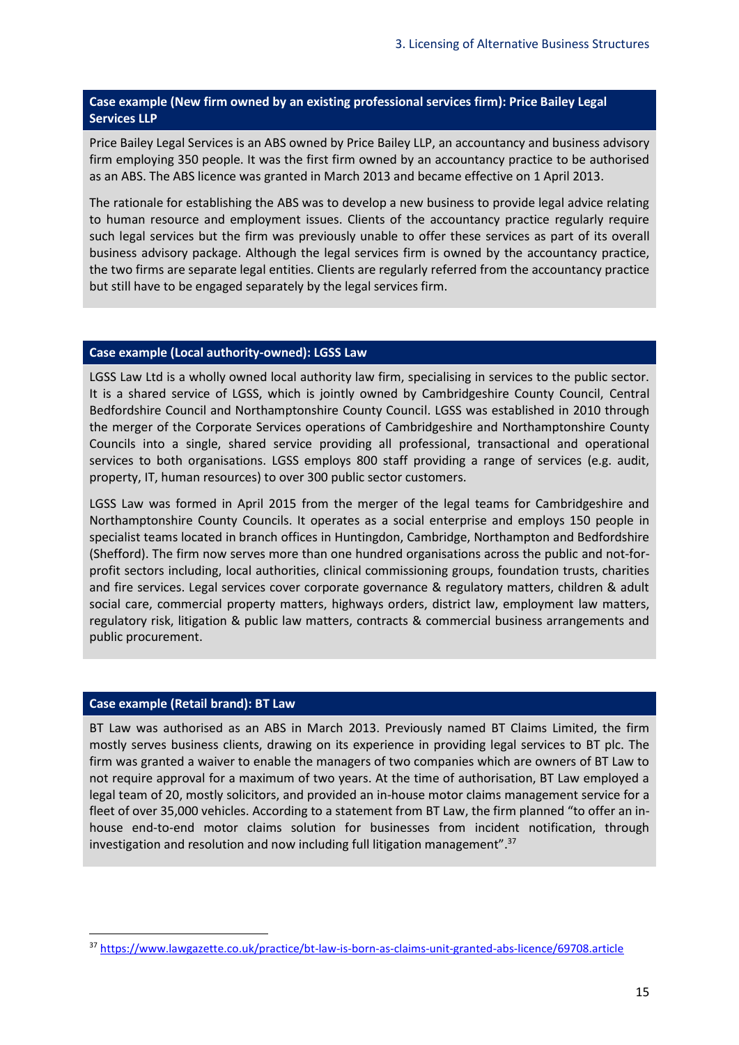#### Case example (New firm owned by an existing professional services firm): Price Bailey Legal Services LLP

Price Bailey Legal Services is an ABS owned by Price Bailey LLP, an accountancy and business advisory firm employing 350 people. It was the first firm owned by an accountancy practice to be authorised as an ABS. The ABS licence was granted in March 2013 and became effective on 1 April 2013.

The rationale for establishing the ABS was to develop a new business to provide legal advice relating to human resource and employment issues. Clients of the accountancy practice regularly require such legal services but the firm was previously unable to offer these services as part of its overall business advisory package. Although the legal services firm is owned by the accountancy practice, the two firms are separate legal entities. Clients are regularly referred from the accountancy practice but still have to be engaged separately by the legal services firm.

#### Case example (Local authority-owned): LGSS Law

LGSS Law Ltd is a wholly owned local authority law firm, specialising in services to the public sector. It is a shared service of LGSS, which is jointly owned by Cambridgeshire County Council, Central Bedfordshire Council and Northamptonshire County Council. LGSS was established in 2010 through the merger of the Corporate Services operations of Cambridgeshire and Northamptonshire County Councils into a single, shared service providing all professional, transactional and operational services to both organisations. LGSS employs 800 staff providing a range of services (e.g. audit, property, IT, human resources) to over 300 public sector customers.

LGSS Law was formed in April 2015 from the merger of the legal teams for Cambridgeshire and Northamptonshire County Councils. It operates as a social enterprise and employs 150 people in specialist teams located in branch offices in Huntingdon, Cambridge, Northampton and Bedfordshire (Shefford). The firm now serves more than one hundred organisations across the public and not-for-profit sectors including, local authorities, clinical commissioning groups, foundation trusts, charities and fire services. Legal services cover corporate governance & regulatory matters, children & adult social care, commercial property matters, highways orders, district law, employment law matters, regulatory risk, litigation & public law matters, contracts & commercial business arrangements and public procurement.

#### Case example (Retail brand): BT Law

BT Law was authorised as an ABS in March 2013. Previously named BT Claims Limited, the firm mostly serves business clients, drawing on its experience in providing legal services to BT plc. The firm was granted a waiver to enable the managers of two companies which are owners of BT Law to not require approval for a maximum of two years. At the time of authorisation, BT Law employed a legal team of 20, mostly solicitors, and provided an in-house motor claims management service for a fleet of over 35,000 vehicles. According to a statement from BT Law, the firm planned "to offer an in-house end-to-end motor claims solution for businesses from incident notification, through investigation and resolution and now including full litigation management".[37]

---

[37] https://www.lawgazette.co.uk/practice/bt-law-is-born-as-claims-unit-granted-abs-licence/69708.article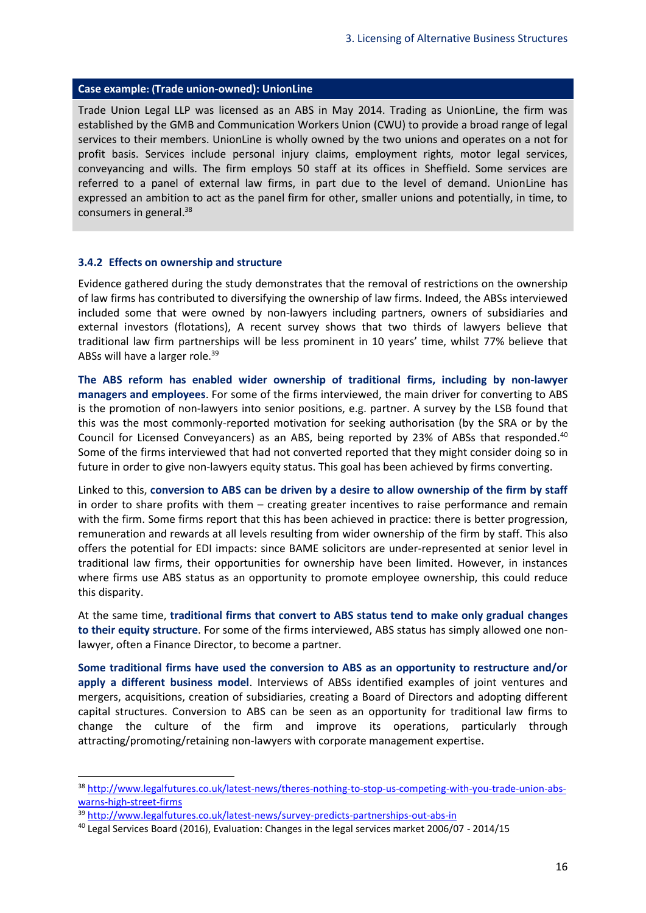**Case example: (Trade union-owned): UnionLine**

Trade Union Legal LLP was licensed as an ABS in May 2014. Trading as UnionLine, the firm was established by the GMB and Communication Workers Union (CWU) to provide a broad range of legal services to their members. UnionLine is wholly owned by the two unions and operates on a not for profit basis. Services include personal injury claims, employment rights, motor legal services, conveyancing and wills. The firm employs 50 staff at its offices in Sheffield. Some services are referred to a panel of external law firms, in part due to the level of demand. UnionLine has expressed an ambition to act as the panel firm for other, smaller unions and potentially, in time, to consumers in general.[38]

### 3.4.2 Effects on ownership and structure

Evidence gathered during the study demonstrates that the removal of restrictions on the ownership of law firms has contributed to diversifying the ownership of law firms. Indeed, the ABSs interviewed included some that were owned by non-lawyers including partners, owners of subsidiaries and external investors (flotations), A recent survey shows that two thirds of lawyers believe that traditional law firm partnerships will be less prominent in 10 years' time, whilst 77% believe that ABSs will have a larger role.[39]

**The ABS reform has enabled wider ownership of traditional firms, including by non-lawyer managers and employees**. For some of the firms interviewed, the main driver for converting to ABS is the promotion of non-lawyers into senior positions, e.g. partner. A survey by the LSB found that this was the most commonly-reported motivation for seeking authorisation (by the SRA or by the Council for Licensed Conveyancers) as an ABS, being reported by 23% of ABSs that responded.[40] Some of the firms interviewed that had not converted reported that they might consider doing so in future in order to give non-lawyers equity status. This goal has been achieved by firms converting.

Linked to this, **conversion to ABS can be driven by a desire to allow ownership of the firm by staff** in order to share profits with them – creating greater incentives to raise performance and remain with the firm. Some firms report that this has been achieved in practice: there is better progression, remuneration and rewards at all levels resulting from wider ownership of the firm by staff. This also offers the potential for EDI impacts: since BAME solicitors are under-represented at senior level in traditional law firms, their opportunities for ownership have been limited. However, in instances where firms use ABS status as an opportunity to promote employee ownership, this could reduce this disparity.

At the same time, **traditional firms that convert to ABS status tend to make only gradual changes to their equity structure**. For some of the firms interviewed, ABS status has simply allowed one non-lawyer, often a Finance Director, to become a partner.

**Some traditional firms have used the conversion to ABS as an opportunity to restructure and/or apply a different business model**. Interviews of ABSs identified examples of joint ventures and mergers, acquisitions, creation of subsidiaries, creating a Board of Directors and adopting different capital structures. Conversion to ABS can be seen as an opportunity for traditional law firms to change the culture of the firm and improve its operations, particularly through attracting/promoting/retaining non-lawyers with corporate management expertise.

---

[38] http://www.legalfutures.co.uk/latest-news/theres-nothing-to-stop-us-competing-with-you-trade-union-abs-warns-high-street-firms

[39] http://www.legalfutures.co.uk/latest-news/survey-predicts-partnerships-out-abs-in

[40] Legal Services Board (2016), Evaluation: Changes in the legal services market 2006/07 - 2014/15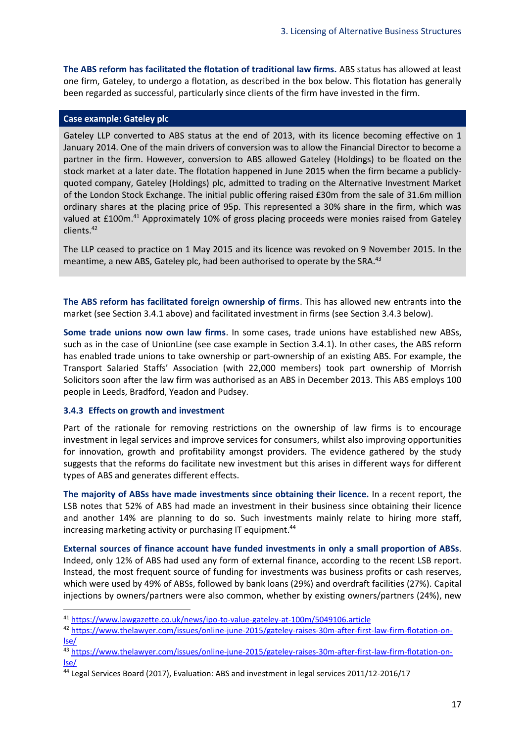**The ABS reform has facilitated the flotation of traditional law firms.** ABS status has allowed at least one firm, Gateley, to undergo a flotation, as described in the box below. This flotation has generally been regarded as successful, particularly since clients of the firm have invested in the firm.

**Case example: Gateley plc**

Gateley LLP converted to ABS status at the end of 2013, with its licence becoming effective on 1 January 2014. One of the main drivers of conversion was to allow the Financial Director to become a partner in the firm. However, conversion to ABS allowed Gateley (Holdings) to be floated on the stock market at a later date. The flotation happened in June 2015 when the firm became a publicly-quoted company, Gateley (Holdings) plc, admitted to trading on the Alternative Investment Market of the London Stock Exchange. The initial public offering raised £30m from the sale of 31.6m million ordinary shares at the placing price of 95p. This represented a 30% share in the firm, which was valued at £100m.[41] Approximately 10% of gross placing proceeds were monies raised from Gateley clients.[42]

The LLP ceased to practice on 1 May 2015 and its licence was revoked on 9 November 2015. In the meantime, a new ABS, Gateley plc, had been authorised to operate by the SRA.[43]

**The ABS reform has facilitated foreign ownership of firms**. This has allowed new entrants into the market (see Section 3.4.1 above) and facilitated investment in firms (see Section 3.4.3 below).

**Some trade unions now own law firms**. In some cases, trade unions have established new ABSs, such as in the case of UnionLine (see case example in Section 3.4.1). In other cases, the ABS reform has enabled trade unions to take ownership or part-ownership of an existing ABS. For example, the Transport Salaried Staffs' Association (with 22,000 members) took part ownership of Morrish Solicitors soon after the law firm was authorised as an ABS in December 2013. This ABS employs 100 people in Leeds, Bradford, Yeadon and Pudsey.

### 3.4.3 Effects on growth and investment

Part of the rationale for removing restrictions on the ownership of law firms is to encourage investment in legal services and improve services for consumers, whilst also improving opportunities for innovation, growth and profitability amongst providers. The evidence gathered by the study suggests that the reforms do facilitate new investment but this arises in different ways for different types of ABS and generates different effects.

**The majority of ABSs have made investments since obtaining their licence.** In a recent report, the LSB notes that 52% of ABS had made an investment in their business since obtaining their licence and another 14% are planning to do so. Such investments mainly relate to hiring more staff, increasing marketing activity or purchasing IT equipment.[44]

**External sources of finance account have funded investments in only a small proportion of ABSs**. Indeed, only 12% of ABS had used any form of external finance, according to the recent LSB report. Instead, the most frequent source of funding for investments was business profits or cash reserves, which were used by 49% of ABSs, followed by bank loans (29%) and overdraft facilities (27%). Capital injections by owners/partners were also common, whether by existing owners/partners (24%), new

---

[41] https://www.lawgazette.co.uk/news/ipo-to-value-gateley-at-100m/5049106.article

[42] https://www.thelawyer.com/issues/online-june-2015/gateley-raises-30m-after-first-law-firm-flotation-on-lse/

[43] https://www.thelawyer.com/issues/online-june-2015/gateley-raises-30m-after-first-law-firm-flotation-on-lse/

[44] Legal Services Board (2017), Evaluation: ABS and investment in legal services 2011/12-2016/17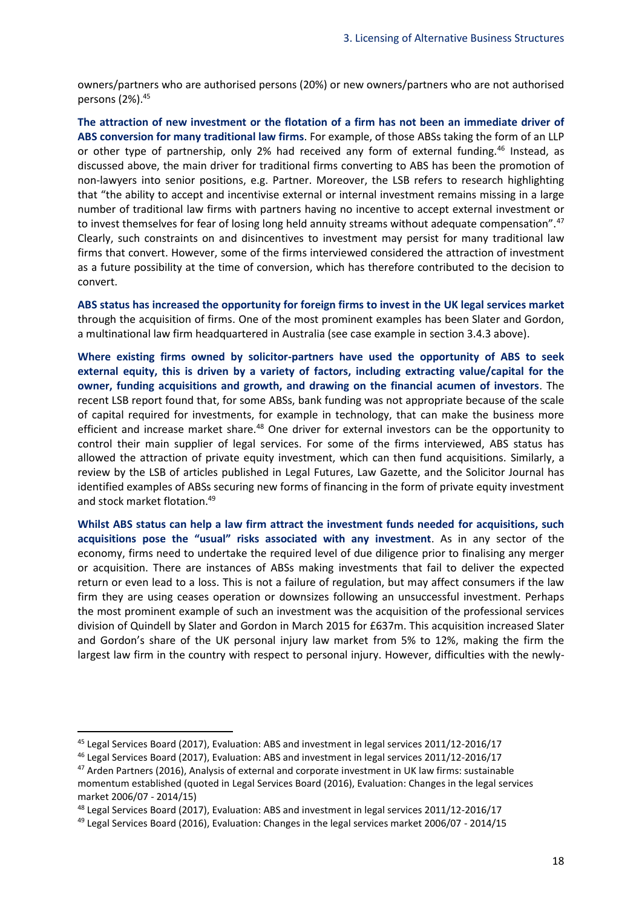owners/partners who are authorised persons (20%) or new owners/partners who are not authorised persons (2%).[45]

**The attraction of new investment or the flotation of a firm has not been an immediate driver of ABS conversion for many traditional law firms**. For example, of those ABSs taking the form of an LLP or other type of partnership, only 2% had received any form of external funding.[46] Instead, as discussed above, the main driver for traditional firms converting to ABS has been the promotion of non-lawyers into senior positions, e.g. Partner. Moreover, the LSB refers to research highlighting that "the ability to accept and incentivise external or internal investment remains missing in a large number of traditional law firms with partners having no incentive to accept external investment or to invest themselves for fear of losing long held annuity streams without adequate compensation".[47] Clearly, such constraints on and disincentives to investment may persist for many traditional law firms that convert. However, some of the firms interviewed considered the attraction of investment as a future possibility at the time of conversion, which has therefore contributed to the decision to convert.

**ABS status has increased the opportunity for foreign firms to invest in the UK legal services market** through the acquisition of firms. One of the most prominent examples has been Slater and Gordon, a multinational law firm headquartered in Australia (see case example in section 3.4.3 above).

**Where existing firms owned by solicitor-partners have used the opportunity of ABS to seek external equity, this is driven by a variety of factors, including extracting value/capital for the owner, funding acquisitions and growth, and drawing on the financial acumen of investors**. The recent LSB report found that, for some ABSs, bank funding was not appropriate because of the scale of capital required for investments, for example in technology, that can make the business more efficient and increase market share.[48] One driver for external investors can be the opportunity to control their main supplier of legal services. For some of the firms interviewed, ABS status has allowed the attraction of private equity investment, which can then fund acquisitions. Similarly, a review by the LSB of articles published in Legal Futures, Law Gazette, and the Solicitor Journal has identified examples of ABSs securing new forms of financing in the form of private equity investment and stock market flotation.[49]

**Whilst ABS status can help a law firm attract the investment funds needed for acquisitions, such acquisitions pose the "usual" risks associated with any investment**. As in any sector of the economy, firms need to undertake the required level of due diligence prior to finalising any merger or acquisition. There are instances of ABSs making investments that fail to deliver the expected return or even lead to a loss. This is not a failure of regulation, but may affect consumers if the law firm they are using ceases operation or downsizes following an unsuccessful investment. Perhaps the most prominent example of such an investment was the acquisition of the professional services division of Quindell by Slater and Gordon in March 2015 for £637m. This acquisition increased Slater and Gordon's share of the UK personal injury law market from 5% to 12%, making the firm the largest law firm in the country with respect to personal injury. However, difficulties with the newly-

---

[45] Legal Services Board (2017), Evaluation: ABS and investment in legal services 2011/12-2016/17

[46] Legal Services Board (2017), Evaluation: ABS and investment in legal services 2011/12-2016/17

[47] Arden Partners (2016), Analysis of external and corporate investment in UK law firms: sustainable momentum established (quoted in Legal Services Board (2016), Evaluation: Changes in the legal services market 2006/07 - 2014/15)

[48] Legal Services Board (2017), Evaluation: ABS and investment in legal services 2011/12-2016/17

[49] Legal Services Board (2016), Evaluation: Changes in the legal services market 2006/07 - 2014/15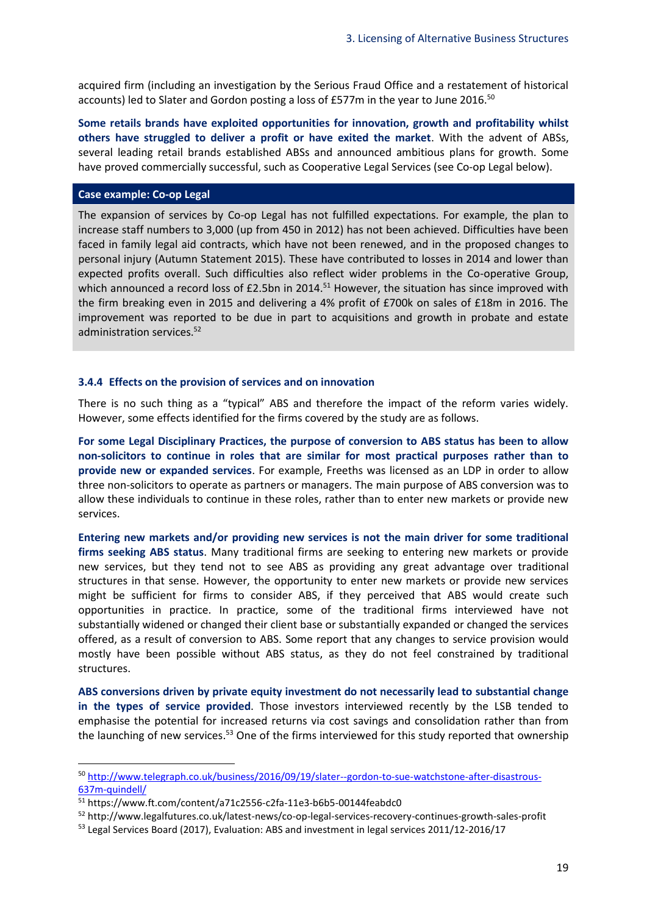acquired firm (including an investigation by the Serious Fraud Office and a restatement of historical accounts) led to Slater and Gordon posting a loss of £577m in the year to June 2016.[50]

**Some retails brands have exploited opportunities for innovation, growth and profitability whilst others have struggled to deliver a profit or have exited the market**. With the advent of ABSs, several leading retail brands established ABSs and announced ambitious plans for growth. Some have proved commercially successful, such as Cooperative Legal Services (see Co-op Legal below).

**Case example: Co-op Legal**

The expansion of services by Co-op Legal has not fulfilled expectations. For example, the plan to increase staff numbers to 3,000 (up from 450 in 2012) has not been achieved. Difficulties have been faced in family legal aid contracts, which have not been renewed, and in the proposed changes to personal injury (Autumn Statement 2015). These have contributed to losses in 2014 and lower than expected profits overall. Such difficulties also reflect wider problems in the Co-operative Group, which announced a record loss of £2.5bn in 2014.[51] However, the situation has since improved with the firm breaking even in 2015 and delivering a 4% profit of £700k on sales of £18m in 2016. The improvement was reported to be due in part to acquisitions and growth in probate and estate administration services.[52]

### 3.4.4 Effects on the provision of services and on innovation

There is no such thing as a "typical" ABS and therefore the impact of the reform varies widely. However, some effects identified for the firms covered by the study are as follows.

**For some Legal Disciplinary Practices, the purpose of conversion to ABS status has been to allow non-solicitors to continue in roles that are similar for most practical purposes rather than to provide new or expanded services**. For example, Freeths was licensed as an LDP in order to allow three non-solicitors to operate as partners or managers. The main purpose of ABS conversion was to allow these individuals to continue in these roles, rather than to enter new markets or provide new services.

**Entering new markets and/or providing new services is not the main driver for some traditional firms seeking ABS status**. Many traditional firms are seeking to entering new markets or provide new services, but they tend not to see ABS as providing any great advantage over traditional structures in that sense. However, the opportunity to enter new markets or provide new services might be sufficient for firms to consider ABS, if they perceived that ABS would create such opportunities in practice. In practice, some of the traditional firms interviewed have not substantially widened or changed their client base or substantially expanded or changed the services offered, as a result of conversion to ABS. Some report that any changes to service provision would mostly have been possible without ABS status, as they do not feel constrained by traditional structures.

**ABS conversions driven by private equity investment do not necessarily lead to substantial change in the types of service provided**. Those investors interviewed recently by the LSB tended to emphasise the potential for increased returns via cost savings and consolidation rather than from the launching of new services.[53] One of the firms interviewed for this study reported that ownership

---

[50] http://www.telegraph.co.uk/business/2016/09/19/slater--gordon-to-sue-watchstone-after-disastrous-637m-quindell/

[51] https://www.ft.com/content/a71c2556-c2fa-11e3-b6b5-00144feabdc0

[52] http://www.legalfutures.co.uk/latest-news/co-op-legal-services-recovery-continues-growth-sales-profit

[53] Legal Services Board (2017), Evaluation: ABS and investment in legal services 2011/12-2016/17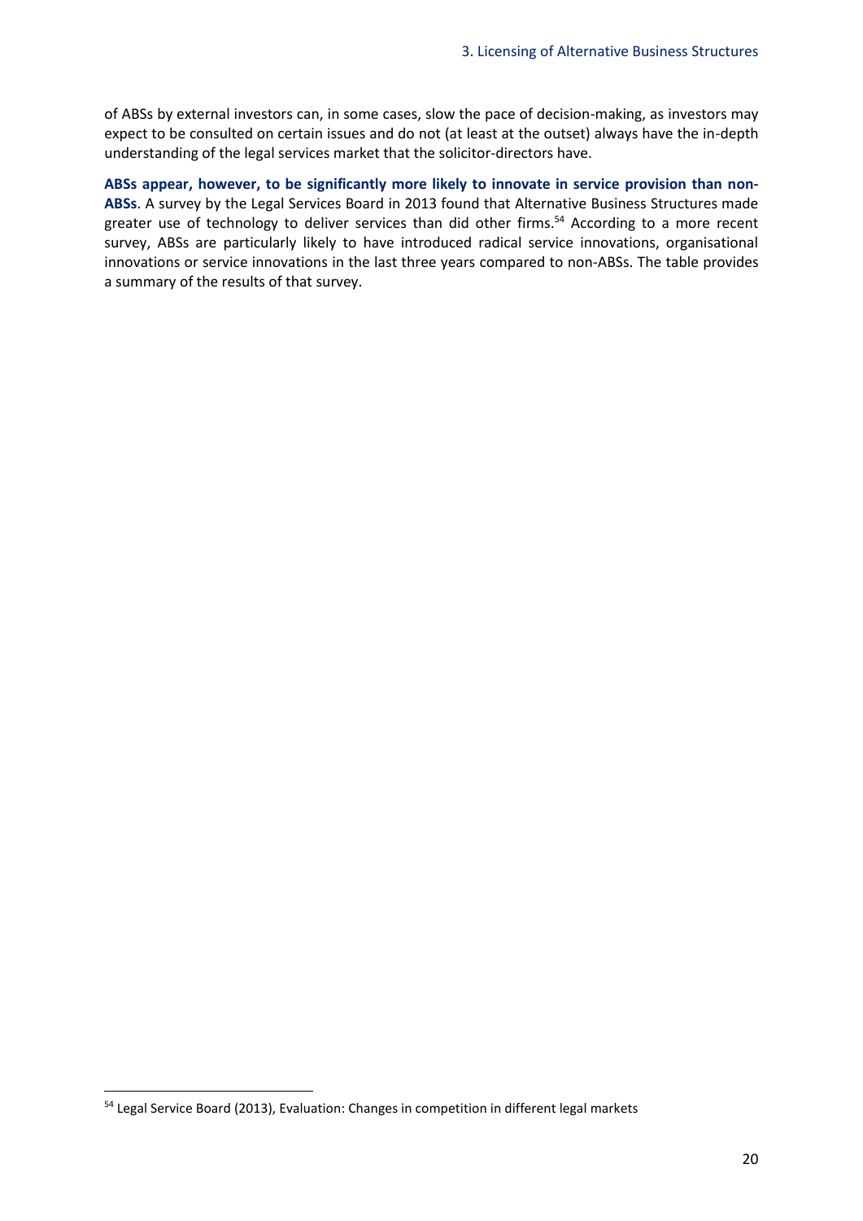of ABSs by external investors can, in some cases, slow the pace of decision-making, as investors may expect to be consulted on certain issues and do not (at least at the outset) always have the in-depth understanding of the legal services market that the solicitor-directors have.

**ABSs appear, however, to be significantly more likely to innovate in service provision than non-ABSs**. A survey by the Legal Services Board in 2013 found that Alternative Business Structures made greater use of technology to deliver services than did other firms.[54] According to a more recent survey, ABSs are particularly likely to have introduced radical service innovations, organisational innovations or service innovations in the last three years compared to non-ABSs. The table provides a summary of the results of that survey.

[54] Legal Service Board (2013), Evaluation: Changes in competition in different legal markets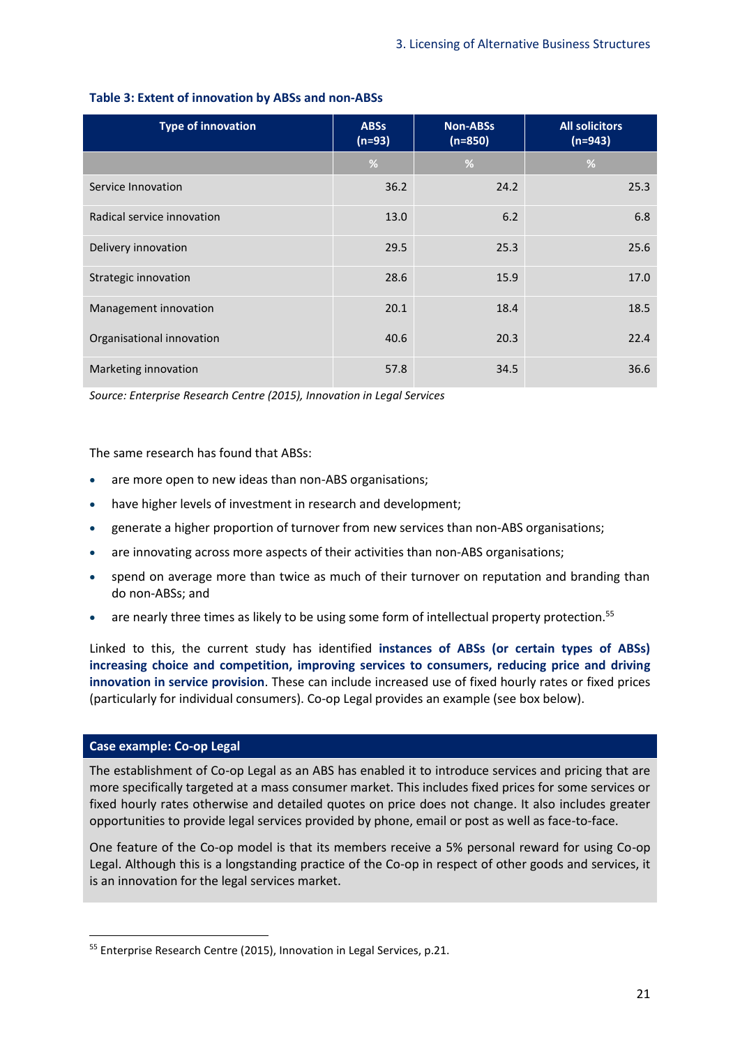**Table 3: Extent of innovation by ABSs and non-ABSs**

| Type of innovation | ABSs (n=93) | Non-ABSs (n=850) | All solicitors (n=943) |
|---|---|---|---|
| | % | % | % |
| Service Innovation | 36.2 | 24.2 | 25.3 |
| Radical service innovation | 13.0 | 6.2 | 6.8 |
| Delivery innovation | 29.5 | 25.3 | 25.6 |
| Strategic innovation | 28.6 | 15.9 | 17.0 |
| Management innovation | 20.1 | 18.4 | 18.5 |
| Organisational innovation | 40.6 | 20.3 | 22.4 |
| Marketing innovation | 57.8 | 34.5 | 36.6 |

*Source: Enterprise Research Centre (2015), Innovation in Legal Services*

The same research has found that ABSs:

- are more open to new ideas than non-ABS organisations;
- have higher levels of investment in research and development;
- generate a higher proportion of turnover from new services than non-ABS organisations;
- are innovating across more aspects of their activities than non-ABS organisations;
- spend on average more than twice as much of their turnover on reputation and branding than do non-ABSs; and
- are nearly three times as likely to be using some form of intellectual property protection.[55]

Linked to this, the current study has identified **instances of ABSs (or certain types of ABSs) increasing choice and competition, improving services to consumers, reducing price and driving innovation in service provision**. These can include increased use of fixed hourly rates or fixed prices (particularly for individual consumers). Co-op Legal provides an example (see box below).

**Case example: Co-op Legal**

The establishment of Co-op Legal as an ABS has enabled it to introduce services and pricing that are more specifically targeted at a mass consumer market. This includes fixed prices for some services or fixed hourly rates otherwise and detailed quotes on price does not change. It also includes greater opportunities to provide legal services provided by phone, email or post as well as face-to-face.

One feature of the Co-op model is that its members receive a 5% personal reward for using Co-op Legal. Although this is a longstanding practice of the Co-op in respect of other goods and services, it is an innovation for the legal services market.

[55] Enterprise Research Centre (2015), Innovation in Legal Services, p.21.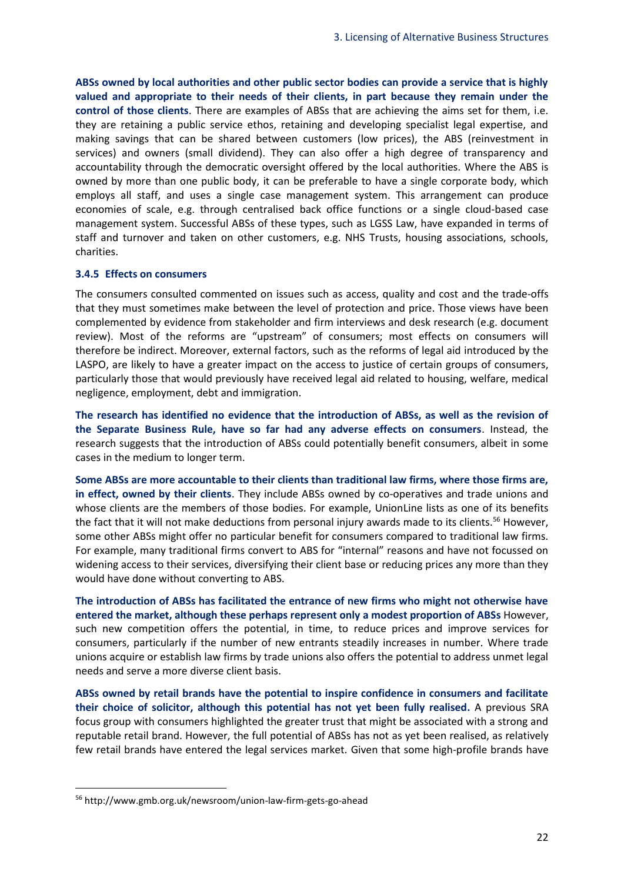**ABSs owned by local authorities and other public sector bodies can provide a service that is highly valued and appropriate to their needs of their clients, in part because they remain under the control of those clients**. There are examples of ABSs that are achieving the aims set for them, i.e. they are retaining a public service ethos, retaining and developing specialist legal expertise, and making savings that can be shared between customers (low prices), the ABS (reinvestment in services) and owners (small dividend). They can also offer a high degree of transparency and accountability through the democratic oversight offered by the local authorities. Where the ABS is owned by more than one public body, it can be preferable to have a single corporate body, which employs all staff, and uses a single case management system. This arrangement can produce economies of scale, e.g. through centralised back office functions or a single cloud-based case management system. Successful ABSs of these types, such as LGSS Law, have expanded in terms of staff and turnover and taken on other customers, e.g. NHS Trusts, housing associations, schools, charities.

### 3.4.5 Effects on consumers

The consumers consulted commented on issues such as access, quality and cost and the trade-offs that they must sometimes make between the level of protection and price. Those views have been complemented by evidence from stakeholder and firm interviews and desk research (e.g. document review). Most of the reforms are "upstream" of consumers; most effects on consumers will therefore be indirect. Moreover, external factors, such as the reforms of legal aid introduced by the LASPO, are likely to have a greater impact on the access to justice of certain groups of consumers, particularly those that would previously have received legal aid related to housing, welfare, medical negligence, employment, debt and immigration.

**The research has identified no evidence that the introduction of ABSs, as well as the revision of the Separate Business Rule, have so far had any adverse effects on consumers**. Instead, the research suggests that the introduction of ABSs could potentially benefit consumers, albeit in some cases in the medium to longer term.

**Some ABSs are more accountable to their clients than traditional law firms, where those firms are, in effect, owned by their clients**. They include ABSs owned by co-operatives and trade unions and whose clients are the members of those bodies. For example, UnionLine lists as one of its benefits the fact that it will not make deductions from personal injury awards made to its clients.[56] However, some other ABSs might offer no particular benefit for consumers compared to traditional law firms. For example, many traditional firms convert to ABS for "internal" reasons and have not focussed on widening access to their services, diversifying their client base or reducing prices any more than they would have done without converting to ABS.

**The introduction of ABSs has facilitated the entrance of new firms who might not otherwise have entered the market, although these perhaps represent only a modest proportion of ABSs** However, such new competition offers the potential, in time, to reduce prices and improve services for consumers, particularly if the number of new entrants steadily increases in number. Where trade unions acquire or establish law firms by trade unions also offers the potential to address unmet legal needs and serve a more diverse client basis.

**ABSs owned by retail brands have the potential to inspire confidence in consumers and facilitate their choice of solicitor, although this potential has not yet been fully realised.** A previous SRA focus group with consumers highlighted the greater trust that might be associated with a strong and reputable retail brand. However, the full potential of ABSs has not as yet been realised, as relatively few retail brands have entered the legal services market. Given that some high-profile brands have

[56] http://www.gmb.org.uk/newsroom/union-law-firm-gets-go-ahead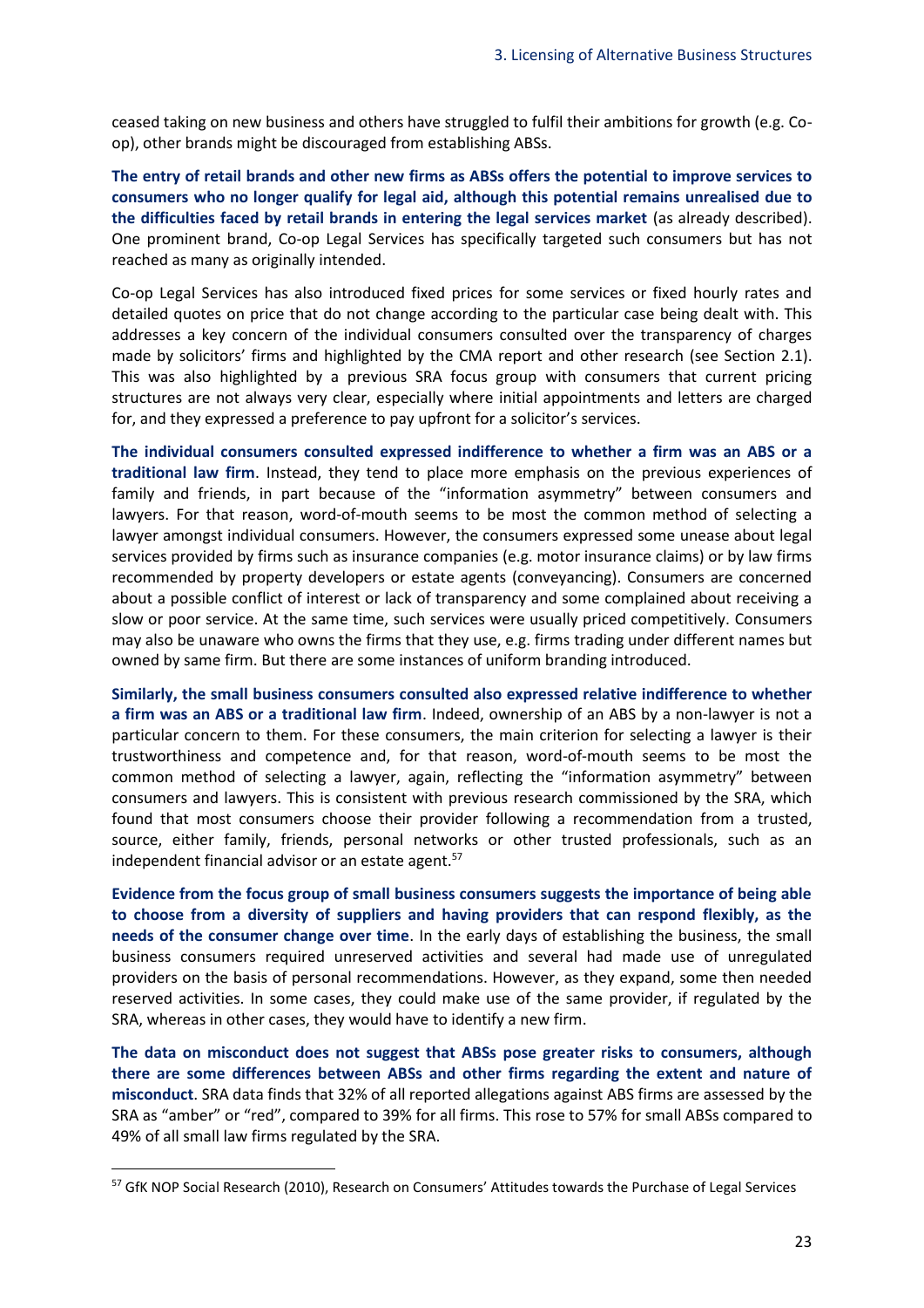ceased taking on new business and others have struggled to fulfil their ambitions for growth (e.g. Co-op), other brands might be discouraged from establishing ABSs.

**The entry of retail brands and other new firms as ABSs offers the potential to improve services to consumers who no longer qualify for legal aid, although this potential remains unrealised due to the difficulties faced by retail brands in entering the legal services market** (as already described). One prominent brand, Co-op Legal Services has specifically targeted such consumers but has not reached as many as originally intended.

Co-op Legal Services has also introduced fixed prices for some services or fixed hourly rates and detailed quotes on price that do not change according to the particular case being dealt with. This addresses a key concern of the individual consumers consulted over the transparency of charges made by solicitors' firms and highlighted by the CMA report and other research (see Section 2.1). This was also highlighted by a previous SRA focus group with consumers that current pricing structures are not always very clear, especially where initial appointments and letters are charged for, and they expressed a preference to pay upfront for a solicitor's services.

**The individual consumers consulted expressed indifference to whether a firm was an ABS or a traditional law firm**. Instead, they tend to place more emphasis on the previous experiences of family and friends, in part because of the "information asymmetry" between consumers and lawyers. For that reason, word-of-mouth seems to be most the common method of selecting a lawyer amongst individual consumers. However, the consumers expressed some unease about legal services provided by firms such as insurance companies (e.g. motor insurance claims) or by law firms recommended by property developers or estate agents (conveyancing). Consumers are concerned about a possible conflict of interest or lack of transparency and some complained about receiving a slow or poor service. At the same time, such services were usually priced competitively. Consumers may also be unaware who owns the firms that they use, e.g. firms trading under different names but owned by same firm. But there are some instances of uniform branding introduced.

**Similarly, the small business consumers consulted also expressed relative indifference to whether a firm was an ABS or a traditional law firm**. Indeed, ownership of an ABS by a non-lawyer is not a particular concern to them. For these consumers, the main criterion for selecting a lawyer is their trustworthiness and competence and, for that reason, word-of-mouth seems to be most the common method of selecting a lawyer, again, reflecting the "information asymmetry" between consumers and lawyers. This is consistent with previous research commissioned by the SRA, which found that most consumers choose their provider following a recommendation from a trusted, source, either family, friends, personal networks or other trusted professionals, such as an independent financial advisor or an estate agent.[57]

**Evidence from the focus group of small business consumers suggests the importance of being able to choose from a diversity of suppliers and having providers that can respond flexibly, as the needs of the consumer change over time**. In the early days of establishing the business, the small business consumers required unreserved activities and several had made use of unregulated providers on the basis of personal recommendations. However, as they expand, some then needed reserved activities. In some cases, they could make use of the same provider, if regulated by the SRA, whereas in other cases, they would have to identify a new firm.

**The data on misconduct does not suggest that ABSs pose greater risks to consumers, although there are some differences between ABSs and other firms regarding the extent and nature of misconduct**. SRA data finds that 32% of all reported allegations against ABS firms are assessed by the SRA as "amber" or "red", compared to 39% for all firms. This rose to 57% for small ABSs compared to 49% of all small law firms regulated by the SRA.

[57] GfK NOP Social Research (2010), Research on Consumers' Attitudes towards the Purchase of Legal Services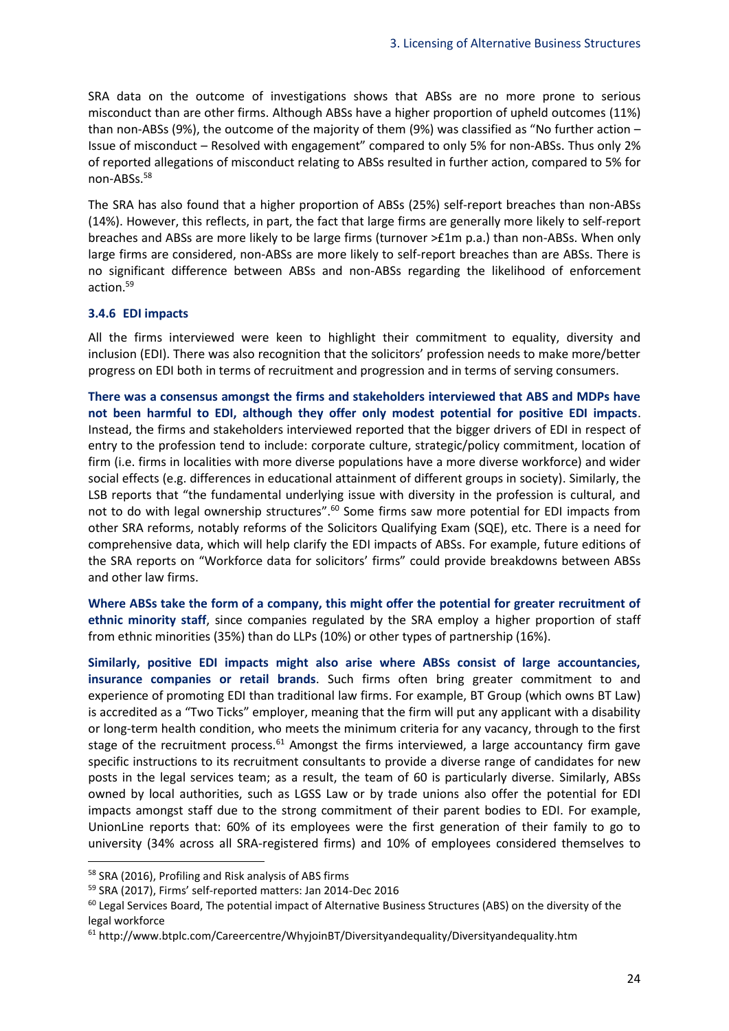SRA data on the outcome of investigations shows that ABSs are no more prone to serious misconduct than are other firms. Although ABSs have a higher proportion of upheld outcomes (11%) than non-ABSs (9%), the outcome of the majority of them (9%) was classified as "No further action – Issue of misconduct – Resolved with engagement" compared to only 5% for non-ABSs. Thus only 2% of reported allegations of misconduct relating to ABSs resulted in further action, compared to 5% for non-ABSs.[58]

The SRA has also found that a higher proportion of ABSs (25%) self-report breaches than non-ABSs (14%). However, this reflects, in part, the fact that large firms are generally more likely to self-report breaches and ABSs are more likely to be large firms (turnover >£1m p.a.) than non-ABSs. When only large firms are considered, non-ABSs are more likely to self-report breaches than are ABSs. There is no significant difference between ABSs and non-ABSs regarding the likelihood of enforcement action.[59]

### 3.4.6 EDI impacts

All the firms interviewed were keen to highlight their commitment to equality, diversity and inclusion (EDI). There was also recognition that the solicitors' profession needs to make more/better progress on EDI both in terms of recruitment and progression and in terms of serving consumers.

**There was a consensus amongst the firms and stakeholders interviewed that ABS and MDPs have not been harmful to EDI, although they offer only modest potential for positive EDI impacts**. Instead, the firms and stakeholders interviewed reported that the bigger drivers of EDI in respect of entry to the profession tend to include: corporate culture, strategic/policy commitment, location of firm (i.e. firms in localities with more diverse populations have a more diverse workforce) and wider social effects (e.g. differences in educational attainment of different groups in society). Similarly, the LSB reports that "the fundamental underlying issue with diversity in the profession is cultural, and not to do with legal ownership structures".[60] Some firms saw more potential for EDI impacts from other SRA reforms, notably reforms of the Solicitors Qualifying Exam (SQE), etc. There is a need for comprehensive data, which will help clarify the EDI impacts of ABSs. For example, future editions of the SRA reports on "Workforce data for solicitors' firms" could provide breakdowns between ABSs and other law firms.

**Where ABSs take the form of a company, this might offer the potential for greater recruitment of ethnic minority staff**, since companies regulated by the SRA employ a higher proportion of staff from ethnic minorities (35%) than do LLPs (10%) or other types of partnership (16%).

**Similarly, positive EDI impacts might also arise where ABSs consist of large accountancies, insurance companies or retail brands**. Such firms often bring greater commitment to and experience of promoting EDI than traditional law firms. For example, BT Group (which owns BT Law) is accredited as a "Two Ticks" employer, meaning that the firm will put any applicant with a disability or long-term health condition, who meets the minimum criteria for any vacancy, through to the first stage of the recruitment process.[61] Amongst the firms interviewed, a large accountancy firm gave specific instructions to its recruitment consultants to provide a diverse range of candidates for new posts in the legal services team; as a result, the team of 60 is particularly diverse. Similarly, ABSs owned by local authorities, such as LGSS Law or by trade unions also offer the potential for EDI impacts amongst staff due to the strong commitment of their parent bodies to EDI. For example, UnionLine reports that: 60% of its employees were the first generation of their family to go to university (34% across all SRA-registered firms) and 10% of employees considered themselves to

---

[58] SRA (2016), Profiling and Risk analysis of ABS firms

[59] SRA (2017), Firms' self-reported matters: Jan 2014-Dec 2016

[60] Legal Services Board, The potential impact of Alternative Business Structures (ABS) on the diversity of the legal workforce

[61] http://www.btplc.com/Careercentre/WhyjoinBT/Diversityandequality/Diversityandequality.htm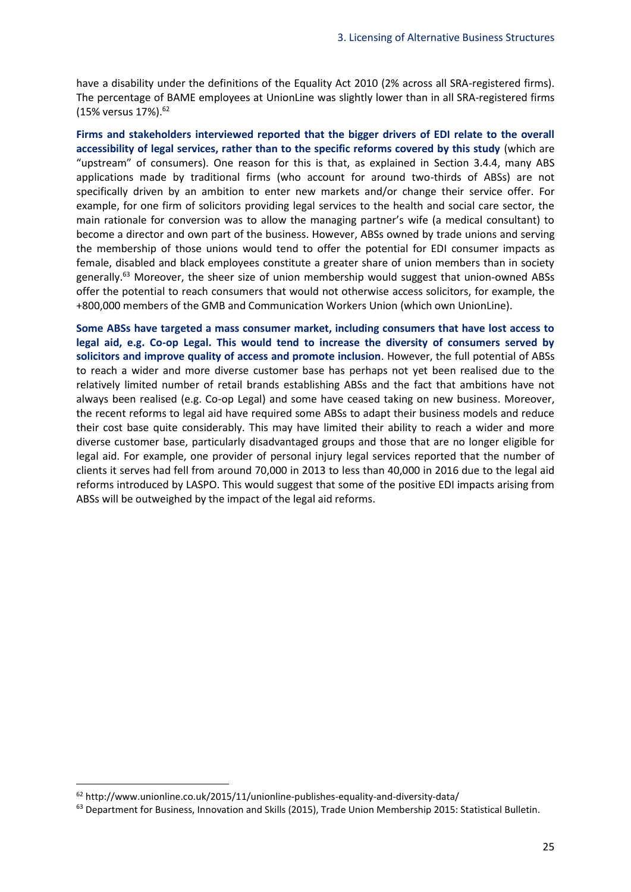have a disability under the definitions of the Equality Act 2010 (2% across all SRA-registered firms). The percentage of BAME employees at UnionLine was slightly lower than in all SRA-registered firms (15% versus 17%).[62]

**Firms and stakeholders interviewed reported that the bigger drivers of EDI relate to the overall accessibility of legal services, rather than to the specific reforms covered by this study** (which are "upstream" of consumers). One reason for this is that, as explained in Section 3.4.4, many ABS applications made by traditional firms (who account for around two-thirds of ABSs) are not specifically driven by an ambition to enter new markets and/or change their service offer. For example, for one firm of solicitors providing legal services to the health and social care sector, the main rationale for conversion was to allow the managing partner's wife (a medical consultant) to become a director and own part of the business. However, ABSs owned by trade unions and serving the membership of those unions would tend to offer the potential for EDI consumer impacts as female, disabled and black employees constitute a greater share of union members than in society generally.[63] Moreover, the sheer size of union membership would suggest that union-owned ABSs offer the potential to reach consumers that would not otherwise access solicitors, for example, the +800,000 members of the GMB and Communication Workers Union (which own UnionLine).

**Some ABSs have targeted a mass consumer market, including consumers that have lost access to legal aid, e.g. Co-op Legal. This would tend to increase the diversity of consumers served by solicitors and improve quality of access and promote inclusion**. However, the full potential of ABSs to reach a wider and more diverse customer base has perhaps not yet been realised due to the relatively limited number of retail brands establishing ABSs and the fact that ambitions have not always been realised (e.g. Co-op Legal) and some have ceased taking on new business. Moreover, the recent reforms to legal aid have required some ABSs to adapt their business models and reduce their cost base quite considerably. This may have limited their ability to reach a wider and more diverse customer base, particularly disadvantaged groups and those that are no longer eligible for legal aid. For example, one provider of personal injury legal services reported that the number of clients it serves had fell from around 70,000 in 2013 to less than 40,000 in 2016 due to the legal aid reforms introduced by LASPO. This would suggest that some of the positive EDI impacts arising from ABSs will be outweighed by the impact of the legal aid reforms.

[62] http://www.unionline.co.uk/2015/11/unionline-publishes-equality-and-diversity-data/

[63] Department for Business, Innovation and Skills (2015), Trade Union Membership 2015: Statistical Bulletin.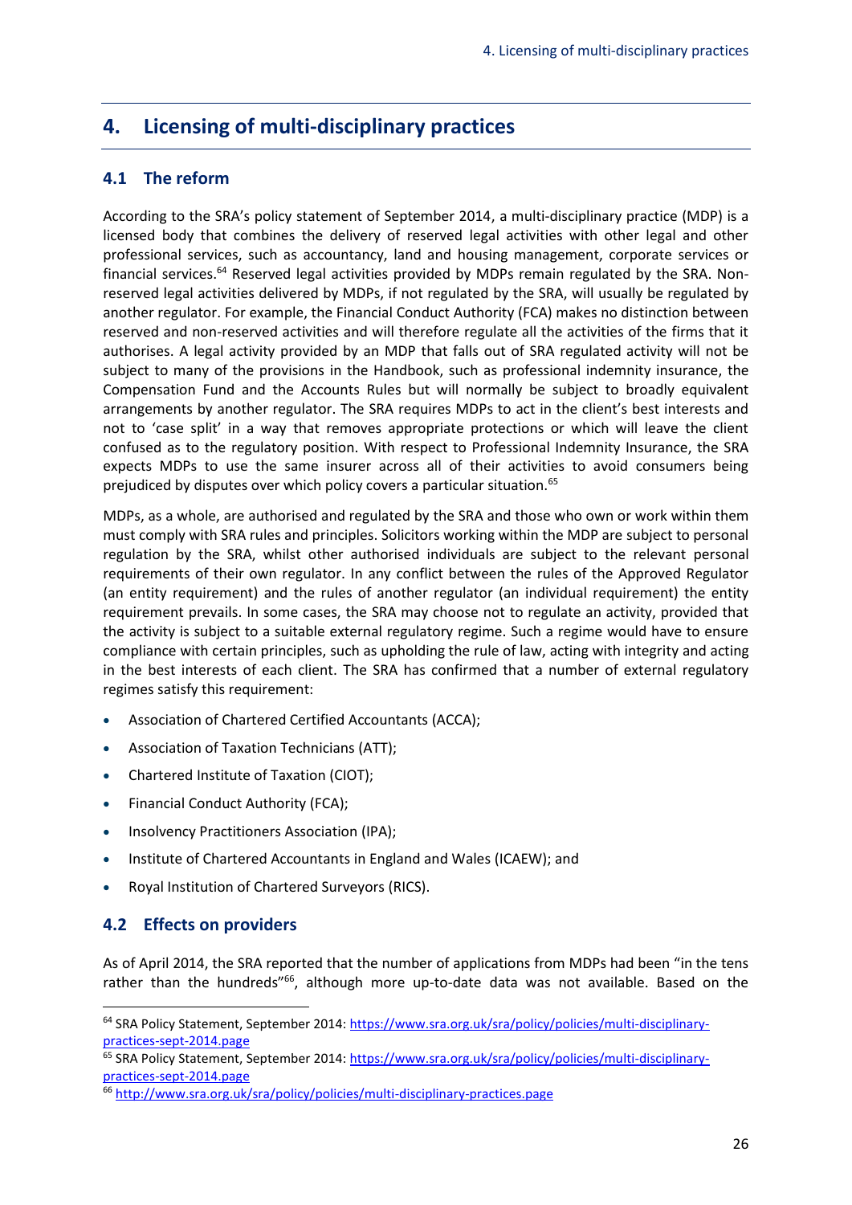# 4. Licensing of multi-disciplinary practices

## 4.1 The reform

According to the SRA's policy statement of September 2014, a multi-disciplinary practice (MDP) is a licensed body that combines the delivery of reserved legal activities with other legal and other professional services, such as accountancy, land and housing management, corporate services or financial services.[64] Reserved legal activities provided by MDPs remain regulated by the SRA. Non-reserved legal activities delivered by MDPs, if not regulated by the SRA, will usually be regulated by another regulator. For example, the Financial Conduct Authority (FCA) makes no distinction between reserved and non-reserved activities and will therefore regulate all the activities of the firms that it authorises. A legal activity provided by an MDP that falls out of SRA regulated activity will not be subject to many of the provisions in the Handbook, such as professional indemnity insurance, the Compensation Fund and the Accounts Rules but will normally be subject to broadly equivalent arrangements by another regulator. The SRA requires MDPs to act in the client's best interests and not to 'case split' in a way that removes appropriate protections or which will leave the client confused as to the regulatory position. With respect to Professional Indemnity Insurance, the SRA expects MDPs to use the same insurer across all of their activities to avoid consumers being prejudiced by disputes over which policy covers a particular situation.[65]

MDPs, as a whole, are authorised and regulated by the SRA and those who own or work within them must comply with SRA rules and principles. Solicitors working within the MDP are subject to personal regulation by the SRA, whilst other authorised individuals are subject to the relevant personal requirements of their own regulator. In any conflict between the rules of the Approved Regulator (an entity requirement) and the rules of another regulator (an individual requirement) the entity requirement prevails. In some cases, the SRA may choose not to regulate an activity, provided that the activity is subject to a suitable external regulatory regime. Such a regime would have to ensure compliance with certain principles, such as upholding the rule of law, acting with integrity and acting in the best interests of each client. The SRA has confirmed that a number of external regulatory regimes satisfy this requirement:

- Association of Chartered Certified Accountants (ACCA);
- Association of Taxation Technicians (ATT);
- Chartered Institute of Taxation (CIOT);
- Financial Conduct Authority (FCA);
- Insolvency Practitioners Association (IPA);
- Institute of Chartered Accountants in England and Wales (ICAEW); and
- Royal Institution of Chartered Surveyors (RICS).

## 4.2 Effects on providers

As of April 2014, the SRA reported that the number of applications from MDPs had been "in the tens rather than the hundreds"[66], although more up-to-date data was not available. Based on the

[64] SRA Policy Statement, September 2014: https://www.sra.org.uk/sra/policy/policies/multi-disciplinary-practices-sept-2014.page

[65] SRA Policy Statement, September 2014: https://www.sra.org.uk/sra/policy/policies/multi-disciplinary-practices-sept-2014.page

[66] http://www.sra.org.uk/sra/policy/policies/multi-disciplinary-practices.page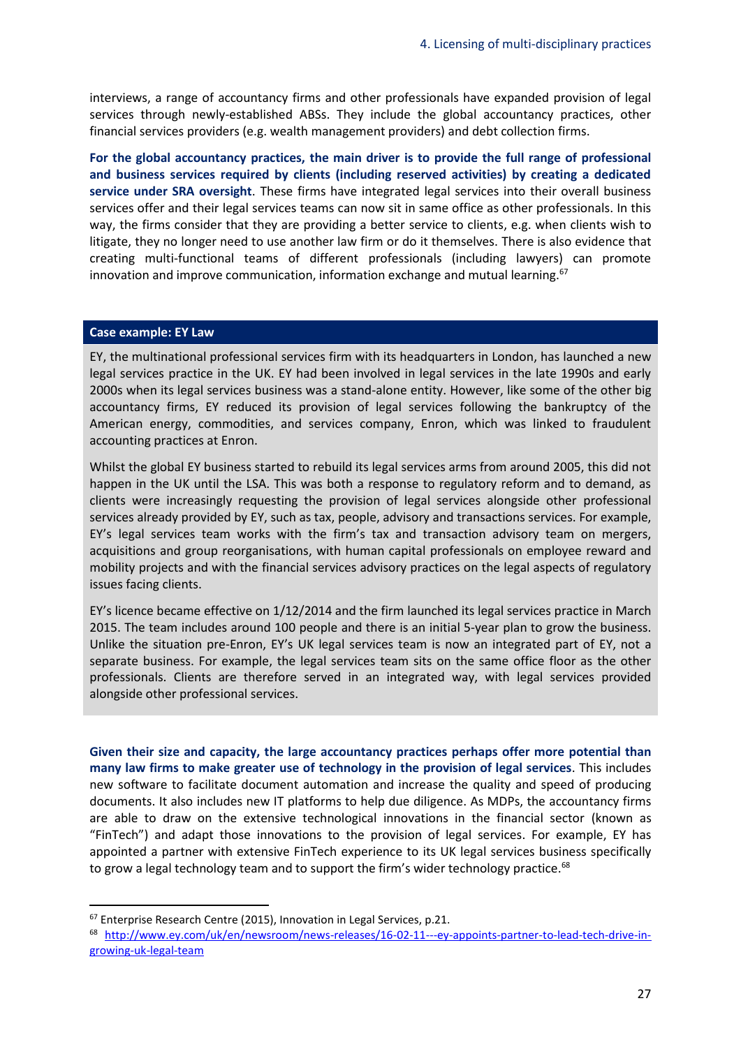interviews, a range of accountancy firms and other professionals have expanded provision of legal services through newly-established ABSs. They include the global accountancy practices, other financial services providers (e.g. wealth management providers) and debt collection firms.

**For the global accountancy practices, the main driver is to provide the full range of professional and business services required by clients (including reserved activities) by creating a dedicated service under SRA oversight**. These firms have integrated legal services into their overall business services offer and their legal services teams can now sit in same office as other professionals. In this way, the firms consider that they are providing a better service to clients, e.g. when clients wish to litigate, they no longer need to use another law firm or do it themselves. There is also evidence that creating multi-functional teams of different professionals (including lawyers) can promote innovation and improve communication, information exchange and mutual learning.[67]

**Case example: EY Law**

EY, the multinational professional services firm with its headquarters in London, has launched a new legal services practice in the UK. EY had been involved in legal services in the late 1990s and early 2000s when its legal services business was a stand-alone entity. However, like some of the other big accountancy firms, EY reduced its provision of legal services following the bankruptcy of the American energy, commodities, and services company, Enron, which was linked to fraudulent accounting practices at Enron.

Whilst the global EY business started to rebuild its legal services arms from around 2005, this did not happen in the UK until the LSA. This was both a response to regulatory reform and to demand, as clients were increasingly requesting the provision of legal services alongside other professional services already provided by EY, such as tax, people, advisory and transactions services. For example, EY's legal services team works with the firm's tax and transaction advisory team on mergers, acquisitions and group reorganisations, with human capital professionals on employee reward and mobility projects and with the financial services advisory practices on the legal aspects of regulatory issues facing clients.

EY's licence became effective on 1/12/2014 and the firm launched its legal services practice in March 2015. The team includes around 100 people and there is an initial 5-year plan to grow the business. Unlike the situation pre-Enron, EY's UK legal services team is now an integrated part of EY, not a separate business. For example, the legal services team sits on the same office floor as the other professionals. Clients are therefore served in an integrated way, with legal services provided alongside other professional services.

**Given their size and capacity, the large accountancy practices perhaps offer more potential than many law firms to make greater use of technology in the provision of legal services**. This includes new software to facilitate document automation and increase the quality and speed of producing documents. It also includes new IT platforms to help due diligence. As MDPs, the accountancy firms are able to draw on the extensive technological innovations in the financial sector (known as "FinTech") and adapt those innovations to the provision of legal services. For example, EY has appointed a partner with extensive FinTech experience to its UK legal services business specifically to grow a legal technology team and to support the firm's wider technology practice.[68]

---

[67] Enterprise Research Centre (2015), Innovation in Legal Services, p.21.

[68] http://www.ey.com/uk/en/newsroom/news-releases/16-02-11---ey-appoints-partner-to-lead-tech-drive-in-growing-uk-legal-team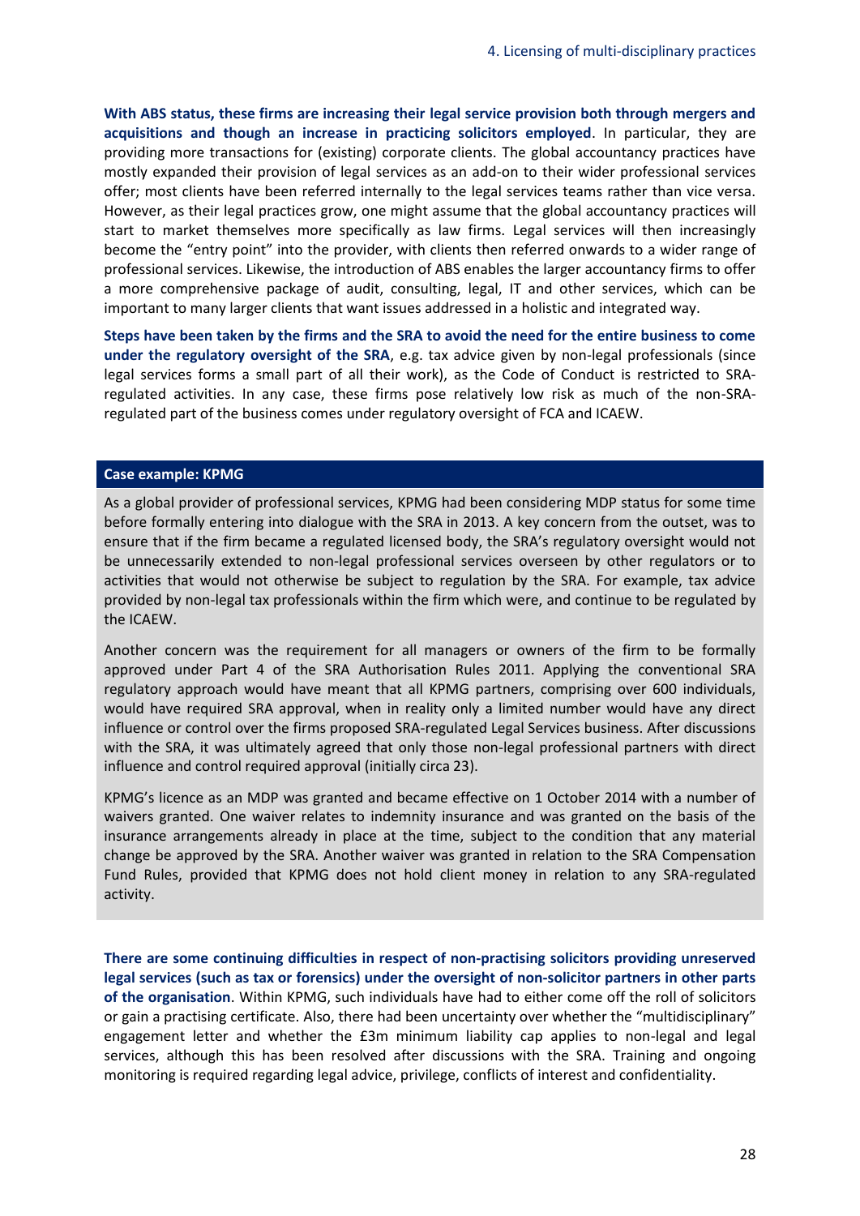**With ABS status, these firms are increasing their legal service provision both through mergers and acquisitions and though an increase in practicing solicitors employed**. In particular, they are providing more transactions for (existing) corporate clients. The global accountancy practices have mostly expanded their provision of legal services as an add-on to their wider professional services offer; most clients have been referred internally to the legal services teams rather than vice versa. However, as their legal practices grow, one might assume that the global accountancy practices will start to market themselves more specifically as law firms. Legal services will then increasingly become the "entry point" into the provider, with clients then referred onwards to a wider range of professional services. Likewise, the introduction of ABS enables the larger accountancy firms to offer a more comprehensive package of audit, consulting, legal, IT and other services, which can be important to many larger clients that want issues addressed in a holistic and integrated way.

**Steps have been taken by the firms and the SRA to avoid the need for the entire business to come under the regulatory oversight of the SRA**, e.g. tax advice given by non-legal professionals (since legal services forms a small part of all their work), as the Code of Conduct is restricted to SRA-regulated activities. In any case, these firms pose relatively low risk as much of the non-SRA-regulated part of the business comes under regulatory oversight of FCA and ICAEW.

**Case example: KPMG**

As a global provider of professional services, KPMG had been considering MDP status for some time before formally entering into dialogue with the SRA in 2013. A key concern from the outset, was to ensure that if the firm became a regulated licensed body, the SRA's regulatory oversight would not be unnecessarily extended to non-legal professional services overseen by other regulators or to activities that would not otherwise be subject to regulation by the SRA. For example, tax advice provided by non-legal tax professionals within the firm which were, and continue to be regulated by the ICAEW.

Another concern was the requirement for all managers or owners of the firm to be formally approved under Part 4 of the SRA Authorisation Rules 2011. Applying the conventional SRA regulatory approach would have meant that all KPMG partners, comprising over 600 individuals, would have required SRA approval, when in reality only a limited number would have any direct influence or control over the firms proposed SRA-regulated Legal Services business. After discussions with the SRA, it was ultimately agreed that only those non-legal professional partners with direct influence and control required approval (initially circa 23).

KPMG's licence as an MDP was granted and became effective on 1 October 2014 with a number of waivers granted. One waiver relates to indemnity insurance and was granted on the basis of the insurance arrangements already in place at the time, subject to the condition that any material change be approved by the SRA. Another waiver was granted in relation to the SRA Compensation Fund Rules, provided that KPMG does not hold client money in relation to any SRA-regulated activity.

**There are some continuing difficulties in respect of non-practising solicitors providing unreserved legal services (such as tax or forensics) under the oversight of non-solicitor partners in other parts of the organisation**. Within KPMG, such individuals have had to either come off the roll of solicitors or gain a practising certificate. Also, there had been uncertainty over whether the "multidisciplinary" engagement letter and whether the £3m minimum liability cap applies to non-legal and legal services, although this has been resolved after discussions with the SRA. Training and ongoing monitoring is required regarding legal advice, privilege, conflicts of interest and confidentiality.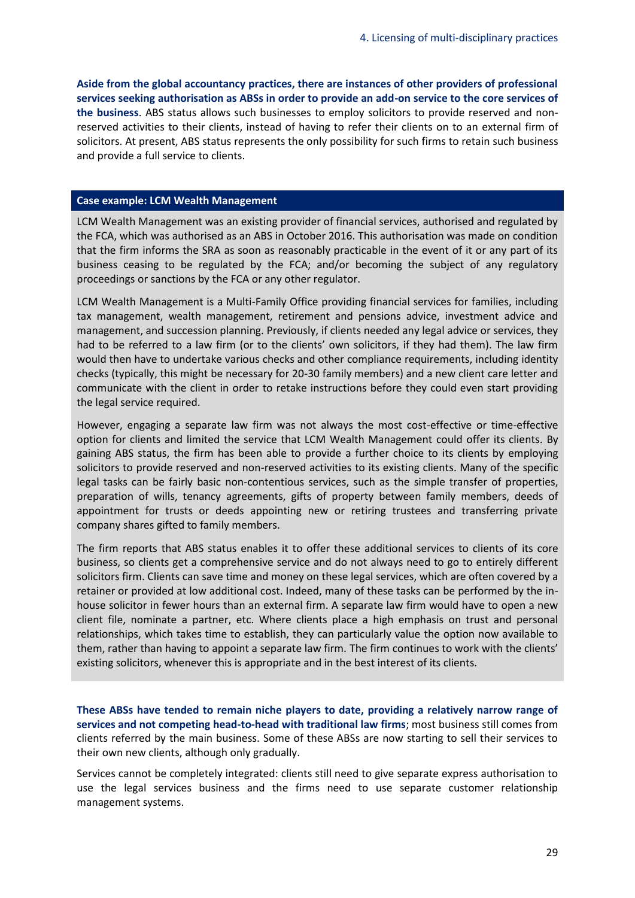**Aside from the global accountancy practices, there are instances of other providers of professional services seeking authorisation as ABSs in order to provide an add-on service to the core services of the business**. ABS status allows such businesses to employ solicitors to provide reserved and non-reserved activities to their clients, instead of having to refer their clients on to an external firm of solicitors. At present, ABS status represents the only possibility for such firms to retain such business and provide a full service to clients.

**Case example: LCM Wealth Management**

LCM Wealth Management was an existing provider of financial services, authorised and regulated by the FCA, which was authorised as an ABS in October 2016. This authorisation was made on condition that the firm informs the SRA as soon as reasonably practicable in the event of it or any part of its business ceasing to be regulated by the FCA; and/or becoming the subject of any regulatory proceedings or sanctions by the FCA or any other regulator.

LCM Wealth Management is a Multi-Family Office providing financial services for families, including tax management, wealth management, retirement and pensions advice, investment advice and management, and succession planning. Previously, if clients needed any legal advice or services, they had to be referred to a law firm (or to the clients' own solicitors, if they had them). The law firm would then have to undertake various checks and other compliance requirements, including identity checks (typically, this might be necessary for 20-30 family members) and a new client care letter and communicate with the client in order to retake instructions before they could even start providing the legal service required.

However, engaging a separate law firm was not always the most cost-effective or time-effective option for clients and limited the service that LCM Wealth Management could offer its clients. By gaining ABS status, the firm has been able to provide a further choice to its clients by employing solicitors to provide reserved and non-reserved activities to its existing clients. Many of the specific legal tasks can be fairly basic non-contentious services, such as the simple transfer of properties, preparation of wills, tenancy agreements, gifts of property between family members, deeds of appointment for trusts or deeds appointing new or retiring trustees and transferring private company shares gifted to family members.

The firm reports that ABS status enables it to offer these additional services to clients of its core business, so clients get a comprehensive service and do not always need to go to entirely different solicitors firm. Clients can save time and money on these legal services, which are often covered by a retainer or provided at low additional cost. Indeed, many of these tasks can be performed by the in-house solicitor in fewer hours than an external firm. A separate law firm would have to open a new client file, nominate a partner, etc. Where clients place a high emphasis on trust and personal relationships, which takes time to establish, they can particularly value the option now available to them, rather than having to appoint a separate law firm. The firm continues to work with the clients' existing solicitors, whenever this is appropriate and in the best interest of its clients.

**These ABSs have tended to remain niche players to date, providing a relatively narrow range of services and not competing head-to-head with traditional law firms**; most business still comes from clients referred by the main business. Some of these ABSs are now starting to sell their services to their own new clients, although only gradually.

Services cannot be completely integrated: clients still need to give separate express authorisation to use the legal services business and the firms need to use separate customer relationship management systems.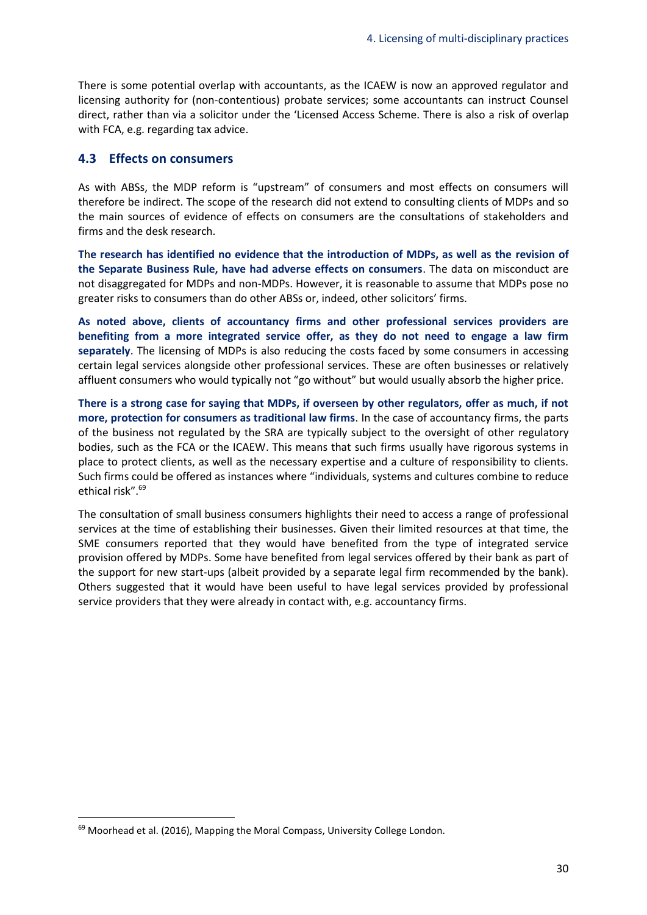There is some potential overlap with accountants, as the ICAEW is now an approved regulator and licensing authority for (non-contentious) probate services; some accountants can instruct Counsel direct, rather than via a solicitor under the 'Licensed Access Scheme. There is also a risk of overlap with FCA, e.g. regarding tax advice.

## 4.3 Effects on consumers

As with ABSs, the MDP reform is "upstream" of consumers and most effects on consumers will therefore be indirect. The scope of the research did not extend to consulting clients of MDPs and so the main sources of evidence of effects on consumers are the consultations of stakeholders and firms and the desk research.

**The research has identified no evidence that the introduction of MDPs, as well as the revision of the Separate Business Rule, have had adverse effects on consumers**. The data on misconduct are not disaggregated for MDPs and non-MDPs. However, it is reasonable to assume that MDPs pose no greater risks to consumers than do other ABSs or, indeed, other solicitors' firms.

**As noted above, clients of accountancy firms and other professional services providers are benefiting from a more integrated service offer, as they do not need to engage a law firm separately**. The licensing of MDPs is also reducing the costs faced by some consumers in accessing certain legal services alongside other professional services. These are often businesses or relatively affluent consumers who would typically not "go without" but would usually absorb the higher price.

**There is a strong case for saying that MDPs, if overseen by other regulators, offer as much, if not more, protection for consumers as traditional law firms**. In the case of accountancy firms, the parts of the business not regulated by the SRA are typically subject to the oversight of other regulatory bodies, such as the FCA or the ICAEW. This means that such firms usually have rigorous systems in place to protect clients, as well as the necessary expertise and a culture of responsibility to clients. Such firms could be offered as instances where "individuals, systems and cultures combine to reduce ethical risk".[69]

The consultation of small business consumers highlights their need to access a range of professional services at the time of establishing their businesses. Given their limited resources at that time, the SME consumers reported that they would have benefited from the type of integrated service provision offered by MDPs. Some have benefited from legal services offered by their bank as part of the support for new start-ups (albeit provided by a separate legal firm recommended by the bank). Others suggested that it would have been useful to have legal services provided by professional service providers that they were already in contact with, e.g. accountancy firms.

---

[69] Moorhead et al. (2016), Mapping the Moral Compass, University College London.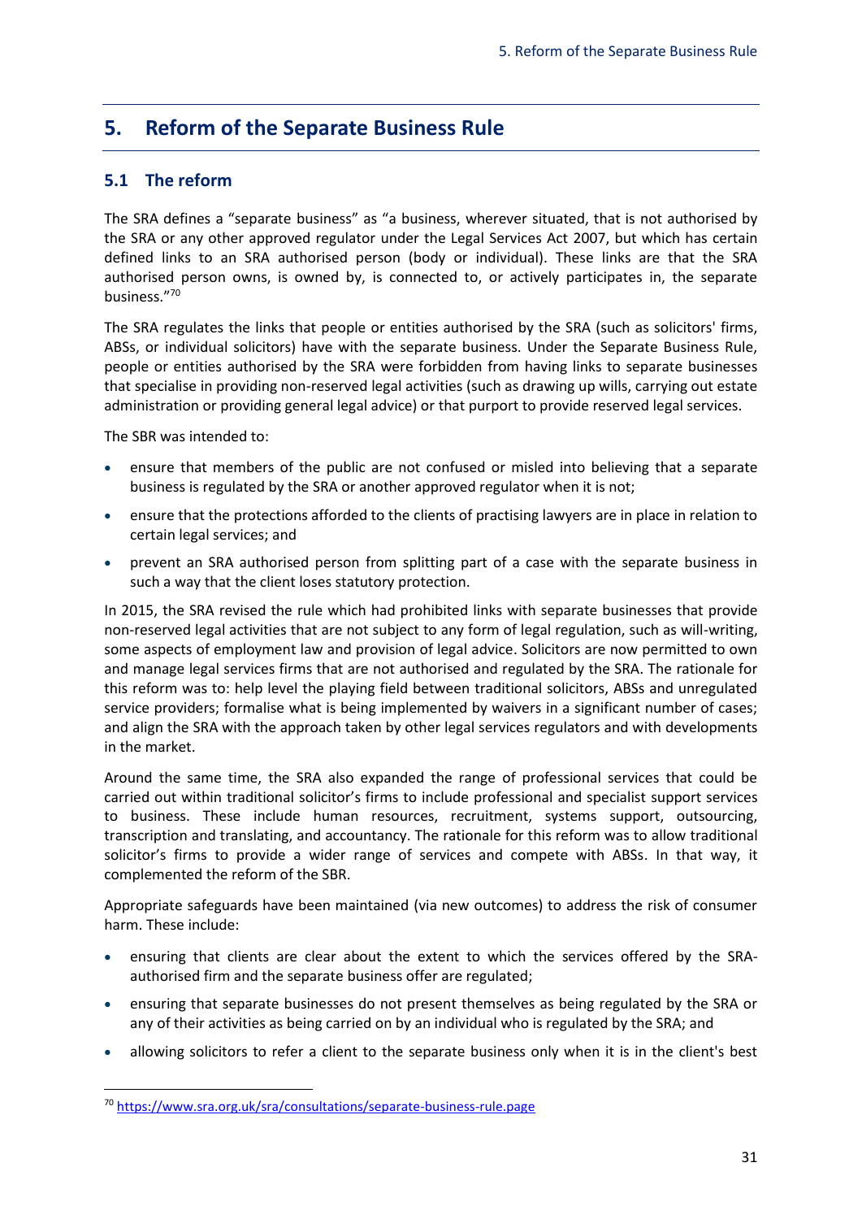# 5. Reform of the Separate Business Rule

## 5.1 The reform

The SRA defines a "separate business" as "a business, wherever situated, that is not authorised by the SRA or any other approved regulator under the Legal Services Act 2007, but which has certain defined links to an SRA authorised person (body or individual). These links are that the SRA authorised person owns, is owned by, is connected to, or actively participates in, the separate business."[70]

The SRA regulates the links that people or entities authorised by the SRA (such as solicitors' firms, ABSs, or individual solicitors) have with the separate business. Under the Separate Business Rule, people or entities authorised by the SRA were forbidden from having links to separate businesses that specialise in providing non-reserved legal activities (such as drawing up wills, carrying out estate administration or providing general legal advice) or that purport to provide reserved legal services.

The SBR was intended to:

- ensure that members of the public are not confused or misled into believing that a separate business is regulated by the SRA or another approved regulator when it is not;
- ensure that the protections afforded to the clients of practising lawyers are in place in relation to certain legal services; and
- prevent an SRA authorised person from splitting part of a case with the separate business in such a way that the client loses statutory protection.

In 2015, the SRA revised the rule which had prohibited links with separate businesses that provide non-reserved legal activities that are not subject to any form of legal regulation, such as will-writing, some aspects of employment law and provision of legal advice. Solicitors are now permitted to own and manage legal services firms that are not authorised and regulated by the SRA. The rationale for this reform was to: help level the playing field between traditional solicitors, ABSs and unregulated service providers; formalise what is being implemented by waivers in a significant number of cases; and align the SRA with the approach taken by other legal services regulators and with developments in the market.

Around the same time, the SRA also expanded the range of professional services that could be carried out within traditional solicitor's firms to include professional and specialist support services to business. These include human resources, recruitment, systems support, outsourcing, transcription and translating, and accountancy. The rationale for this reform was to allow traditional solicitor's firms to provide a wider range of services and compete with ABSs. In that way, it complemented the reform of the SBR.

Appropriate safeguards have been maintained (via new outcomes) to address the risk of consumer harm. These include:

- ensuring that clients are clear about the extent to which the services offered by the SRA-authorised firm and the separate business offer are regulated;
- ensuring that separate businesses do not present themselves as being regulated by the SRA or any of their activities as being carried on by an individual who is regulated by the SRA; and
- allowing solicitors to refer a client to the separate business only when it is in the client's best

[70] https://www.sra.org.uk/sra/consultations/separate-business-rule.page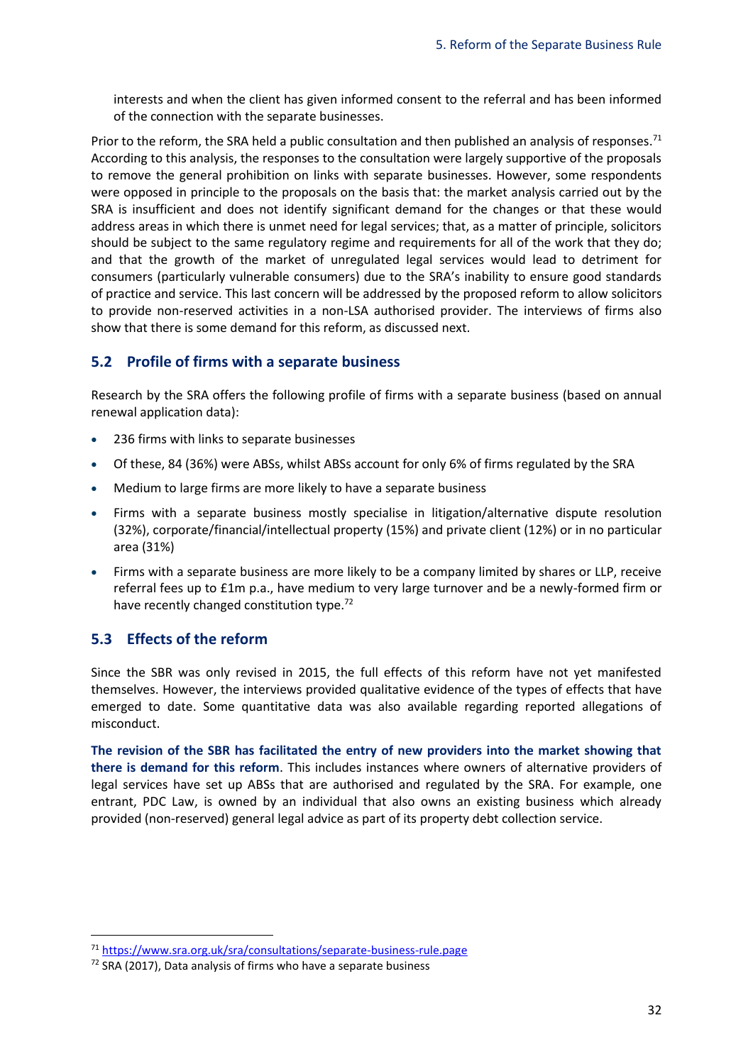interests and when the client has given informed consent to the referral and has been informed of the connection with the separate businesses.

Prior to the reform, the SRA held a public consultation and then published an analysis of responses.[71] According to this analysis, the responses to the consultation were largely supportive of the proposals to remove the general prohibition on links with separate businesses. However, some respondents were opposed in principle to the proposals on the basis that: the market analysis carried out by the SRA is insufficient and does not identify significant demand for the changes or that these would address areas in which there is unmet need for legal services; that, as a matter of principle, solicitors should be subject to the same regulatory regime and requirements for all of the work that they do; and that the growth of the market of unregulated legal services would lead to detriment for consumers (particularly vulnerable consumers) due to the SRA's inability to ensure good standards of practice and service. This last concern will be addressed by the proposed reform to allow solicitors to provide non-reserved activities in a non-LSA authorised provider. The interviews of firms also show that there is some demand for this reform, as discussed next.

## 5.2 Profile of firms with a separate business

Research by the SRA offers the following profile of firms with a separate business (based on annual renewal application data):

- 236 firms with links to separate businesses
- Of these, 84 (36%) were ABSs, whilst ABSs account for only 6% of firms regulated by the SRA
- Medium to large firms are more likely to have a separate business
- Firms with a separate business mostly specialise in litigation/alternative dispute resolution (32%), corporate/financial/intellectual property (15%) and private client (12%) or in no particular area (31%)
- Firms with a separate business are more likely to be a company limited by shares or LLP, receive referral fees up to £1m p.a., have medium to very large turnover and be a newly-formed firm or have recently changed constitution type.[72]

## 5.3 Effects of the reform

Since the SBR was only revised in 2015, the full effects of this reform have not yet manifested themselves. However, the interviews provided qualitative evidence of the types of effects that have emerged to date. Some quantitative data was also available regarding reported allegations of misconduct.

**The revision of the SBR has facilitated the entry of new providers into the market showing that there is demand for this reform**. This includes instances where owners of alternative providers of legal services have set up ABSs that are authorised and regulated by the SRA. For example, one entrant, PDC Law, is owned by an individual that also owns an existing business which already provided (non-reserved) general legal advice as part of its property debt collection service.

---

[71] https://www.sra.org.uk/sra/consultations/separate-business-rule.page

[72] SRA (2017), Data analysis of firms who have a separate business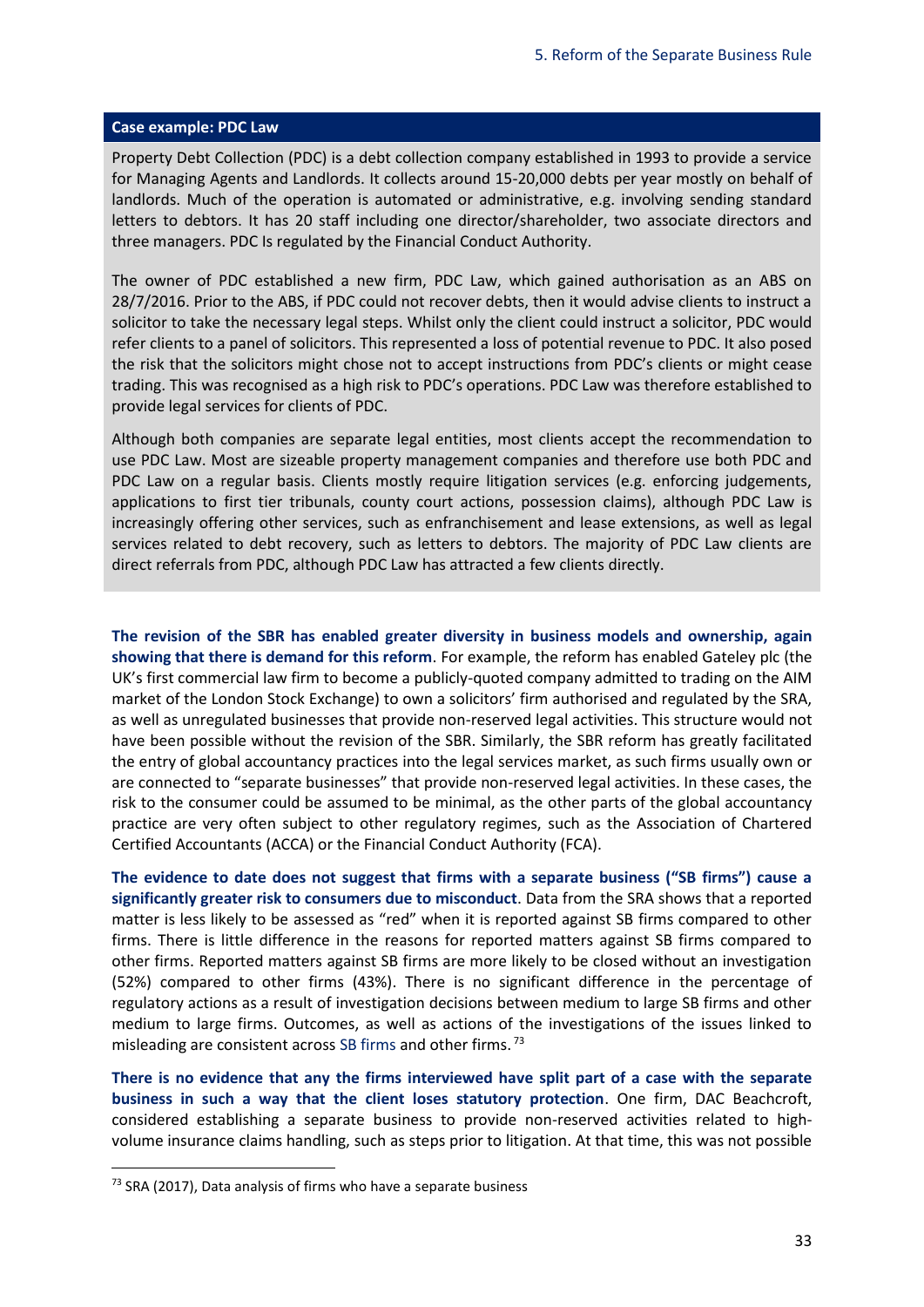**Case example: PDC Law**

Property Debt Collection (PDC) is a debt collection company established in 1993 to provide a service for Managing Agents and Landlords. It collects around 15-20,000 debts per year mostly on behalf of landlords. Much of the operation is automated or administrative, e.g. involving sending standard letters to debtors. It has 20 staff including one director/shareholder, two associate directors and three managers. PDC Is regulated by the Financial Conduct Authority.

The owner of PDC established a new firm, PDC Law, which gained authorisation as an ABS on 28/7/2016. Prior to the ABS, if PDC could not recover debts, then it would advise clients to instruct a solicitor to take the necessary legal steps. Whilst only the client could instruct a solicitor, PDC would refer clients to a panel of solicitors. This represented a loss of potential revenue to PDC. It also posed the risk that the solicitors might chose not to accept instructions from PDC's clients or might cease trading. This was recognised as a high risk to PDC's operations. PDC Law was therefore established to provide legal services for clients of PDC.

Although both companies are separate legal entities, most clients accept the recommendation to use PDC Law. Most are sizeable property management companies and therefore use both PDC and PDC Law on a regular basis. Clients mostly require litigation services (e.g. enforcing judgements, applications to first tier tribunals, county court actions, possession claims), although PDC Law is increasingly offering other services, such as enfranchisement and lease extensions, as well as legal services related to debt recovery, such as letters to debtors. The majority of PDC Law clients are direct referrals from PDC, although PDC Law has attracted a few clients directly.

**The revision of the SBR has enabled greater diversity in business models and ownership, again showing that there is demand for this reform**. For example, the reform has enabled Gateley plc (the UK's first commercial law firm to become a publicly-quoted company admitted to trading on the AIM market of the London Stock Exchange) to own a solicitors' firm authorised and regulated by the SRA, as well as unregulated businesses that provide non-reserved legal activities. This structure would not have been possible without the revision of the SBR. Similarly, the SBR reform has greatly facilitated the entry of global accountancy practices into the legal services market, as such firms usually own or are connected to "separate businesses" that provide non-reserved legal activities. In these cases, the risk to the consumer could be assumed to be minimal, as the other parts of the global accountancy practice are very often subject to other regulatory regimes, such as the Association of Chartered Certified Accountants (ACCA) or the Financial Conduct Authority (FCA).

**The evidence to date does not suggest that firms with a separate business ("SB firms") cause a significantly greater risk to consumers due to misconduct**. Data from the SRA shows that a reported matter is less likely to be assessed as "red" when it is reported against SB firms compared to other firms. There is little difference in the reasons for reported matters against SB firms compared to other firms. Reported matters against SB firms are more likely to be closed without an investigation (52%) compared to other firms (43%). There is no significant difference in the percentage of regulatory actions as a result of investigation decisions between medium to large SB firms and other medium to large firms. Outcomes, as well as actions of the investigations of the issues linked to misleading are consistent across SB firms and other firms.[73]

**There is no evidence that any the firms interviewed have split part of a case with the separate business in such a way that the client loses statutory protection**. One firm, DAC Beachcroft, considered establishing a separate business to provide non-reserved activities related to high-volume insurance claims handling, such as steps prior to litigation. At that time, this was not possible

[73] SRA (2017), Data analysis of firms who have a separate business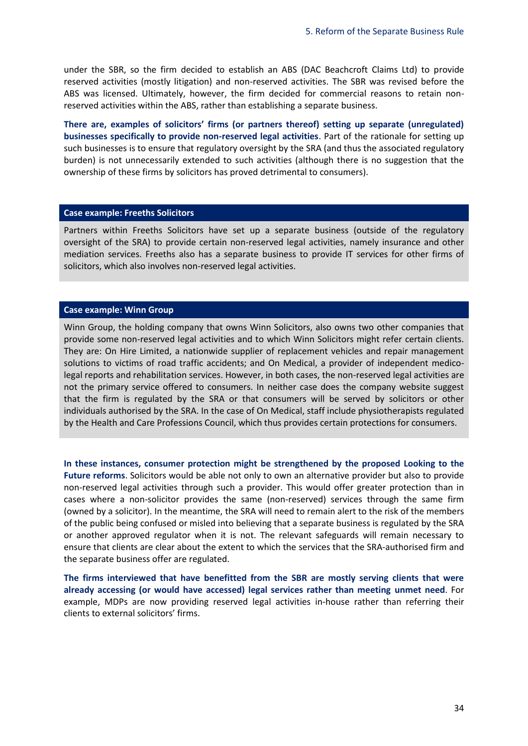under the SBR, so the firm decided to establish an ABS (DAC Beachcroft Claims Ltd) to provide reserved activities (mostly litigation) and non-reserved activities. The SBR was revised before the ABS was licensed. Ultimately, however, the firm decided for commercial reasons to retain non-reserved activities within the ABS, rather than establishing a separate business.

**There are, examples of solicitors' firms (or partners thereof) setting up separate (unregulated) businesses specifically to provide non-reserved legal activities**. Part of the rationale for setting up such businesses is to ensure that regulatory oversight by the SRA (and thus the associated regulatory burden) is not unnecessarily extended to such activities (although there is no suggestion that the ownership of these firms by solicitors has proved detrimental to consumers).

**Case example: Freeths Solicitors**

Partners within Freeths Solicitors have set up a separate business (outside of the regulatory oversight of the SRA) to provide certain non-reserved legal activities, namely insurance and other mediation services. Freeths also has a separate business to provide IT services for other firms of solicitors, which also involves non-reserved legal activities.

**Case example: Winn Group**

Winn Group, the holding company that owns Winn Solicitors, also owns two other companies that provide some non-reserved legal activities and to which Winn Solicitors might refer certain clients. They are: On Hire Limited, a nationwide supplier of replacement vehicles and repair management solutions to victims of road traffic accidents; and On Medical, a provider of independent medico-legal reports and rehabilitation services. However, in both cases, the non-reserved legal activities are not the primary service offered to consumers. In neither case does the company website suggest that the firm is regulated by the SRA or that consumers will be served by solicitors or other individuals authorised by the SRA. In the case of On Medical, staff include physiotherapists regulated by the Health and Care Professions Council, which thus provides certain protections for consumers.

**In these instances, consumer protection might be strengthened by the proposed Looking to the Future reforms**. Solicitors would be able not only to own an alternative provider but also to provide non-reserved legal activities through such a provider. This would offer greater protection than in cases where a non-solicitor provides the same (non-reserved) services through the same firm (owned by a solicitor). In the meantime, the SRA will need to remain alert to the risk of the members of the public being confused or misled into believing that a separate business is regulated by the SRA or another approved regulator when it is not. The relevant safeguards will remain necessary to ensure that clients are clear about the extent to which the services that the SRA-authorised firm and the separate business offer are regulated.

**The firms interviewed that have benefitted from the SBR are mostly serving clients that were already accessing (or would have accessed) legal services rather than meeting unmet need**. For example, MDPs are now providing reserved legal activities in-house rather than referring their clients to external solicitors' firms.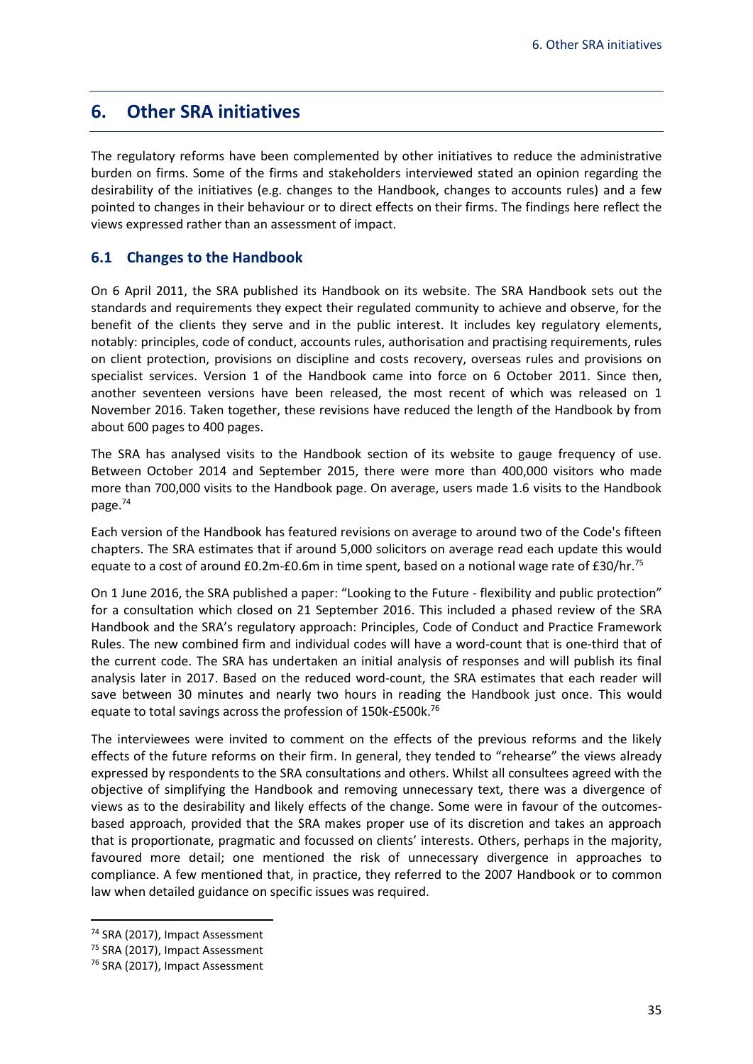# 6. Other SRA initiatives

The regulatory reforms have been complemented by other initiatives to reduce the administrative burden on firms. Some of the firms and stakeholders interviewed stated an opinion regarding the desirability of the initiatives (e.g. changes to the Handbook, changes to accounts rules) and a few pointed to changes in their behaviour or to direct effects on their firms. The findings here reflect the views expressed rather than an assessment of impact.

## 6.1 Changes to the Handbook

On 6 April 2011, the SRA published its Handbook on its website. The SRA Handbook sets out the standards and requirements they expect their regulated community to achieve and observe, for the benefit of the clients they serve and in the public interest. It includes key regulatory elements, notably: principles, code of conduct, accounts rules, authorisation and practising requirements, rules on client protection, provisions on discipline and costs recovery, overseas rules and provisions on specialist services. Version 1 of the Handbook came into force on 6 October 2011. Since then, another seventeen versions have been released, the most recent of which was released on 1 November 2016. Taken together, these revisions have reduced the length of the Handbook by from about 600 pages to 400 pages.

The SRA has analysed visits to the Handbook section of its website to gauge frequency of use. Between October 2014 and September 2015, there were more than 400,000 visitors who made more than 700,000 visits to the Handbook page. On average, users made 1.6 visits to the Handbook page.[74]

Each version of the Handbook has featured revisions on average to around two of the Code's fifteen chapters. The SRA estimates that if around 5,000 solicitors on average read each update this would equate to a cost of around £0.2m-£0.6m in time spent, based on a notional wage rate of £30/hr.[75]

On 1 June 2016, the SRA published a paper: "Looking to the Future - flexibility and public protection" for a consultation which closed on 21 September 2016. This included a phased review of the SRA Handbook and the SRA's regulatory approach: Principles, Code of Conduct and Practice Framework Rules. The new combined firm and individual codes will have a word-count that is one-third that of the current code. The SRA has undertaken an initial analysis of responses and will publish its final analysis later in 2017. Based on the reduced word-count, the SRA estimates that each reader will save between 30 minutes and nearly two hours in reading the Handbook just once. This would equate to total savings across the profession of 150k-£500k.[76]

The interviewees were invited to comment on the effects of the previous reforms and the likely effects of the future reforms on their firm. In general, they tended to "rehearse" the views already expressed by respondents to the SRA consultations and others. Whilst all consultees agreed with the objective of simplifying the Handbook and removing unnecessary text, there was a divergence of views as to the desirability and likely effects of the change. Some were in favour of the outcomes-based approach, provided that the SRA makes proper use of its discretion and takes an approach that is proportionate, pragmatic and focussed on clients' interests. Others, perhaps in the majority, favoured more detail; one mentioned the risk of unnecessary divergence in approaches to compliance. A few mentioned that, in practice, they referred to the 2007 Handbook or to common law when detailed guidance on specific issues was required.

[74] SRA (2017), Impact Assessment

[75] SRA (2017), Impact Assessment

[76] SRA (2017), Impact Assessment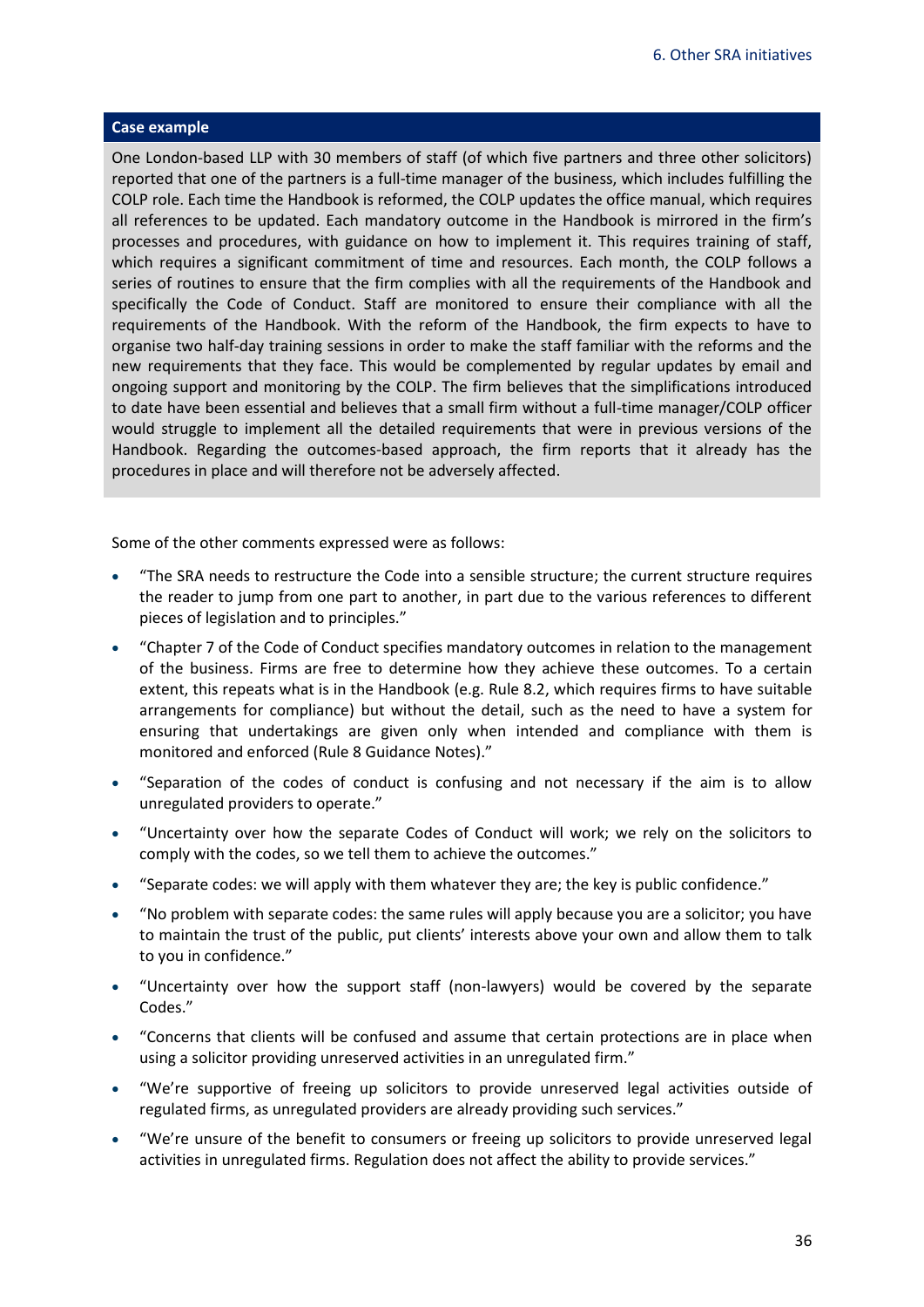**Case example**

One London-based LLP with 30 members of staff (of which five partners and three other solicitors) reported that one of the partners is a full-time manager of the business, which includes fulfilling the COLP role. Each time the Handbook is reformed, the COLP updates the office manual, which requires all references to be updated. Each mandatory outcome in the Handbook is mirrored in the firm's processes and procedures, with guidance on how to implement it. This requires training of staff, which requires a significant commitment of time and resources. Each month, the COLP follows a series of routines to ensure that the firm complies with all the requirements of the Handbook and specifically the Code of Conduct. Staff are monitored to ensure their compliance with all the requirements of the Handbook. With the reform of the Handbook, the firm expects to have to organise two half-day training sessions in order to make the staff familiar with the reforms and the new requirements that they face. This would be complemented by regular updates by email and ongoing support and monitoring by the COLP. The firm believes that the simplifications introduced to date have been essential and believes that a small firm without a full-time manager/COLP officer would struggle to implement all the detailed requirements that were in previous versions of the Handbook. Regarding the outcomes-based approach, the firm reports that it already has the procedures in place and will therefore not be adversely affected.

Some of the other comments expressed were as follows:

- "The SRA needs to restructure the Code into a sensible structure; the current structure requires the reader to jump from one part to another, in part due to the various references to different pieces of legislation and to principles."
- "Chapter 7 of the Code of Conduct specifies mandatory outcomes in relation to the management of the business. Firms are free to determine how they achieve these outcomes. To a certain extent, this repeats what is in the Handbook (e.g. Rule 8.2, which requires firms to have suitable arrangements for compliance) but without the detail, such as the need to have a system for ensuring that undertakings are given only when intended and compliance with them is monitored and enforced (Rule 8 Guidance Notes)."
- "Separation of the codes of conduct is confusing and not necessary if the aim is to allow unregulated providers to operate."
- "Uncertainty over how the separate Codes of Conduct will work; we rely on the solicitors to comply with the codes, so we tell them to achieve the outcomes."
- "Separate codes: we will apply with them whatever they are; the key is public confidence."
- "No problem with separate codes: the same rules will apply because you are a solicitor; you have to maintain the trust of the public, put clients' interests above your own and allow them to talk to you in confidence."
- "Uncertainty over how the support staff (non-lawyers) would be covered by the separate Codes."
- "Concerns that clients will be confused and assume that certain protections are in place when using a solicitor providing unreserved activities in an unregulated firm."
- "We're supportive of freeing up solicitors to provide unreserved legal activities outside of regulated firms, as unregulated providers are already providing such services."
- "We're unsure of the benefit to consumers or freeing up solicitors to provide unreserved legal activities in unregulated firms. Regulation does not affect the ability to provide services."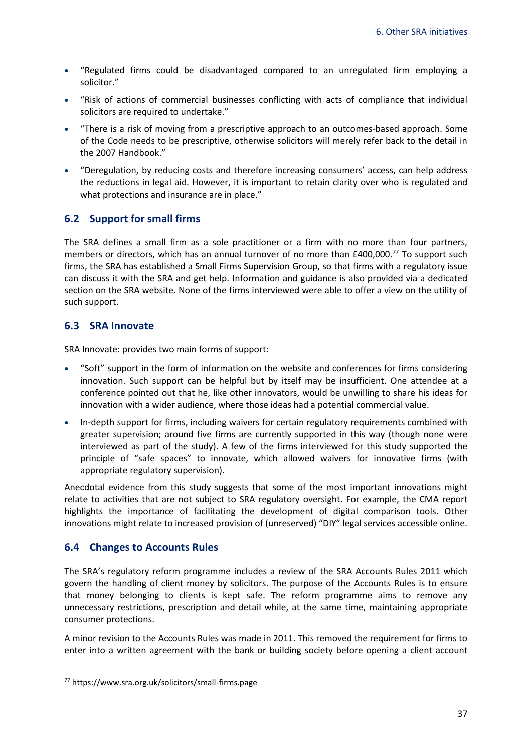- "Regulated firms could be disadvantaged compared to an unregulated firm employing a solicitor."
- "Risk of actions of commercial businesses conflicting with acts of compliance that individual solicitors are required to undertake."
- "There is a risk of moving from a prescriptive approach to an outcomes-based approach. Some of the Code needs to be prescriptive, otherwise solicitors will merely refer back to the detail in the 2007 Handbook."
- "Deregulation, by reducing costs and therefore increasing consumers' access, can help address the reductions in legal aid. However, it is important to retain clarity over who is regulated and what protections and insurance are in place."

## 6.2 Support for small firms

The SRA defines a small firm as a sole practitioner or a firm with no more than four partners, members or directors, which has an annual turnover of no more than £400,000.[77] To support such firms, the SRA has established a Small Firms Supervision Group, so that firms with a regulatory issue can discuss it with the SRA and get help. Information and guidance is also provided via a dedicated section on the SRA website. None of the firms interviewed were able to offer a view on the utility of such support.

## 6.3 SRA Innovate

SRA Innovate: provides two main forms of support:

- "Soft" support in the form of information on the website and conferences for firms considering innovation. Such support can be helpful but by itself may be insufficient. One attendee at a conference pointed out that he, like other innovators, would be unwilling to share his ideas for innovation with a wider audience, where those ideas had a potential commercial value.
- In-depth support for firms, including waivers for certain regulatory requirements combined with greater supervision; around five firms are currently supported in this way (though none were interviewed as part of the study). A few of the firms interviewed for this study supported the principle of "safe spaces" to innovate, which allowed waivers for innovative firms (with appropriate regulatory supervision).

Anecdotal evidence from this study suggests that some of the most important innovations might relate to activities that are not subject to SRA regulatory oversight. For example, the CMA report highlights the importance of facilitating the development of digital comparison tools. Other innovations might relate to increased provision of (unreserved) "DIY" legal services accessible online.

## 6.4 Changes to Accounts Rules

The SRA's regulatory reform programme includes a review of the SRA Accounts Rules 2011 which govern the handling of client money by solicitors. The purpose of the Accounts Rules is to ensure that money belonging to clients is kept safe. The reform programme aims to remove any unnecessary restrictions, prescription and detail while, at the same time, maintaining appropriate consumer protections.

A minor revision to the Accounts Rules was made in 2011. This removed the requirement for firms to enter into a written agreement with the bank or building society before opening a client account

[77] https://www.sra.org.uk/solicitors/small-firms.page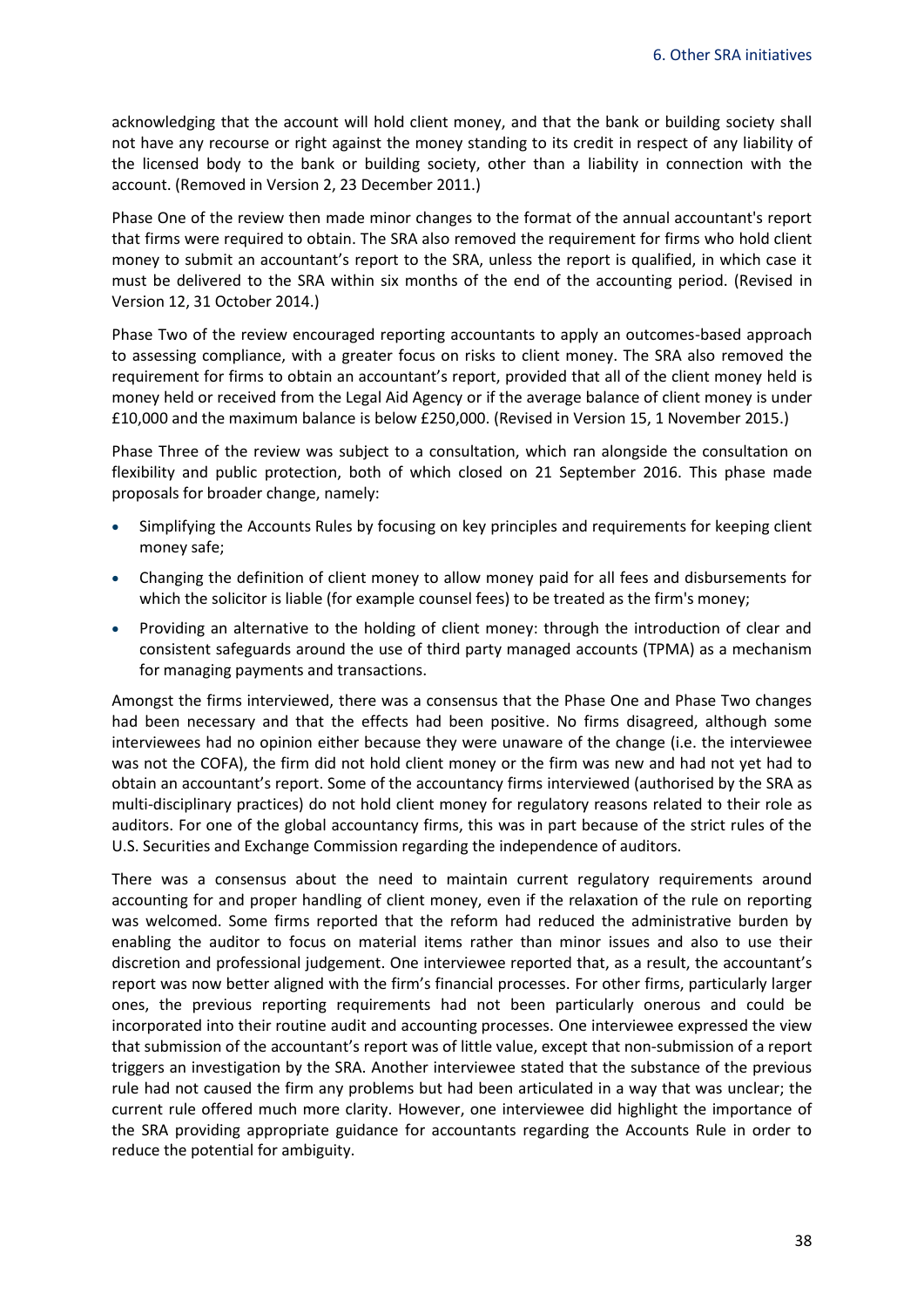acknowledging that the account will hold client money, and that the bank or building society shall not have any recourse or right against the money standing to its credit in respect of any liability of the licensed body to the bank or building society, other than a liability in connection with the account. (Removed in Version 2, 23 December 2011.)

Phase One of the review then made minor changes to the format of the annual accountant's report that firms were required to obtain. The SRA also removed the requirement for firms who hold client money to submit an accountant's report to the SRA, unless the report is qualified, in which case it must be delivered to the SRA within six months of the end of the accounting period. (Revised in Version 12, 31 October 2014.)

Phase Two of the review encouraged reporting accountants to apply an outcomes-based approach to assessing compliance, with a greater focus on risks to client money. The SRA also removed the requirement for firms to obtain an accountant's report, provided that all of the client money held is money held or received from the Legal Aid Agency or if the average balance of client money is under £10,000 and the maximum balance is below £250,000. (Revised in Version 15, 1 November 2015.)

Phase Three of the review was subject to a consultation, which ran alongside the consultation on flexibility and public protection, both of which closed on 21 September 2016. This phase made proposals for broader change, namely:

- Simplifying the Accounts Rules by focusing on key principles and requirements for keeping client money safe;
- Changing the definition of client money to allow money paid for all fees and disbursements for which the solicitor is liable (for example counsel fees) to be treated as the firm's money;
- Providing an alternative to the holding of client money: through the introduction of clear and consistent safeguards around the use of third party managed accounts (TPMA) as a mechanism for managing payments and transactions.

Amongst the firms interviewed, there was a consensus that the Phase One and Phase Two changes had been necessary and that the effects had been positive. No firms disagreed, although some interviewees had no opinion either because they were unaware of the change (i.e. the interviewee was not the COFA), the firm did not hold client money or the firm was new and had not yet had to obtain an accountant's report. Some of the accountancy firms interviewed (authorised by the SRA as multi-disciplinary practices) do not hold client money for regulatory reasons related to their role as auditors. For one of the global accountancy firms, this was in part because of the strict rules of the U.S. Securities and Exchange Commission regarding the independence of auditors.

There was a consensus about the need to maintain current regulatory requirements around accounting for and proper handling of client money, even if the relaxation of the rule on reporting was welcomed. Some firms reported that the reform had reduced the administrative burden by enabling the auditor to focus on material items rather than minor issues and also to use their discretion and professional judgement. One interviewee reported that, as a result, the accountant's report was now better aligned with the firm's financial processes. For other firms, particularly larger ones, the previous reporting requirements had not been particularly onerous and could be incorporated into their routine audit and accounting processes. One interviewee expressed the view that submission of the accountant's report was of little value, except that non-submission of a report triggers an investigation by the SRA. Another interviewee stated that the substance of the previous rule had not caused the firm any problems but had been articulated in a way that was unclear; the current rule offered much more clarity. However, one interviewee did highlight the importance of the SRA providing appropriate guidance for accountants regarding the Accounts Rule in order to reduce the potential for ambiguity.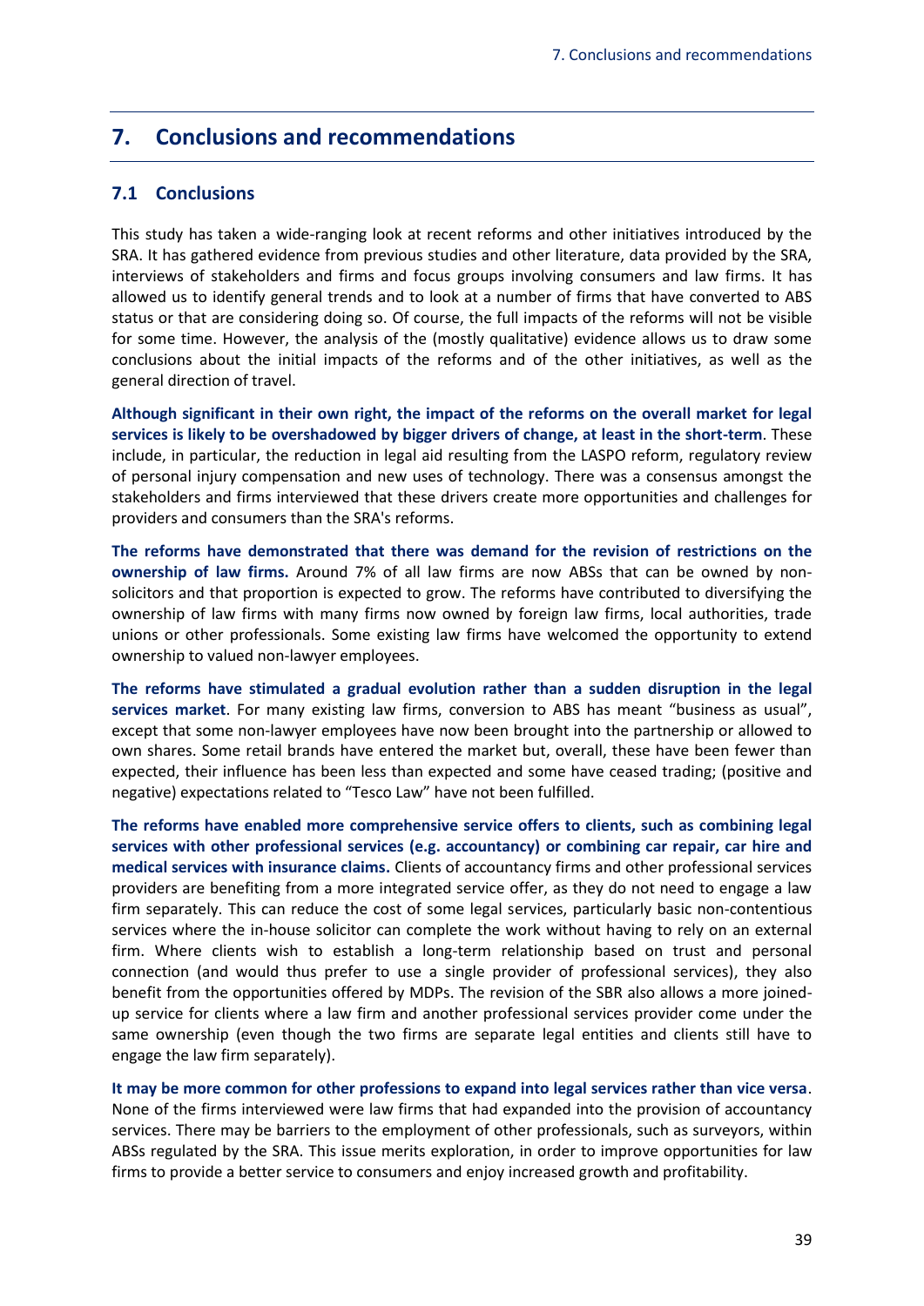# 7. Conclusions and recommendations

## 7.1 Conclusions

This study has taken a wide-ranging look at recent reforms and other initiatives introduced by the SRA. It has gathered evidence from previous studies and other literature, data provided by the SRA, interviews of stakeholders and firms and focus groups involving consumers and law firms. It has allowed us to identify general trends and to look at a number of firms that have converted to ABS status or that are considering doing so. Of course, the full impacts of the reforms will not be visible for some time. However, the analysis of the (mostly qualitative) evidence allows us to draw some conclusions about the initial impacts of the reforms and of the other initiatives, as well as the general direction of travel.

**Although significant in their own right, the impact of the reforms on the overall market for legal services is likely to be overshadowed by bigger drivers of change, at least in the short-term**. These include, in particular, the reduction in legal aid resulting from the LASPO reform, regulatory review of personal injury compensation and new uses of technology. There was a consensus amongst the stakeholders and firms interviewed that these drivers create more opportunities and challenges for providers and consumers than the SRA's reforms.

**The reforms have demonstrated that there was demand for the revision of restrictions on the ownership of law firms.** Around 7% of all law firms are now ABSs that can be owned by non-solicitors and that proportion is expected to grow. The reforms have contributed to diversifying the ownership of law firms with many firms now owned by foreign law firms, local authorities, trade unions or other professionals. Some existing law firms have welcomed the opportunity to extend ownership to valued non-lawyer employees.

**The reforms have stimulated a gradual evolution rather than a sudden disruption in the legal services market**. For many existing law firms, conversion to ABS has meant "business as usual", except that some non-lawyer employees have now been brought into the partnership or allowed to own shares. Some retail brands have entered the market but, overall, these have been fewer than expected, their influence has been less than expected and some have ceased trading; (positive and negative) expectations related to "Tesco Law" have not been fulfilled.

**The reforms have enabled more comprehensive service offers to clients, such as combining legal services with other professional services (e.g. accountancy) or combining car repair, car hire and medical services with insurance claims.** Clients of accountancy firms and other professional services providers are benefiting from a more integrated service offer, as they do not need to engage a law firm separately. This can reduce the cost of some legal services, particularly basic non-contentious services where the in-house solicitor can complete the work without having to rely on an external firm. Where clients wish to establish a long-term relationship based on trust and personal connection (and would thus prefer to use a single provider of professional services), they also benefit from the opportunities offered by MDPs. The revision of the SBR also allows a more joined-up service for clients where a law firm and another professional services provider come under the same ownership (even though the two firms are separate legal entities and clients still have to engage the law firm separately).

**It may be more common for other professions to expand into legal services rather than vice versa**. None of the firms interviewed were law firms that had expanded into the provision of accountancy services. There may be barriers to the employment of other professionals, such as surveyors, within ABSs regulated by the SRA. This issue merits exploration, in order to improve opportunities for law firms to provide a better service to consumers and enjoy increased growth and profitability.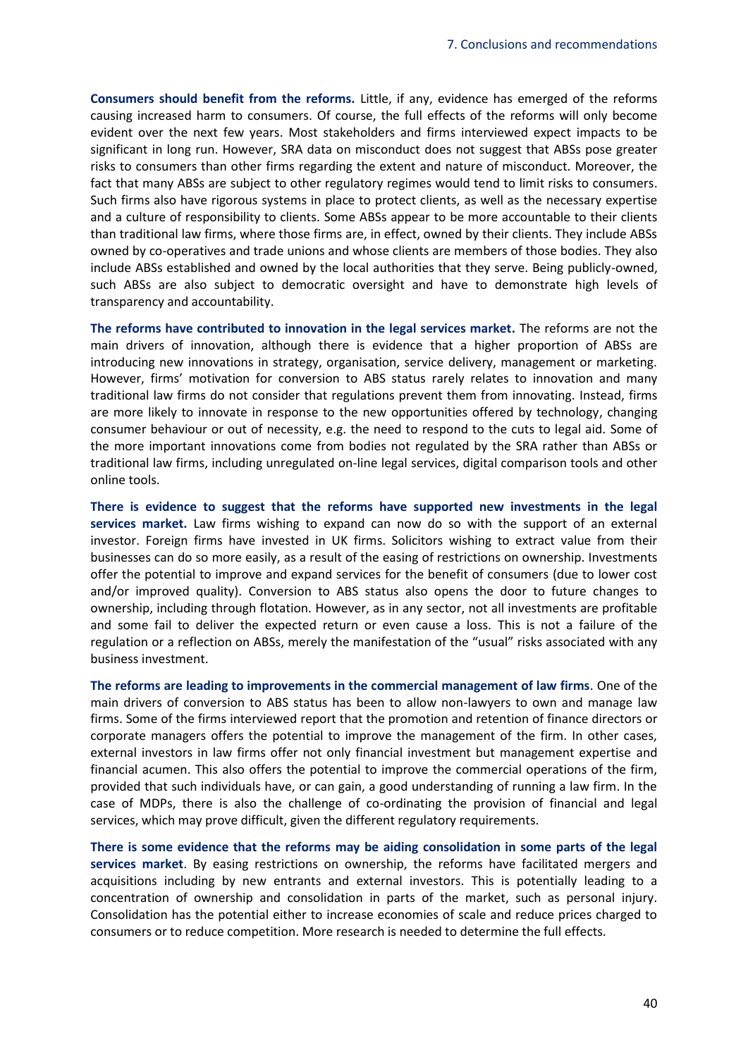**Consumers should benefit from the reforms.** Little, if any, evidence has emerged of the reforms causing increased harm to consumers. Of course, the full effects of the reforms will only become evident over the next few years. Most stakeholders and firms interviewed expect impacts to be significant in long run. However, SRA data on misconduct does not suggest that ABSs pose greater risks to consumers than other firms regarding the extent and nature of misconduct. Moreover, the fact that many ABSs are subject to other regulatory regimes would tend to limit risks to consumers. Such firms also have rigorous systems in place to protect clients, as well as the necessary expertise and a culture of responsibility to clients. Some ABSs appear to be more accountable to their clients than traditional law firms, where those firms are, in effect, owned by their clients. They include ABSs owned by co-operatives and trade unions and whose clients are members of those bodies. They also include ABSs established and owned by the local authorities that they serve. Being publicly-owned, such ABSs are also subject to democratic oversight and have to demonstrate high levels of transparency and accountability.

**The reforms have contributed to innovation in the legal services market.** The reforms are not the main drivers of innovation, although there is evidence that a higher proportion of ABSs are introducing new innovations in strategy, organisation, service delivery, management or marketing. However, firms' motivation for conversion to ABS status rarely relates to innovation and many traditional law firms do not consider that regulations prevent them from innovating. Instead, firms are more likely to innovate in response to the new opportunities offered by technology, changing consumer behaviour or out of necessity, e.g. the need to respond to the cuts to legal aid. Some of the more important innovations come from bodies not regulated by the SRA rather than ABSs or traditional law firms, including unregulated on-line legal services, digital comparison tools and other online tools.

**There is evidence to suggest that the reforms have supported new investments in the legal services market.** Law firms wishing to expand can now do so with the support of an external investor. Foreign firms have invested in UK firms. Solicitors wishing to extract value from their businesses can do so more easily, as a result of the easing of restrictions on ownership. Investments offer the potential to improve and expand services for the benefit of consumers (due to lower cost and/or improved quality). Conversion to ABS status also opens the door to future changes to ownership, including through flotation. However, as in any sector, not all investments are profitable and some fail to deliver the expected return or even cause a loss. This is not a failure of the regulation or a reflection on ABSs, merely the manifestation of the "usual" risks associated with any business investment.

**The reforms are leading to improvements in the commercial management of law firms**. One of the main drivers of conversion to ABS status has been to allow non-lawyers to own and manage law firms. Some of the firms interviewed report that the promotion and retention of finance directors or corporate managers offers the potential to improve the management of the firm. In other cases, external investors in law firms offer not only financial investment but management expertise and financial acumen. This also offers the potential to improve the commercial operations of the firm, provided that such individuals have, or can gain, a good understanding of running a law firm. In the case of MDPs, there is also the challenge of co-ordinating the provision of financial and legal services, which may prove difficult, given the different regulatory requirements.

**There is some evidence that the reforms may be aiding consolidation in some parts of the legal services market**. By easing restrictions on ownership, the reforms have facilitated mergers and acquisitions including by new entrants and external investors. This is potentially leading to a concentration of ownership and consolidation in parts of the market, such as personal injury. Consolidation has the potential either to increase economies of scale and reduce prices charged to consumers or to reduce competition. More research is needed to determine the full effects.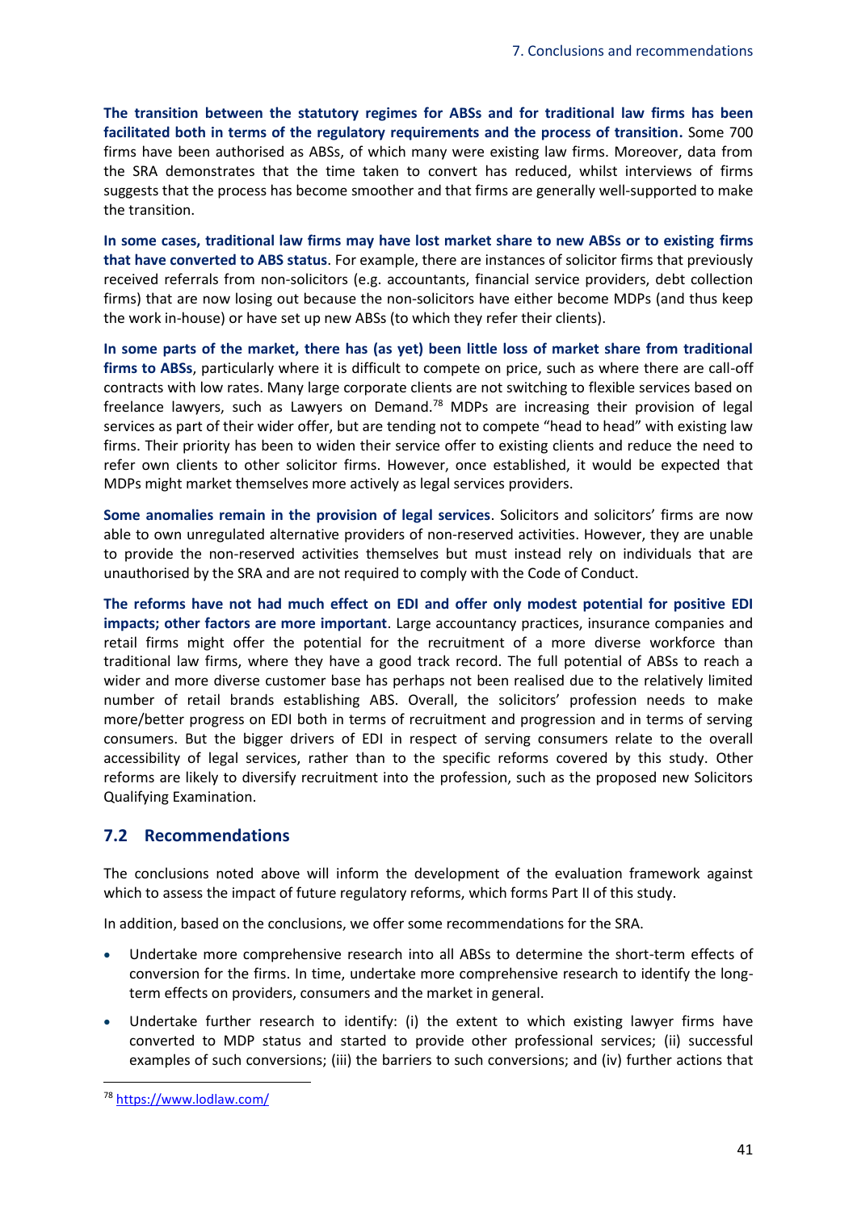**The transition between the statutory regimes for ABSs and for traditional law firms has been facilitated both in terms of the regulatory requirements and the process of transition.** Some 700 firms have been authorised as ABSs, of which many were existing law firms. Moreover, data from the SRA demonstrates that the time taken to convert has reduced, whilst interviews of firms suggests that the process has become smoother and that firms are generally well-supported to make the transition.

**In some cases, traditional law firms may have lost market share to new ABSs or to existing firms that have converted to ABS status**. For example, there are instances of solicitor firms that previously received referrals from non-solicitors (e.g. accountants, financial service providers, debt collection firms) that are now losing out because the non-solicitors have either become MDPs (and thus keep the work in-house) or have set up new ABSs (to which they refer their clients).

**In some parts of the market, there has (as yet) been little loss of market share from traditional firms to ABSs**, particularly where it is difficult to compete on price, such as where there are call-off contracts with low rates. Many large corporate clients are not switching to flexible services based on freelance lawyers, such as Lawyers on Demand.[78] MDPs are increasing their provision of legal services as part of their wider offer, but are tending not to compete "head to head" with existing law firms. Their priority has been to widen their service offer to existing clients and reduce the need to refer own clients to other solicitor firms. However, once established, it would be expected that MDPs might market themselves more actively as legal services providers.

**Some anomalies remain in the provision of legal services**. Solicitors and solicitors' firms are now able to own unregulated alternative providers of non-reserved activities. However, they are unable to provide the non-reserved activities themselves but must instead rely on individuals that are unauthorised by the SRA and are not required to comply with the Code of Conduct.

**The reforms have not had much effect on EDI and offer only modest potential for positive EDI impacts; other factors are more important**. Large accountancy practices, insurance companies and retail firms might offer the potential for the recruitment of a more diverse workforce than traditional law firms, where they have a good track record. The full potential of ABSs to reach a wider and more diverse customer base has perhaps not been realised due to the relatively limited number of retail brands establishing ABS. Overall, the solicitors' profession needs to make more/better progress on EDI both in terms of recruitment and progression and in terms of serving consumers. But the bigger drivers of EDI in respect of serving consumers relate to the overall accessibility of legal services, rather than to the specific reforms covered by this study. Other reforms are likely to diversify recruitment into the profession, such as the proposed new Solicitors Qualifying Examination.

## 7.2 Recommendations

The conclusions noted above will inform the development of the evaluation framework against which to assess the impact of future regulatory reforms, which forms Part II of this study.

In addition, based on the conclusions, we offer some recommendations for the SRA.

- Undertake more comprehensive research into all ABSs to determine the short-term effects of conversion for the firms. In time, undertake more comprehensive research to identify the long-term effects on providers, consumers and the market in general.
- Undertake further research to identify: (i) the extent to which existing lawyer firms have converted to MDP status and started to provide other professional services; (ii) successful examples of such conversions; (iii) the barriers to such conversions; and (iv) further actions that

[78] https://www.lodlaw.com/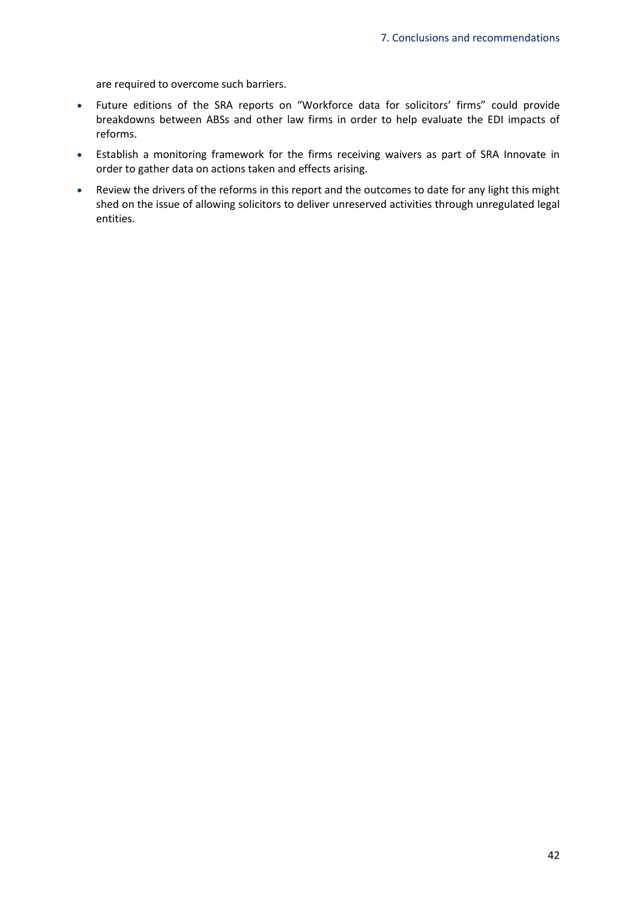are required to overcome such barriers.

- Future editions of the SRA reports on "Workforce data for solicitors' firms" could provide breakdowns between ABSs and other law firms in order to help evaluate the EDI impacts of reforms.
- Establish a monitoring framework for the firms receiving waivers as part of SRA Innovate in order to gather data on actions taken and effects arising.
- Review the drivers of the reforms in this report and the outcomes to date for any light this might shed on the issue of allowing solicitors to deliver unreserved activities through unregulated legal entities.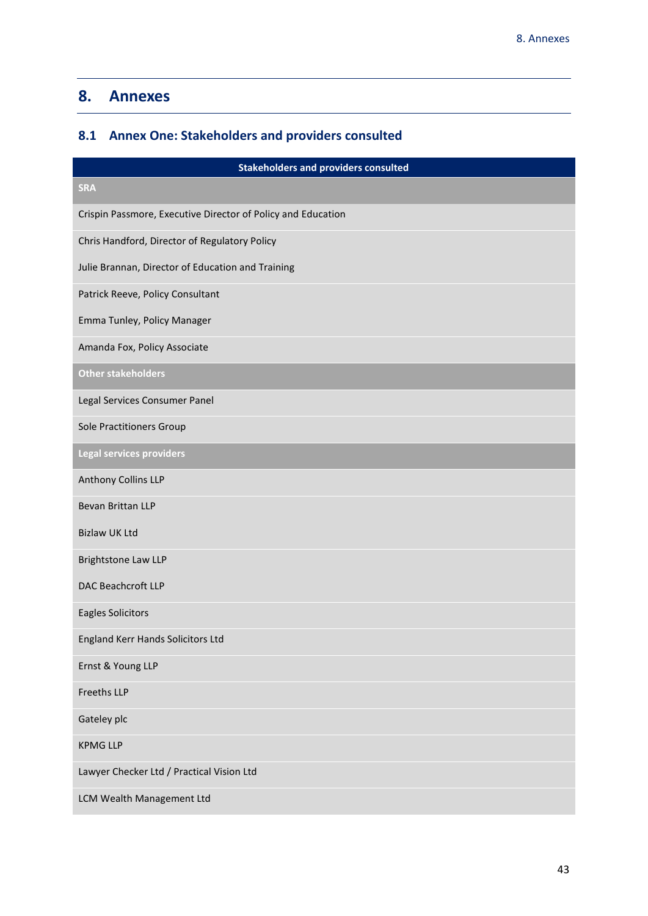# 8. Annexes

## 8.1 Annex One: Stakeholders and providers consulted

| Stakeholders and providers consulted |
|---|
| **SRA** |
| Crispin Passmore, Executive Director of Policy and Education |
| Chris Handford, Director of Regulatory Policy |
| Julie Brannan, Director of Education and Training |
| Patrick Reeve, Policy Consultant |
| Emma Tunley, Policy Manager |
| Amanda Fox, Policy Associate |
| **Other stakeholders** |
| Legal Services Consumer Panel |
| Sole Practitioners Group |
| **Legal services providers** |
| Anthony Collins LLP |
| Bevan Brittan LLP |
| Bizlaw UK Ltd |
| Brightstone Law LLP |
| DAC Beachcroft LLP |
| Eagles Solicitors |
| England Kerr Hands Solicitors Ltd |
| Ernst & Young LLP |
| Freeths LLP |
| Gateley plc |
| KPMG LLP |
| Lawyer Checker Ltd / Practical Vision Ltd |
| LCM Wealth Management Ltd |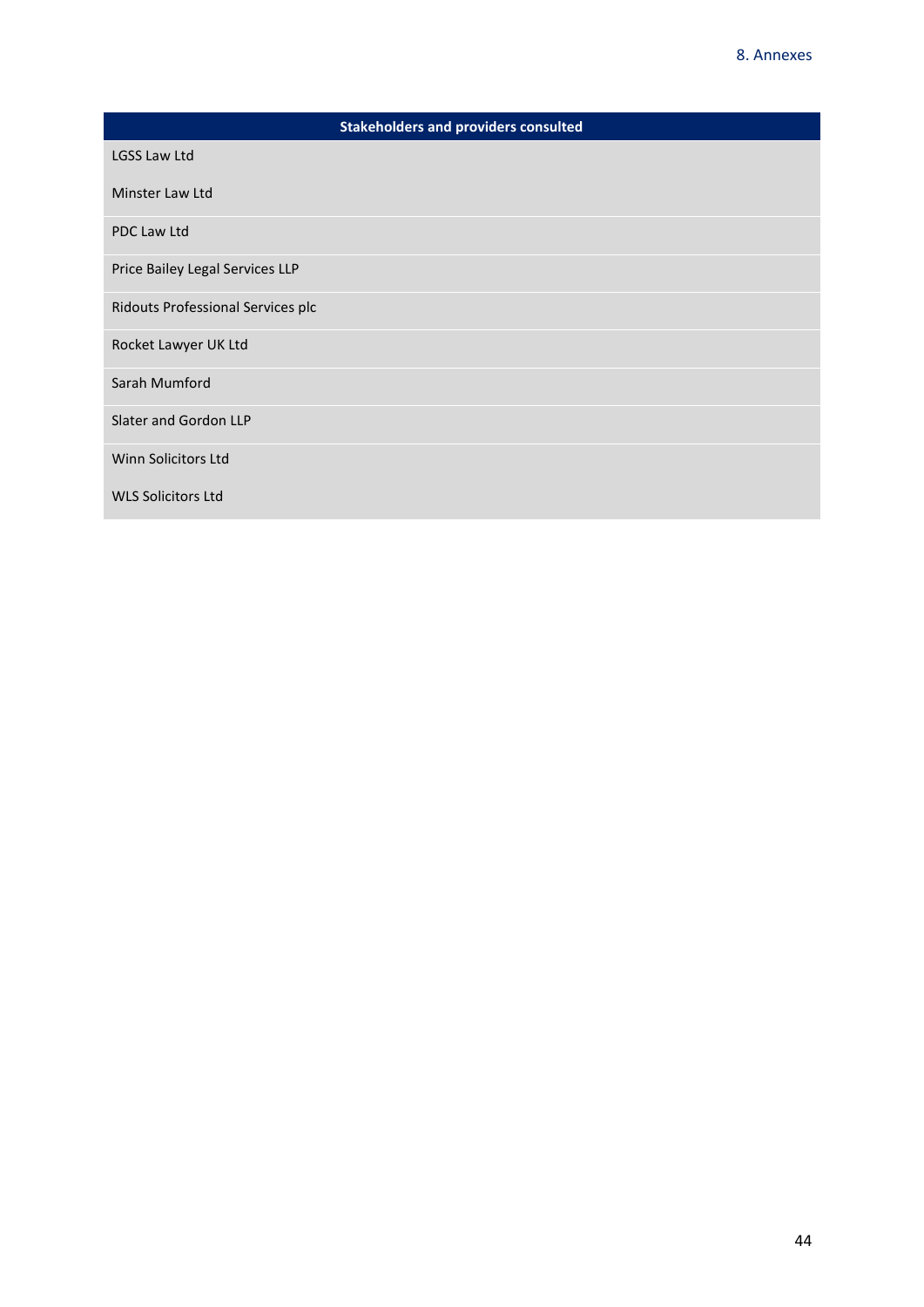| Stakeholders and providers consulted |
| --- |
| LGSS Law Ltd |
| Minster Law Ltd |
| PDC Law Ltd |
| Price Bailey Legal Services LLP |
| Ridouts Professional Services plc |
| Rocket Lawyer UK Ltd |
| Sarah Mumford |
| Slater and Gordon LLP |
| Winn Solicitors Ltd |
| WLS Solicitors Ltd |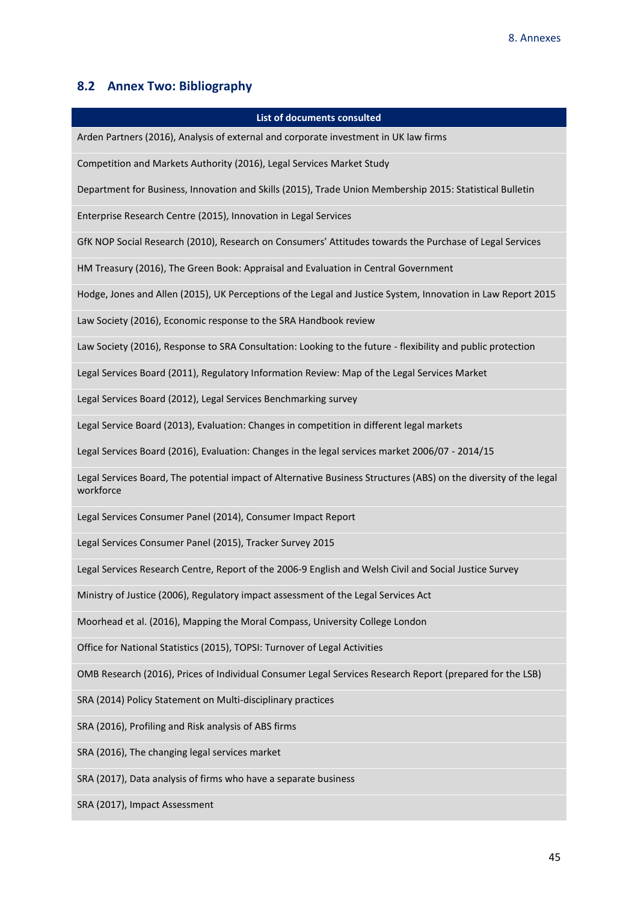## 8.2 Annex Two: Bibliography

| List of documents consulted |
|---|
| Arden Partners (2016), Analysis of external and corporate investment in UK law firms |
| Competition and Markets Authority (2016), Legal Services Market Study |
| Department for Business, Innovation and Skills (2015), Trade Union Membership 2015: Statistical Bulletin |
| Enterprise Research Centre (2015), Innovation in Legal Services |
| GfK NOP Social Research (2010), Research on Consumers' Attitudes towards the Purchase of Legal Services |
| HM Treasury (2016), The Green Book: Appraisal and Evaluation in Central Government |
| Hodge, Jones and Allen (2015), UK Perceptions of the Legal and Justice System, Innovation in Law Report 2015 |
| Law Society (2016), Economic response to the SRA Handbook review |
| Law Society (2016), Response to SRA Consultation: Looking to the future - flexibility and public protection |
| Legal Services Board (2011), Regulatory Information Review: Map of the Legal Services Market |
| Legal Services Board (2012), Legal Services Benchmarking survey |
| Legal Service Board (2013), Evaluation: Changes in competition in different legal markets |
| Legal Services Board (2016), Evaluation: Changes in the legal services market 2006/07 - 2014/15 |
| Legal Services Board, The potential impact of Alternative Business Structures (ABS) on the diversity of the legal workforce |
| Legal Services Consumer Panel (2014), Consumer Impact Report |
| Legal Services Consumer Panel (2015), Tracker Survey 2015 |
| Legal Services Research Centre, Report of the 2006-9 English and Welsh Civil and Social Justice Survey |
| Ministry of Justice (2006), Regulatory impact assessment of the Legal Services Act |
| Moorhead et al. (2016), Mapping the Moral Compass, University College London |
| Office for National Statistics (2015), TOPSI: Turnover of Legal Activities |
| OMB Research (2016), Prices of Individual Consumer Legal Services Research Report (prepared for the LSB) |
| SRA (2014) Policy Statement on Multi-disciplinary practices |
| SRA (2016), Profiling and Risk analysis of ABS firms |
| SRA (2016), The changing legal services market |
| SRA (2017), Data analysis of firms who have a separate business |
| SRA (2017), Impact Assessment |